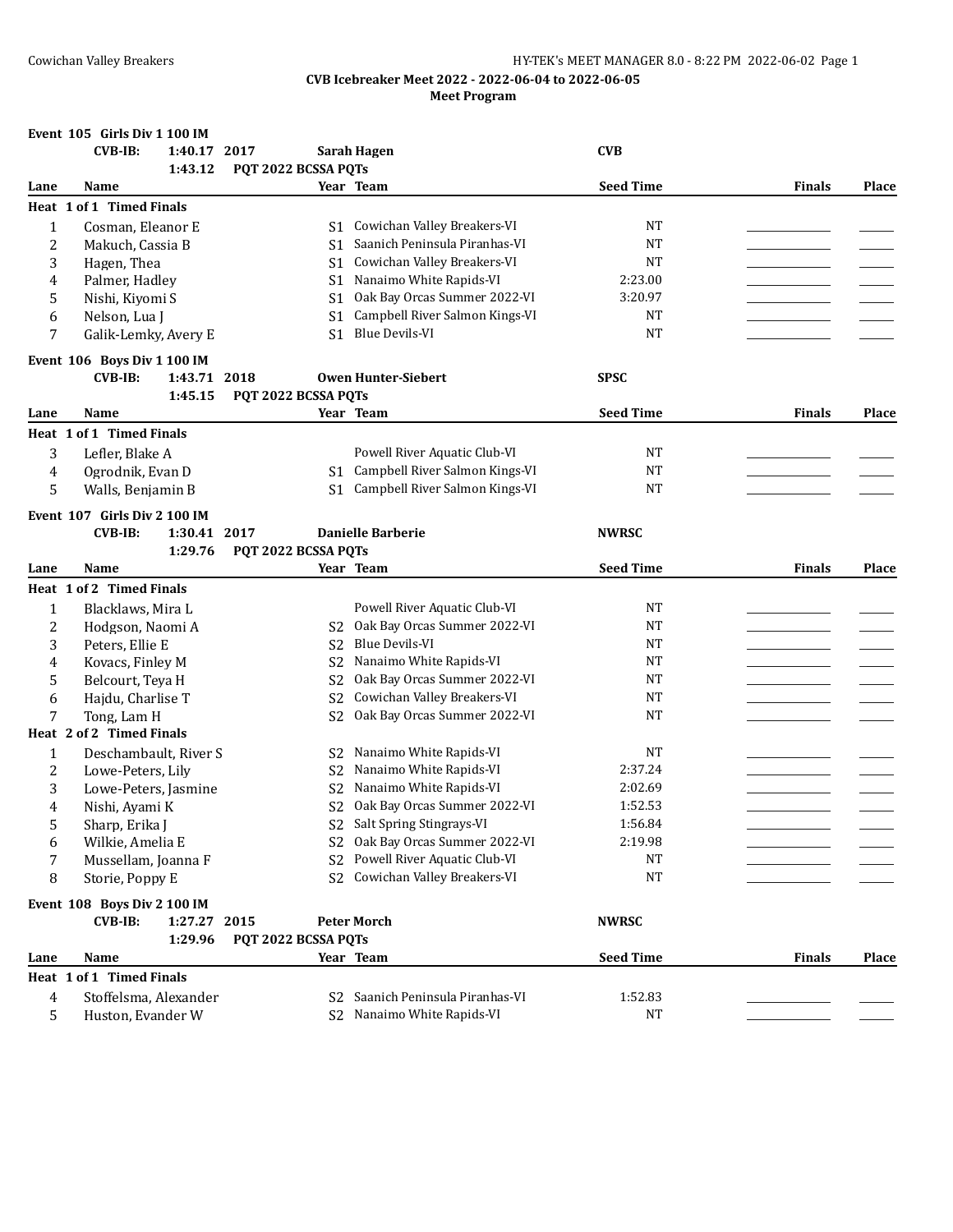**CVB Icebreaker Meet 2022 - 2022-06-04 to 2022-06-05**

**Meet Program**

### Event 105 Girls Div 1 100 IM

**CVB-IB:** 1:40.17 2017 **Sarah Hagen** **CVB**

1:43.12 **PQT 2022 BCSSA PQTs**

| Lane | Name | Year | Team | Seed Time | Finals | Place |
|---|---|---|---|---|---|---|
| **Heat 1 of 1 Timed Finals** | | | | | | |
| 1 | Cosman, Eleanor E | S1 | Cowichan Valley Breakers-VI | NT | | |
| 2 | Makuch, Cassia B | S1 | Saanich Peninsula Piranhas-VI | NT | | |
| 3 | Hagen, Thea | S1 | Cowichan Valley Breakers-VI | NT | | |
| 4 | Palmer, Hadley | S1 | Nanaimo White Rapids-VI | 2:23.00 | | |
| 5 | Nishi, Kiyomi S | S1 | Oak Bay Orcas Summer 2022-VI | 3:20.97 | | |
| 6 | Nelson, Lua J | S1 | Campbell River Salmon Kings-VI | NT | | |
| 7 | Galik-Lemky, Avery E | S1 | Blue Devils-VI | NT | | |

### Event 106 Boys Div 1 100 IM

**CVB-IB:** 1:43.71 2018 **Owen Hunter-Siebert** **SPSC**

1:45.15 **PQT 2022 BCSSA PQTs**

| Lane | Name | Year | Team | Seed Time | Finals | Place |
|---|---|---|---|---|---|---|
| **Heat 1 of 1 Timed Finals** | | | | | | |
| 3 | Lefler, Blake A | | Powell River Aquatic Club-VI | NT | | |
| 4 | Ogrodnik, Evan D | S1 | Campbell River Salmon Kings-VI | NT | | |
| 5 | Walls, Benjamin B | S1 | Campbell River Salmon Kings-VI | NT | | |

### Event 107 Girls Div 2 100 IM

**CVB-IB:** 1:30.41 2017 **Danielle Barberie** **NWRSC**

1:29.76 **PQT 2022 BCSSA PQTs**

| Lane | Name | Year | Team | Seed Time | Finals | Place |
|---|---|---|---|---|---|---|
| **Heat 1 of 2 Timed Finals** | | | | | | |
| 1 | Blacklaws, Mira L | | Powell River Aquatic Club-VI | NT | | |
| 2 | Hodgson, Naomi A | S2 | Oak Bay Orcas Summer 2022-VI | NT | | |
| 3 | Peters, Ellie E | S2 | Blue Devils-VI | NT | | |
| 4 | Kovacs, Finley M | S2 | Nanaimo White Rapids-VI | NT | | |
| 5 | Belcourt, Teya H | S2 | Oak Bay Orcas Summer 2022-VI | NT | | |
| 6 | Hajdu, Charlise T | S2 | Cowichan Valley Breakers-VI | NT | | |
| 7 | Tong, Lam H | S2 | Oak Bay Orcas Summer 2022-VI | NT | | |
| **Heat 2 of 2 Timed Finals** | | | | | | |
| 1 | Deschambault, River S | S2 | Nanaimo White Rapids-VI | NT | | |
| 2 | Lowe-Peters, Lily | S2 | Nanaimo White Rapids-VI | 2:37.24 | | |
| 3 | Lowe-Peters, Jasmine | S2 | Nanaimo White Rapids-VI | 2:02.69 | | |
| 4 | Nishi, Ayami K | S2 | Oak Bay Orcas Summer 2022-VI | 1:52.53 | | |
| 5 | Sharp, Erika J | S2 | Salt Spring Stingrays-VI | 1:56.84 | | |
| 6 | Wilkie, Amelia E | S2 | Oak Bay Orcas Summer 2022-VI | 2:19.98 | | |
| 7 | Mussellam, Joanna F | S2 | Powell River Aquatic Club-VI | NT | | |
| 8 | Storie, Poppy E | S2 | Cowichan Valley Breakers-VI | NT | | |

### Event 108 Boys Div 2 100 IM

**CVB-IB:** 1:27.27 2015 **Peter Morch** **NWRSC**

1:29.96 **PQT 2022 BCSSA PQTs**

| Lane | Name | Year | Team | Seed Time | Finals | Place |
|---|---|---|---|---|---|---|
| **Heat 1 of 1 Timed Finals** | | | | | | |
| 4 | Stoffelsma, Alexander | S2 | Saanich Peninsula Piranhas-VI | 1:52.83 | | |
| 5 | Huston, Evander W | S2 | Nanaimo White Rapids-VI | NT | | |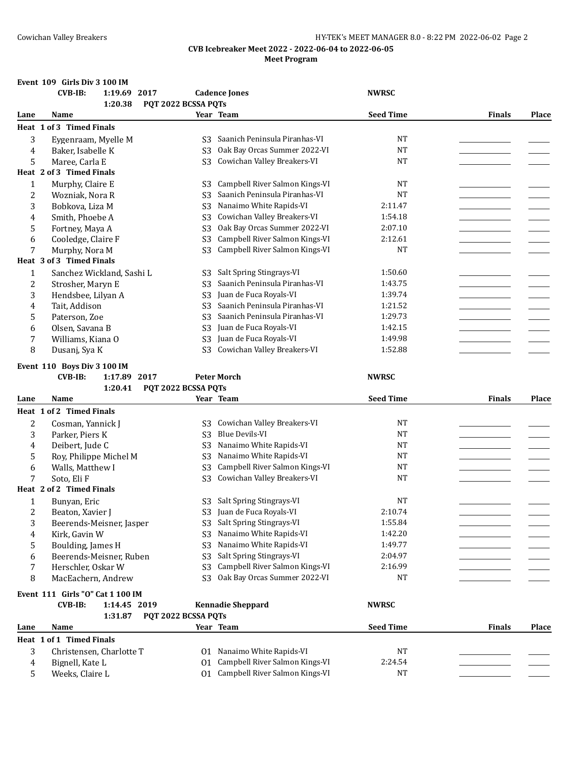**CVB Icebreaker Meet 2022 - 2022-06-04 to 2022-06-05**

**Meet Program**

### Event 109 Girls Div 3 100 IM

**CVB-IB:** 1:19.69 2017 **Cadence Jones** **NWRSC**

1:20.38 **PQT 2022 BCSSA PQTs**

| Lane | Name | Year | Team | Seed Time | Finals | Place |
|---|---|---|---|---|---|---|
| **Heat 1 of 3 Timed Finals** | | | | | | |
| 3 | Eygenraam, Myelle M | S3 | Saanich Peninsula Piranhas-VI | NT | | |
| 4 | Baker, Isabelle K | S3 | Oak Bay Orcas Summer 2022-VI | NT | | |
| 5 | Maree, Carla E | S3 | Cowichan Valley Breakers-VI | NT | | |
| **Heat 2 of 3 Timed Finals** | | | | | | |
| 1 | Murphy, Claire E | S3 | Campbell River Salmon Kings-VI | NT | | |
| 2 | Wozniak, Nora R | S3 | Saanich Peninsula Piranhas-VI | NT | | |
| 3 | Bobkova, Liza M | S3 | Nanaimo White Rapids-VI | 2:11.47 | | |
| 4 | Smith, Phoebe A | S3 | Cowichan Valley Breakers-VI | 1:54.18 | | |
| 5 | Fortney, Maya A | S3 | Oak Bay Orcas Summer 2022-VI | 2:07.10 | | |
| 6 | Cooledge, Claire F | S3 | Campbell River Salmon Kings-VI | 2:12.61 | | |
| 7 | Murphy, Nora M | S3 | Campbell River Salmon Kings-VI | NT | | |
| **Heat 3 of 3 Timed Finals** | | | | | | |
| 1 | Sanchez Wickland, Sashi L | S3 | Salt Spring Stingrays-VI | 1:50.60 | | |
| 2 | Strosher, Maryn E | S3 | Saanich Peninsula Piranhas-VI | 1:43.75 | | |
| 3 | Hendsbee, Lilyan A | S3 | Juan de Fuca Royals-VI | 1:39.74 | | |
| 4 | Tait, Addison | S3 | Saanich Peninsula Piranhas-VI | 1:21.52 | | |
| 5 | Paterson, Zoe | S3 | Saanich Peninsula Piranhas-VI | 1:29.73 | | |
| 6 | Olsen, Savana B | S3 | Juan de Fuca Royals-VI | 1:42.15 | | |
| 7 | Williams, Kiana O | S3 | Juan de Fuca Royals-VI | 1:49.98 | | |
| 8 | Dusanj, Sya K | S3 | Cowichan Valley Breakers-VI | 1:52.88 | | |

### Event 110 Boys Div 3 100 IM

**CVB-IB:** 1:17.89 2017 **Peter Morch** **NWRSC**

1:20.41 **PQT 2022 BCSSA PQTs**

| Lane | Name | Year | Team | Seed Time | Finals | Place |
|---|---|---|---|---|---|---|
| **Heat 1 of 2 Timed Finals** | | | | | | |
| 2 | Cosman, Yannick J | S3 | Cowichan Valley Breakers-VI | NT | | |
| 3 | Parker, Piers K | S3 | Blue Devils-VI | NT | | |
| 4 | Deibert, Jude C | S3 | Nanaimo White Rapids-VI | NT | | |
| 5 | Roy, Philippe Michel M | S3 | Nanaimo White Rapids-VI | NT | | |
| 6 | Walls, Matthew I | S3 | Campbell River Salmon Kings-VI | NT | | |
| 7 | Soto, Eli F | S3 | Cowichan Valley Breakers-VI | NT | | |
| **Heat 2 of 2 Timed Finals** | | | | | | |
| 1 | Bunyan, Eric | S3 | Salt Spring Stingrays-VI | NT | | |
| 2 | Beaton, Xavier J | S3 | Juan de Fuca Royals-VI | 2:10.74 | | |
| 3 | Beerends-Meisner, Jasper | S3 | Salt Spring Stingrays-VI | 1:55.84 | | |
| 4 | Kirk, Gavin W | S3 | Nanaimo White Rapids-VI | 1:42.20 | | |
| 5 | Boulding, James H | S3 | Nanaimo White Rapids-VI | 1:49.77 | | |
| 6 | Beerends-Meisner, Ruben | S3 | Salt Spring Stingrays-VI | 2:04.97 | | |
| 7 | Herschler, Oskar W | S3 | Campbell River Salmon Kings-VI | 2:16.99 | | |
| 8 | MacEachern, Andrew | S3 | Oak Bay Orcas Summer 2022-VI | NT | | |

### Event 111 Girls "O" Cat 1 100 IM

**CVB-IB:** 1:14.45 2019 **Kennadie Sheppard** **NWRSC**

1:31.87 **PQT 2022 BCSSA PQTs**

| Lane | Name | Year | Team | Seed Time | Finals | Place |
|---|---|---|---|---|---|---|
| **Heat 1 of 1 Timed Finals** | | | | | | |
| 3 | Christensen, Charlotte T | O1 | Nanaimo White Rapids-VI | NT | | |
| 4 | Bignell, Kate L | O1 | Campbell River Salmon Kings-VI | 2:24.54 | | |
| 5 | Weeks, Claire L | O1 | Campbell River Salmon Kings-VI | NT | | |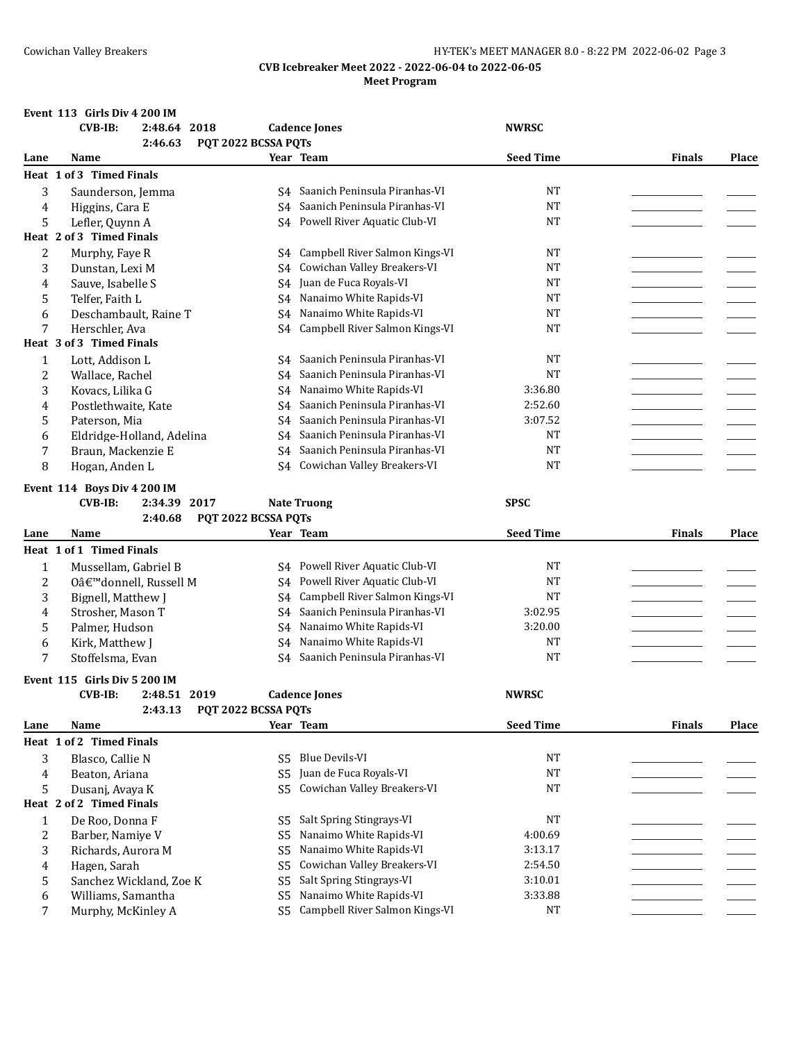**CVB Icebreaker Meet 2022 - 2022-06-04 to 2022-06-05**

**Meet Program**

### Event 113 Girls Div 4 200 IM

**CVB-IB:** 2:48.64 2018 **Cadence Jones** **NWRSC**

2:46.63 PQT 2022 BCSSA PQTs

| Lane | Name | Year | Team | Seed Time | Finals | Place |
|---|---|---|---|---|---|---|
| **Heat 1 of 3 Timed Finals** | | | | | | |
| 3 | Saunderson, Jemma | S4 | Saanich Peninsula Piranhas-VI | NT | | |
| 4 | Higgins, Cara E | S4 | Saanich Peninsula Piranhas-VI | NT | | |
| 5 | Lefler, Quynn A | S4 | Powell River Aquatic Club-VI | NT | | |
| **Heat 2 of 3 Timed Finals** | | | | | | |
| 2 | Murphy, Faye R | S4 | Campbell River Salmon Kings-VI | NT | | |
| 3 | Dunstan, Lexi M | S4 | Cowichan Valley Breakers-VI | NT | | |
| 4 | Sauve, Isabelle S | S4 | Juan de Fuca Royals-VI | NT | | |
| 5 | Telfer, Faith L | S4 | Nanaimo White Rapids-VI | NT | | |
| 6 | Deschambault, Raine T | S4 | Nanaimo White Rapids-VI | NT | | |
| 7 | Herschler, Ava | S4 | Campbell River Salmon Kings-VI | NT | | |
| **Heat 3 of 3 Timed Finals** | | | | | | |
| 1 | Lott, Addison L | S4 | Saanich Peninsula Piranhas-VI | NT | | |
| 2 | Wallace, Rachel | S4 | Saanich Peninsula Piranhas-VI | NT | | |
| 3 | Kovacs, Lilika G | S4 | Nanaimo White Rapids-VI | 3:36.80 | | |
| 4 | Postlethwaite, Kate | S4 | Saanich Peninsula Piranhas-VI | 2:52.60 | | |
| 5 | Paterson, Mia | S4 | Saanich Peninsula Piranhas-VI | 3:07.52 | | |
| 6 | Eldridge-Holland, Adelina | S4 | Saanich Peninsula Piranhas-VI | NT | | |
| 7 | Braun, Mackenzie E | S4 | Saanich Peninsula Piranhas-VI | NT | | |
| 8 | Hogan, Anden L | S4 | Cowichan Valley Breakers-VI | NT | | |

### Event 114 Boys Div 4 200 IM

**CVB-IB:** 2:34.39 2017 **Nate Truong** **SPSC**

2:40.68 PQT 2022 BCSSA PQTs

| Lane | Name | Year | Team | Seed Time | Finals | Place |
|---|---|---|---|---|---|---|
| **Heat 1 of 1 Timed Finals** | | | | | | |
| 1 | Mussellam, Gabriel B | S4 | Powell River Aquatic Club-VI | NT | | |
| 2 | Oâ€™donnell, Russell M | S4 | Powell River Aquatic Club-VI | NT | | |
| 3 | Bignell, Matthew J | S4 | Campbell River Salmon Kings-VI | NT | | |
| 4 | Strosher, Mason T | S4 | Saanich Peninsula Piranhas-VI | 3:02.95 | | |
| 5 | Palmer, Hudson | S4 | Nanaimo White Rapids-VI | 3:20.00 | | |
| 6 | Kirk, Matthew J | S4 | Nanaimo White Rapids-VI | NT | | |
| 7 | Stoffelsma, Evan | S4 | Saanich Peninsula Piranhas-VI | NT | | |

### Event 115 Girls Div 5 200 IM

**CVB-IB:** 2:48.51 2019 **Cadence Jones** **NWRSC**

2:43.13 PQT 2022 BCSSA PQTs

| Lane | Name | Year | Team | Seed Time | Finals | Place |
|---|---|---|---|---|---|---|
| **Heat 1 of 2 Timed Finals** | | | | | | |
| 3 | Blasco, Callie N | S5 | Blue Devils-VI | NT | | |
| 4 | Beaton, Ariana | S5 | Juan de Fuca Royals-VI | NT | | |
| 5 | Dusanj, Avaya K | S5 | Cowichan Valley Breakers-VI | NT | | |
| **Heat 2 of 2 Timed Finals** | | | | | | |
| 1 | De Roo, Donna F | S5 | Salt Spring Stingrays-VI | NT | | |
| 2 | Barber, Namiye V | S5 | Nanaimo White Rapids-VI | 4:00.69 | | |
| 3 | Richards, Aurora M | S5 | Nanaimo White Rapids-VI | 3:13.17 | | |
| 4 | Hagen, Sarah | S5 | Cowichan Valley Breakers-VI | 2:54.50 | | |
| 5 | Sanchez Wickland, Zoe K | S5 | Salt Spring Stingrays-VI | 3:10.01 | | |
| 6 | Williams, Samantha | S5 | Nanaimo White Rapids-VI | 3:33.88 | | |
| 7 | Murphy, McKinley A | S5 | Campbell River Salmon Kings-VI | NT | | |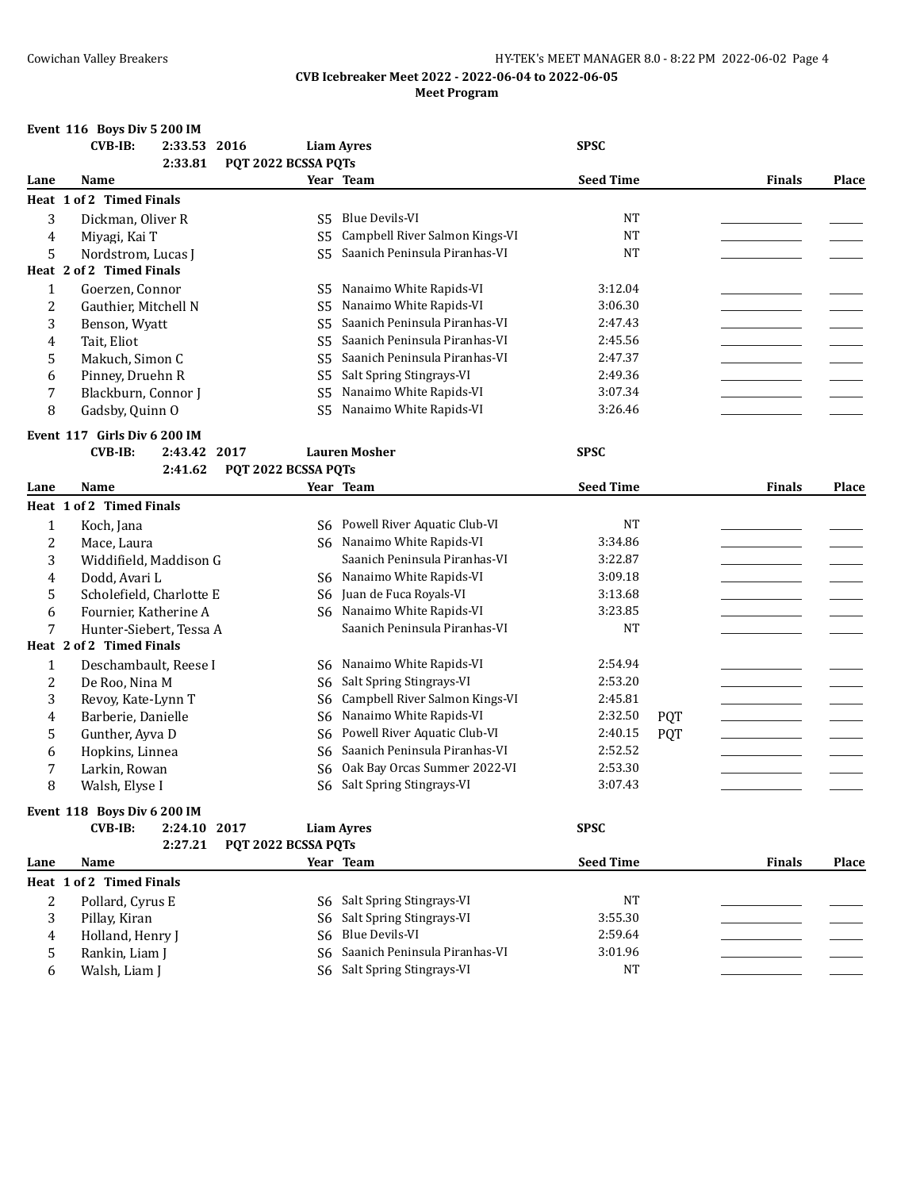**CVB Icebreaker Meet 2022 - 2022-06-04 to 2022-06-05**

**Meet Program**

### Event 116 Boys Div 5 200 IM

CVB-IB: 2:33.53 2016 Liam Ayres SPSC

2:33.81 PQT 2022 BCSSA PQTs

| Lane | Name | Year | Team | Seed Time | | Finals | Place |
|---|---|---|---|---|---|---|---|
| **Heat 1 of 2 Timed Finals** | | | | | | | |
| 3 | Dickman, Oliver R | S5 | Blue Devils-VI | NT | | | |
| 4 | Miyagi, Kai T | S5 | Campbell River Salmon Kings-VI | NT | | | |
| 5 | Nordstrom, Lucas J | S5 | Saanich Peninsula Piranhas-VI | NT | | | |
| **Heat 2 of 2 Timed Finals** | | | | | | | |
| 1 | Goerzen, Connor | S5 | Nanaimo White Rapids-VI | 3:12.04 | | | |
| 2 | Gauthier, Mitchell N | S5 | Nanaimo White Rapids-VI | 3:06.30 | | | |
| 3 | Benson, Wyatt | S5 | Saanich Peninsula Piranhas-VI | 2:47.43 | | | |
| 4 | Tait, Eliot | S5 | Saanich Peninsula Piranhas-VI | 2:45.56 | | | |
| 5 | Makuch, Simon C | S5 | Saanich Peninsula Piranhas-VI | 2:47.37 | | | |
| 6 | Pinney, Druehn R | S5 | Salt Spring Stingrays-VI | 2:49.36 | | | |
| 7 | Blackburn, Connor J | S5 | Nanaimo White Rapids-VI | 3:07.34 | | | |
| 8 | Gadsby, Quinn O | S5 | Nanaimo White Rapids-VI | 3:26.46 | | | |

### Event 117 Girls Div 6 200 IM

CVB-IB: 2:43.42 2017 Lauren Mosher SPSC

2:41.62 PQT 2022 BCSSA PQTs

| Lane | Name | Year | Team | Seed Time | | Finals | Place |
|---|---|---|---|---|---|---|---|
| **Heat 1 of 2 Timed Finals** | | | | | | | |
| 1 | Koch, Jana | S6 | Powell River Aquatic Club-VI | NT | | | |
| 2 | Mace, Laura | S6 | Nanaimo White Rapids-VI | 3:34.86 | | | |
| 3 | Widdifield, Maddison G | | Saanich Peninsula Piranhas-VI | 3:22.87 | | | |
| 4 | Dodd, Avari L | S6 | Nanaimo White Rapids-VI | 3:09.18 | | | |
| 5 | Scholefield, Charlotte E | S6 | Juan de Fuca Royals-VI | 3:13.68 | | | |
| 6 | Fournier, Katherine A | S6 | Nanaimo White Rapids-VI | 3:23.85 | | | |
| 7 | Hunter-Siebert, Tessa A | | Saanich Peninsula Piranhas-VI | NT | | | |
| **Heat 2 of 2 Timed Finals** | | | | | | | |
| 1 | Deschambault, Reese I | S6 | Nanaimo White Rapids-VI | 2:54.94 | | | |
| 2 | De Roo, Nina M | S6 | Salt Spring Stingrays-VI | 2:53.20 | | | |
| 3 | Revoy, Kate-Lynn T | S6 | Campbell River Salmon Kings-VI | 2:45.81 | | | |
| 4 | Barberie, Danielle | S6 | Nanaimo White Rapids-VI | 2:32.50 | PQT | | |
| 5 | Gunther, Ayva D | S6 | Powell River Aquatic Club-VI | 2:40.15 | PQT | | |
| 6 | Hopkins, Linnea | S6 | Saanich Peninsula Piranhas-VI | 2:52.52 | | | |
| 7 | Larkin, Rowan | S6 | Oak Bay Orcas Summer 2022-VI | 2:53.30 | | | |
| 8 | Walsh, Elyse I | S6 | Salt Spring Stingrays-VI | 3:07.43 | | | |

### Event 118 Boys Div 6 200 IM

CVB-IB: 2:24.10 2017 Liam Ayres SPSC

2:27.21 PQT 2022 BCSSA PQTs

| Lane | Name | Year | Team | Seed Time | | Finals | Place |
|---|---|---|---|---|---|---|---|
| **Heat 1 of 2 Timed Finals** | | | | | | | |
| 2 | Pollard, Cyrus E | S6 | Salt Spring Stingrays-VI | NT | | | |
| 3 | Pillay, Kiran | S6 | Salt Spring Stingrays-VI | 3:55.30 | | | |
| 4 | Holland, Henry J | S6 | Blue Devils-VI | 2:59.64 | | | |
| 5 | Rankin, Liam J | S6 | Saanich Peninsula Piranhas-VI | 3:01.96 | | | |
| 6 | Walsh, Liam J | S6 | Salt Spring Stingrays-VI | NT | | | |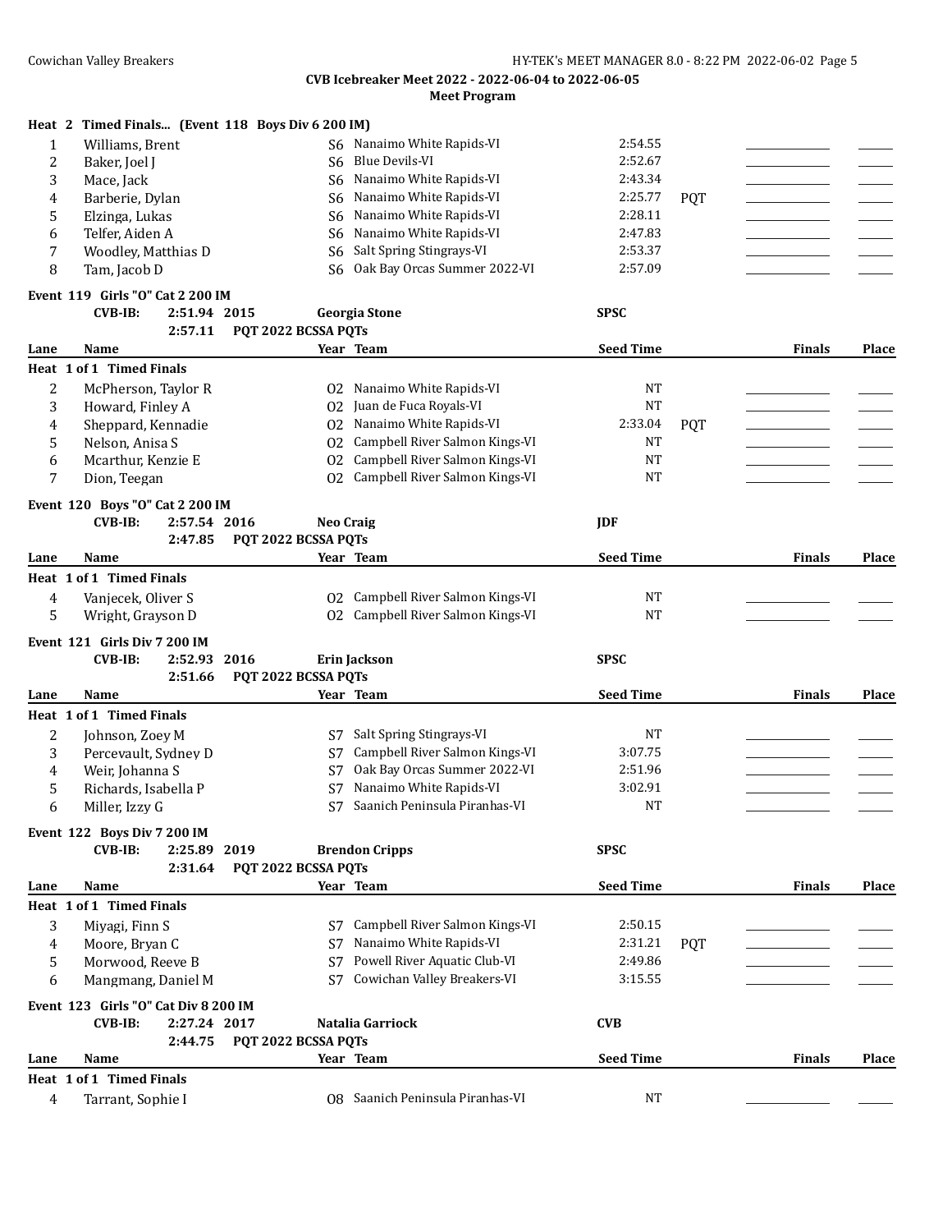**CVB Icebreaker Meet 2022 - 2022-06-04 to 2022-06-05**

**Meet Program**

**Heat 2 Timed Finals... (Event 118 Boys Div 6 200 IM)**

| Lane | Name | Year | Team | Seed Time | | Finals | Place |
|---|---|---|---|---|---|---|---|
| 1 | Williams, Brent | S6 | Nanaimo White Rapids-VI | 2:54.55 | | | |
| 2 | Baker, Joel J | S6 | Blue Devils-VI | 2:52.67 | | | |
| 3 | Mace, Jack | S6 | Nanaimo White Rapids-VI | 2:43.34 | | | |
| 4 | Barberie, Dylan | S6 | Nanaimo White Rapids-VI | 2:25.77 | PQT | | |
| 5 | Elzinga, Lukas | S6 | Nanaimo White Rapids-VI | 2:28.11 | | | |
| 6 | Telfer, Aiden A | S6 | Nanaimo White Rapids-VI | 2:47.83 | | | |
| 7 | Woodley, Matthias D | S6 | Salt Spring Stingrays-VI | 2:53.37 | | | |
| 8 | Tam, Jacob D | S6 | Oak Bay Orcas Summer 2022-VI | 2:57.09 | | | |

**Event 119 Girls "O" Cat 2 200 IM**

CVB-IB: 2:51.94 2015 **Georgia Stone** SPSC

2:57.11 PQT 2022 BCSSA PQTs

**Heat 1 of 1 Timed Finals**

| Lane | Name | Year | Team | Seed Time | | Finals | Place |
|---|---|---|---|---|---|---|---|
| 2 | McPherson, Taylor R | O2 | Nanaimo White Rapids-VI | NT | | | |
| 3 | Howard, Finley A | O2 | Juan de Fuca Royals-VI | NT | | | |
| 4 | Sheppard, Kennadie | O2 | Nanaimo White Rapids-VI | 2:33.04 | PQT | | |
| 5 | Nelson, Anisa S | O2 | Campbell River Salmon Kings-VI | NT | | | |
| 6 | Mcarthur, Kenzie E | O2 | Campbell River Salmon Kings-VI | NT | | | |
| 7 | Dion, Teegan | O2 | Campbell River Salmon Kings-VI | NT | | | |

**Event 120 Boys "O" Cat 2 200 IM**

CVB-IB: 2:57.54 2016 **Neo Craig** JDF

2:47.85 PQT 2022 BCSSA PQTs

**Heat 1 of 1 Timed Finals**

| Lane | Name | Year | Team | Seed Time | Finals | Place |
|---|---|---|---|---|---|---|
| 4 | Vanjecek, Oliver S | O2 | Campbell River Salmon Kings-VI | NT | | |
| 5 | Wright, Grayson D | O2 | Campbell River Salmon Kings-VI | NT | | |

**Event 121 Girls Div 7 200 IM**

CVB-IB: 2:52.93 2016 **Erin Jackson** SPSC

2:51.66 PQT 2022 BCSSA PQTs

**Heat 1 of 1 Timed Finals**

| Lane | Name | Year | Team | Seed Time | Finals | Place |
|---|---|---|---|---|---|---|
| 2 | Johnson, Zoey M | S7 | Salt Spring Stingrays-VI | NT | | |
| 3 | Percevault, Sydney D | S7 | Campbell River Salmon Kings-VI | 3:07.75 | | |
| 4 | Weir, Johanna S | S7 | Oak Bay Orcas Summer 2022-VI | 2:51.96 | | |
| 5 | Richards, Isabella P | S7 | Nanaimo White Rapids-VI | 3:02.91 | | |
| 6 | Miller, Izzy G | S7 | Saanich Peninsula Piranhas-VI | NT | | |

**Event 122 Boys Div 7 200 IM**

CVB-IB: 2:25.89 2019 **Brendon Cripps** SPSC

2:31.64 PQT 2022 BCSSA PQTs

**Heat 1 of 1 Timed Finals**

| Lane | Name | Year | Team | Seed Time | | Finals | Place |
|---|---|---|---|---|---|---|---|
| 3 | Miyagi, Finn S | S7 | Campbell River Salmon Kings-VI | 2:50.15 | | | |
| 4 | Moore, Bryan C | S7 | Nanaimo White Rapids-VI | 2:31.21 | PQT | | |
| 5 | Morwood, Reeve B | S7 | Powell River Aquatic Club-VI | 2:49.86 | | | |
| 6 | Mangmang, Daniel M | S7 | Cowichan Valley Breakers-VI | 3:15.55 | | | |

**Event 123 Girls "O" Cat Div 8 200 IM**

CVB-IB: 2:27.24 2017 **Natalia Garriock** CVB

2:44.75 PQT 2022 BCSSA PQTs

**Heat 1 of 1 Timed Finals**

| Lane | Name | Year | Team | Seed Time | Finals | Place |
|---|---|---|---|---|---|---|
| 4 | Tarrant, Sophie I | O8 | Saanich Peninsula Piranhas-VI | NT | | |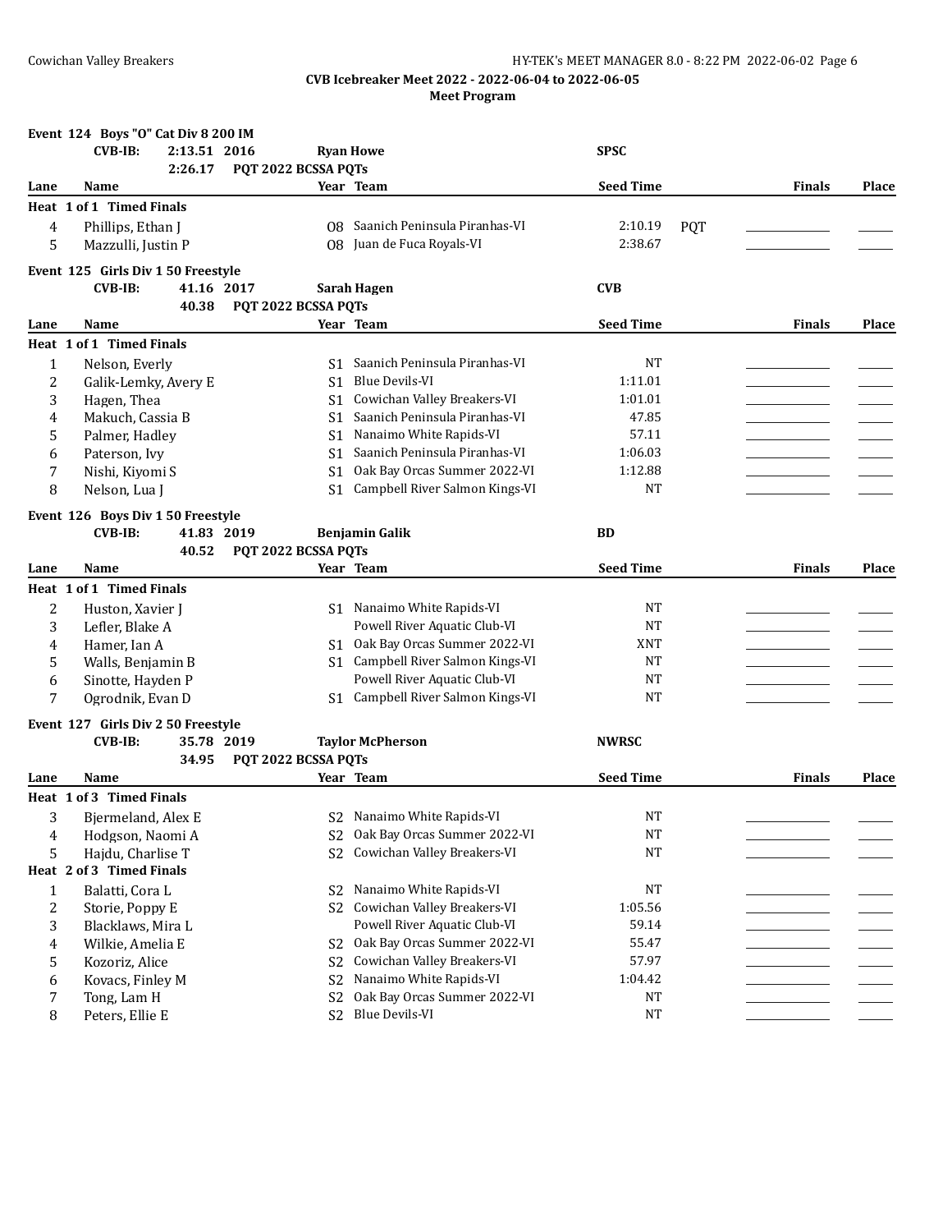**CVB Icebreaker Meet 2022 - 2022-06-04 to 2022-06-05**

**Meet Program**

### Event 124 Boys "O" Cat Div 8 200 IM

**CVB-IB:** 2:13.51 2016 **Ryan Howe** **SPSC**

2:26.17 **PQT 2022 BCSSA PQTs**

| Lane | Name | Year | Team | Seed Time | | Finals | Place |
|---|---|---|---|---|---|---|---|
| **Heat 1 of 1 Timed Finals** | | | | | | | |
| 4 | Phillips, Ethan J | O8 | Saanich Peninsula Piranhas-VI | 2:10.19 | PQT | ________ | ____ |
| 5 | Mazzulli, Justin P | O8 | Juan de Fuca Royals-VI | 2:38.67 | | ________ | ____ |

### Event 125 Girls Div 1 50 Freestyle

**CVB-IB:** 41.16 2017 **Sarah Hagen** **CVB**

40.38 **PQT 2022 BCSSA PQTs**

| Lane | Name | Year | Team | Seed Time | Finals | Place |
|---|---|---|---|---|---|---|
| **Heat 1 of 1 Timed Finals** | | | | | | |
| 1 | Nelson, Everly | S1 | Saanich Peninsula Piranhas-VI | NT | ________ | ____ |
| 2 | Galik-Lemky, Avery E | S1 | Blue Devils-VI | 1:11.01 | ________ | ____ |
| 3 | Hagen, Thea | S1 | Cowichan Valley Breakers-VI | 1:01.01 | ________ | ____ |
| 4 | Makuch, Cassia B | S1 | Saanich Peninsula Piranhas-VI | 47.85 | ________ | ____ |
| 5 | Palmer, Hadley | S1 | Nanaimo White Rapids-VI | 57.11 | ________ | ____ |
| 6 | Paterson, Ivy | S1 | Saanich Peninsula Piranhas-VI | 1:06.03 | ________ | ____ |
| 7 | Nishi, Kiyomi S | S1 | Oak Bay Orcas Summer 2022-VI | 1:12.88 | ________ | ____ |
| 8 | Nelson, Lua J | S1 | Campbell River Salmon Kings-VI | NT | ________ | ____ |

### Event 126 Boys Div 1 50 Freestyle

**CVB-IB:** 41.83 2019 **Benjamin Galik** **BD**

40.52 **PQT 2022 BCSSA PQTs**

| Lane | Name | Year | Team | Seed Time | Finals | Place |
|---|---|---|---|---|---|---|
| **Heat 1 of 1 Timed Finals** | | | | | | |
| 2 | Huston, Xavier J | S1 | Nanaimo White Rapids-VI | NT | ________ | ____ |
| 3 | Lefler, Blake A | | Powell River Aquatic Club-VI | NT | ________ | ____ |
| 4 | Hamer, Ian A | S1 | Oak Bay Orcas Summer 2022-VI | XNT | ________ | ____ |
| 5 | Walls, Benjamin B | S1 | Campbell River Salmon Kings-VI | NT | ________ | ____ |
| 6 | Sinotte, Hayden P | | Powell River Aquatic Club-VI | NT | ________ | ____ |
| 7 | Ogrodnik, Evan D | S1 | Campbell River Salmon Kings-VI | NT | ________ | ____ |

### Event 127 Girls Div 2 50 Freestyle

**CVB-IB:** 35.78 2019 **Taylor McPherson** **NWRSC**

34.95 **PQT 2022 BCSSA PQTs**

| Lane | Name | Year | Team | Seed Time | Finals | Place |
|---|---|---|---|---|---|---|
| **Heat 1 of 3 Timed Finals** | | | | | | |
| 3 | Bjermeland, Alex E | S2 | Nanaimo White Rapids-VI | NT | ________ | ____ |
| 4 | Hodgson, Naomi A | S2 | Oak Bay Orcas Summer 2022-VI | NT | ________ | ____ |
| 5 | Hajdu, Charlise T | S2 | Cowichan Valley Breakers-VI | NT | ________ | ____ |
| **Heat 2 of 3 Timed Finals** | | | | | | |
| 1 | Balatti, Cora L | S2 | Nanaimo White Rapids-VI | NT | ________ | ____ |
| 2 | Storie, Poppy E | S2 | Cowichan Valley Breakers-VI | 1:05.56 | ________ | ____ |
| 3 | Blacklaws, Mira L | | Powell River Aquatic Club-VI | 59.14 | ________ | ____ |
| 4 | Wilkie, Amelia E | S2 | Oak Bay Orcas Summer 2022-VI | 55.47 | ________ | ____ |
| 5 | Kozoriz, Alice | S2 | Cowichan Valley Breakers-VI | 57.97 | ________ | ____ |
| 6 | Kovacs, Finley M | S2 | Nanaimo White Rapids-VI | 1:04.42 | ________ | ____ |
| 7 | Tong, Lam H | S2 | Oak Bay Orcas Summer 2022-VI | NT | ________ | ____ |
| 8 | Peters, Ellie E | S2 | Blue Devils-VI | NT | ________ | ____ |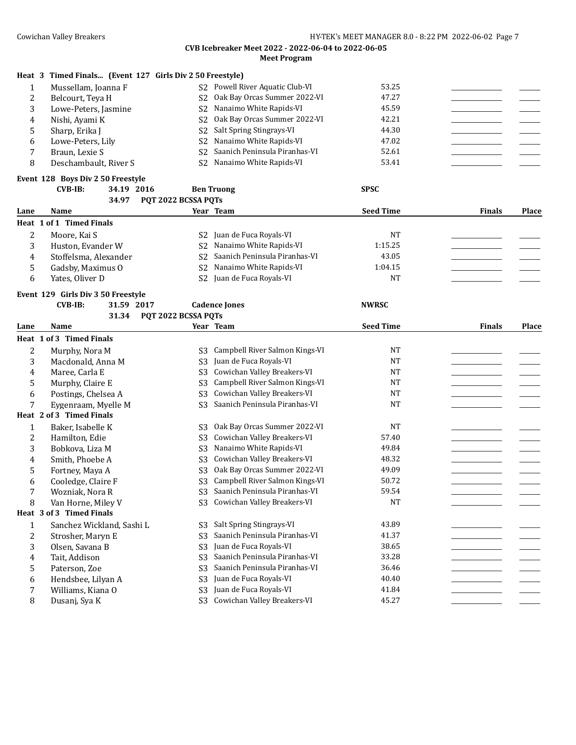**CVB Icebreaker Meet 2022 - 2022-06-04 to 2022-06-05**

**Meet Program**

**Heat 3 Timed Finals... (Event 127 Girls Div 2 50 Freestyle)**

| Lane | Name | Year | Team | Seed Time | Finals | Place |
|---|---|---|---|---|---|---|
| 1 | Mussellam, Joanna F | S2 | Powell River Aquatic Club-VI | 53.25 | | |
| 2 | Belcourt, Teya H | S2 | Oak Bay Orcas Summer 2022-VI | 47.27 | | |
| 3 | Lowe-Peters, Jasmine | S2 | Nanaimo White Rapids-VI | 45.59 | | |
| 4 | Nishi, Ayami K | S2 | Oak Bay Orcas Summer 2022-VI | 42.21 | | |
| 5 | Sharp, Erika J | S2 | Salt Spring Stingrays-VI | 44.30 | | |
| 6 | Lowe-Peters, Lily | S2 | Nanaimo White Rapids-VI | 47.02 | | |
| 7 | Braun, Lexie S | S2 | Saanich Peninsula Piranhas-VI | 52.61 | | |
| 8 | Deschambault, River S | S2 | Nanaimo White Rapids-VI | 53.41 | | |

**Event 128 Boys Div 2 50 Freestyle**

CVB-IB: 34.19 2016 Ben Truong SPSC

34.97 PQT 2022 BCSSA PQTs

| Lane | Name | Year | Team | Seed Time | Finals | Place |
|---|---|---|---|---|---|---|
| **Heat 1 of 1 Timed Finals** | | | | | | |
| 2 | Moore, Kai S | S2 | Juan de Fuca Royals-VI | NT | | |
| 3 | Huston, Evander W | S2 | Nanaimo White Rapids-VI | 1:15.25 | | |
| 4 | Stoffelsma, Alexander | S2 | Saanich Peninsula Piranhas-VI | 43.05 | | |
| 5 | Gadsby, Maximus O | S2 | Nanaimo White Rapids-VI | 1:04.15 | | |
| 6 | Yates, Oliver D | S2 | Juan de Fuca Royals-VI | NT | | |

**Event 129 Girls Div 3 50 Freestyle**

CVB-IB: 31.59 2017 Cadence Jones NWRSC

31.34 PQT 2022 BCSSA PQTs

| Lane | Name | Year | Team | Seed Time | Finals | Place |
|---|---|---|---|---|---|---|
| **Heat 1 of 3 Timed Finals** | | | | | | |
| 2 | Murphy, Nora M | S3 | Campbell River Salmon Kings-VI | NT | | |
| 3 | Macdonald, Anna M | S3 | Juan de Fuca Royals-VI | NT | | |
| 4 | Maree, Carla E | S3 | Cowichan Valley Breakers-VI | NT | | |
| 5 | Murphy, Claire E | S3 | Campbell River Salmon Kings-VI | NT | | |
| 6 | Postings, Chelsea A | S3 | Cowichan Valley Breakers-VI | NT | | |
| 7 | Eygenraam, Myelle M | S3 | Saanich Peninsula Piranhas-VI | NT | | |
| **Heat 2 of 3 Timed Finals** | | | | | | |
| 1 | Baker, Isabelle K | S3 | Oak Bay Orcas Summer 2022-VI | NT | | |
| 2 | Hamilton, Edie | S3 | Cowichan Valley Breakers-VI | 57.40 | | |
| 3 | Bobkova, Liza M | S3 | Nanaimo White Rapids-VI | 49.84 | | |
| 4 | Smith, Phoebe A | S3 | Cowichan Valley Breakers-VI | 48.32 | | |
| 5 | Fortney, Maya A | S3 | Oak Bay Orcas Summer 2022-VI | 49.09 | | |
| 6 | Cooledge, Claire F | S3 | Campbell River Salmon Kings-VI | 50.72 | | |
| 7 | Wozniak, Nora R | S3 | Saanich Peninsula Piranhas-VI | 59.54 | | |
| 8 | Van Horne, Miley V | S3 | Cowichan Valley Breakers-VI | NT | | |
| **Heat 3 of 3 Timed Finals** | | | | | | |
| 1 | Sanchez Wickland, Sashi L | S3 | Salt Spring Stingrays-VI | 43.89 | | |
| 2 | Strosher, Maryn E | S3 | Saanich Peninsula Piranhas-VI | 41.37 | | |
| 3 | Olsen, Savana B | S3 | Juan de Fuca Royals-VI | 38.65 | | |
| 4 | Tait, Addison | S3 | Saanich Peninsula Piranhas-VI | 33.28 | | |
| 5 | Paterson, Zoe | S3 | Saanich Peninsula Piranhas-VI | 36.46 | | |
| 6 | Hendsbee, Lilyan A | S3 | Juan de Fuca Royals-VI | 40.40 | | |
| 7 | Williams, Kiana O | S3 | Juan de Fuca Royals-VI | 41.84 | | |
| 8 | Dusanj, Sya K | S3 | Cowichan Valley Breakers-VI | 45.27 | | |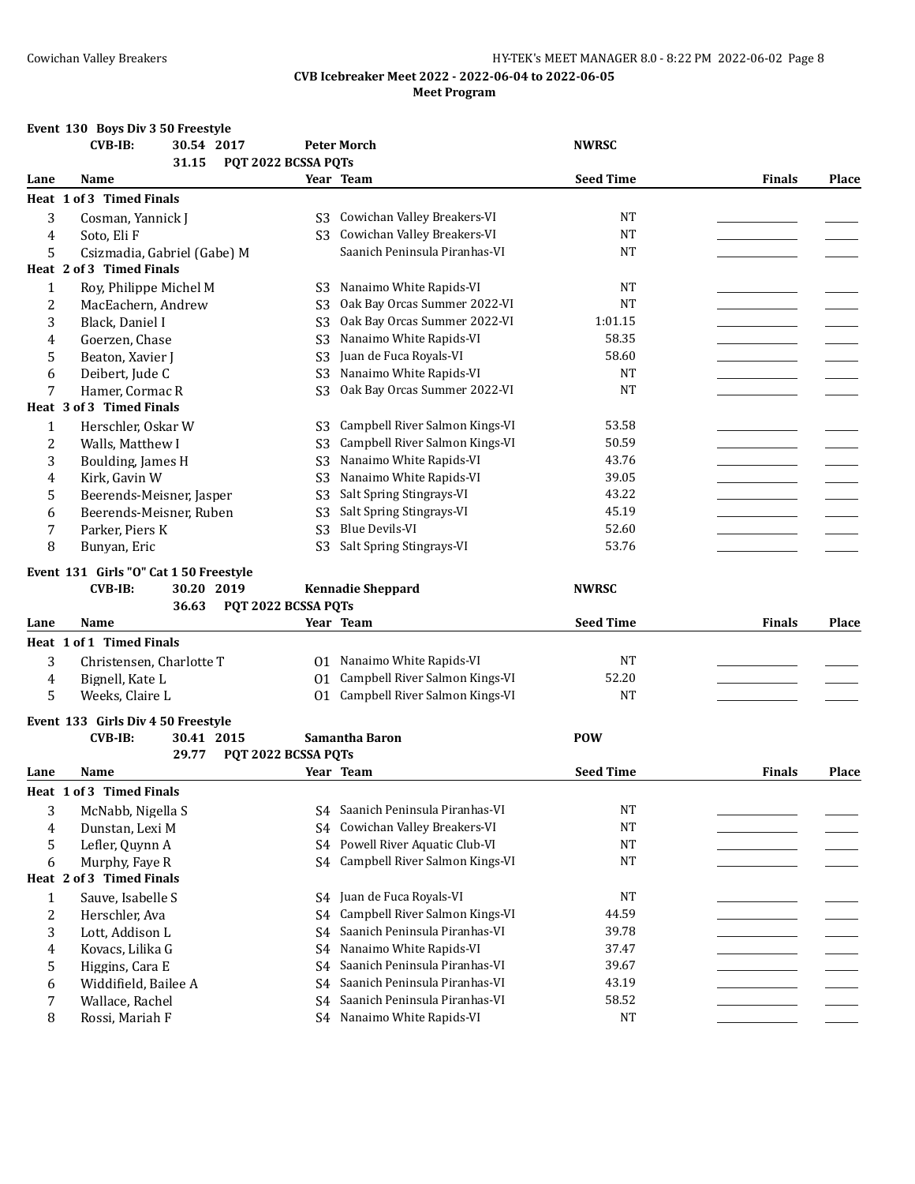**CVB Icebreaker Meet 2022 - 2022-06-04 to 2022-06-05**

**Meet Program**

### Event 130 Boys Div 3 50 Freestyle

CVB-IB: 30.54 2017 Peter Morch NWRSC

31.15 PQT 2022 BCSSA PQTs

| Lane | Name | Year | Team | Seed Time | Finals | Place |
|---|---|---|---|---|---|---|
| **Heat 1 of 3 Timed Finals** | | | | | | |
| 3 | Cosman, Yannick J | S3 | Cowichan Valley Breakers-VI | NT | | |
| 4 | Soto, Eli F | S3 | Cowichan Valley Breakers-VI | NT | | |
| 5 | Csizmadia, Gabriel (Gabe) M | | Saanich Peninsula Piranhas-VI | NT | | |
| **Heat 2 of 3 Timed Finals** | | | | | | |
| 1 | Roy, Philippe Michel M | S3 | Nanaimo White Rapids-VI | NT | | |
| 2 | MacEachern, Andrew | S3 | Oak Bay Orcas Summer 2022-VI | NT | | |
| 3 | Black, Daniel I | S3 | Oak Bay Orcas Summer 2022-VI | 1:01.15 | | |
| 4 | Goerzen, Chase | S3 | Nanaimo White Rapids-VI | 58.35 | | |
| 5 | Beaton, Xavier J | S3 | Juan de Fuca Royals-VI | 58.60 | | |
| 6 | Deibert, Jude C | S3 | Nanaimo White Rapids-VI | NT | | |
| 7 | Hamer, Cormac R | S3 | Oak Bay Orcas Summer 2022-VI | NT | | |
| **Heat 3 of 3 Timed Finals** | | | | | | |
| 1 | Herschler, Oskar W | S3 | Campbell River Salmon Kings-VI | 53.58 | | |
| 2 | Walls, Matthew I | S3 | Campbell River Salmon Kings-VI | 50.59 | | |
| 3 | Boulding, James H | S3 | Nanaimo White Rapids-VI | 43.76 | | |
| 4 | Kirk, Gavin W | S3 | Nanaimo White Rapids-VI | 39.05 | | |
| 5 | Beerends-Meisner, Jasper | S3 | Salt Spring Stingrays-VI | 43.22 | | |
| 6 | Beerends-Meisner, Ruben | S3 | Salt Spring Stingrays-VI | 45.19 | | |
| 7 | Parker, Piers K | S3 | Blue Devils-VI | 52.60 | | |
| 8 | Bunyan, Eric | S3 | Salt Spring Stingrays-VI | 53.76 | | |

### Event 131 Girls "O" Cat 1 50 Freestyle

CVB-IB: 30.20 2019 Kennadie Sheppard NWRSC

36.63 PQT 2022 BCSSA PQTs

| Lane | Name | Year | Team | Seed Time | Finals | Place |
|---|---|---|---|---|---|---|
| **Heat 1 of 1 Timed Finals** | | | | | | |
| 3 | Christensen, Charlotte T | O1 | Nanaimo White Rapids-VI | NT | | |
| 4 | Bignell, Kate L | O1 | Campbell River Salmon Kings-VI | 52.20 | | |
| 5 | Weeks, Claire L | O1 | Campbell River Salmon Kings-VI | NT | | |

### Event 133 Girls Div 4 50 Freestyle

CVB-IB: 30.41 2015 Samantha Baron POW

29.77 PQT 2022 BCSSA PQTs

| Lane | Name | Year | Team | Seed Time | Finals | Place |
|---|---|---|---|---|---|---|
| **Heat 1 of 3 Timed Finals** | | | | | | |
| 3 | McNabb, Nigella S | S4 | Saanich Peninsula Piranhas-VI | NT | | |
| 4 | Dunstan, Lexi M | S4 | Cowichan Valley Breakers-VI | NT | | |
| 5 | Lefler, Quynn A | S4 | Powell River Aquatic Club-VI | NT | | |
| 6 | Murphy, Faye R | S4 | Campbell River Salmon Kings-VI | NT | | |
| **Heat 2 of 3 Timed Finals** | | | | | | |
| 1 | Sauve, Isabelle S | S4 | Juan de Fuca Royals-VI | NT | | |
| 2 | Herschler, Ava | S4 | Campbell River Salmon Kings-VI | 44.59 | | |
| 3 | Lott, Addison L | S4 | Saanich Peninsula Piranhas-VI | 39.78 | | |
| 4 | Kovacs, Lilika G | S4 | Nanaimo White Rapids-VI | 37.47 | | |
| 5 | Higgins, Cara E | S4 | Saanich Peninsula Piranhas-VI | 39.67 | | |
| 6 | Widdifield, Bailee A | S4 | Saanich Peninsula Piranhas-VI | 43.19 | | |
| 7 | Wallace, Rachel | S4 | Saanich Peninsula Piranhas-VI | 58.52 | | |
| 8 | Rossi, Mariah F | S4 | Nanaimo White Rapids-VI | NT | | |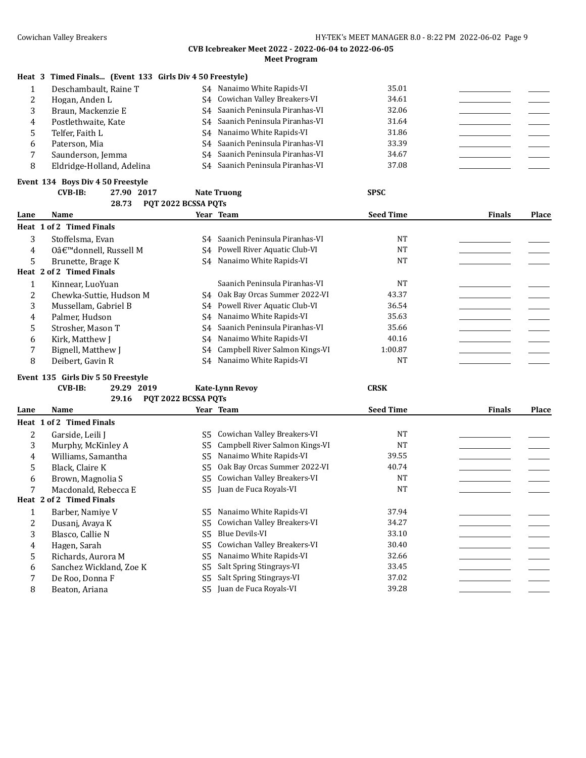**CVB Icebreaker Meet 2022 - 2022-06-04 to 2022-06-05**

**Meet Program**

**Heat 3 Timed Finals... (Event 133 Girls Div 4 50 Freestyle)**

| Lane | Name | Year | Team | Seed Time | Finals | Place |
|---|---|---|---|---|---|---|
| 1 | Deschambault, Raine T | S4 | Nanaimo White Rapids-VI | 35.01 | | |
| 2 | Hogan, Anden L | S4 | Cowichan Valley Breakers-VI | 34.61 | | |
| 3 | Braun, Mackenzie E | S4 | Saanich Peninsula Piranhas-VI | 32.06 | | |
| 4 | Postlethwaite, Kate | S4 | Saanich Peninsula Piranhas-VI | 31.64 | | |
| 5 | Telfer, Faith L | S4 | Nanaimo White Rapids-VI | 31.86 | | |
| 6 | Paterson, Mia | S4 | Saanich Peninsula Piranhas-VI | 33.39 | | |
| 7 | Saunderson, Jemma | S4 | Saanich Peninsula Piranhas-VI | 34.67 | | |
| 8 | Eldridge-Holland, Adelina | S4 | Saanich Peninsula Piranhas-VI | 37.08 | | |

**Event 134 Boys Div 4 50 Freestyle**

**CVB-IB: 27.90 2017 Nate Truong SPSC**

**28.73 PQT 2022 BCSSA PQTs**

| Lane | Name | Year | Team | Seed Time | Finals | Place |
|---|---|---|---|---|---|---|
| **Heat 1 of 2 Timed Finals** | | | | | | |
| 3 | Stoffelsma, Evan | S4 | Saanich Peninsula Piranhas-VI | NT | | |
| 4 | Oâ€™donnell, Russell M | S4 | Powell River Aquatic Club-VI | NT | | |
| 5 | Brunette, Brage K | S4 | Nanaimo White Rapids-VI | NT | | |
| **Heat 2 of 2 Timed Finals** | | | | | | |
| 1 | Kinnear, LuoYuan | | Saanich Peninsula Piranhas-VI | NT | | |
| 2 | Chewka-Suttie, Hudson M | S4 | Oak Bay Orcas Summer 2022-VI | 43.37 | | |
| 3 | Mussellam, Gabriel B | S4 | Powell River Aquatic Club-VI | 36.54 | | |
| 4 | Palmer, Hudson | S4 | Nanaimo White Rapids-VI | 35.63 | | |
| 5 | Strosher, Mason T | S4 | Saanich Peninsula Piranhas-VI | 35.66 | | |
| 6 | Kirk, Matthew J | S4 | Nanaimo White Rapids-VI | 40.16 | | |
| 7 | Bignell, Matthew J | S4 | Campbell River Salmon Kings-VI | 1:00.87 | | |
| 8 | Deibert, Gavin R | S4 | Nanaimo White Rapids-VI | NT | | |

**Event 135 Girls Div 5 50 Freestyle**

**CVB-IB: 29.29 2019 Kate-Lynn Revoy CRSK**

**29.16 PQT 2022 BCSSA PQTs**

| Lane | Name | Year | Team | Seed Time | Finals | Place |
|---|---|---|---|---|---|---|
| **Heat 1 of 2 Timed Finals** | | | | | | |
| 2 | Garside, Leili J | S5 | Cowichan Valley Breakers-VI | NT | | |
| 3 | Murphy, McKinley A | S5 | Campbell River Salmon Kings-VI | NT | | |
| 4 | Williams, Samantha | S5 | Nanaimo White Rapids-VI | 39.55 | | |
| 5 | Black, Claire K | S5 | Oak Bay Orcas Summer 2022-VI | 40.74 | | |
| 6 | Brown, Magnolia S | S5 | Cowichan Valley Breakers-VI | NT | | |
| 7 | Macdonald, Rebecca E | S5 | Juan de Fuca Royals-VI | NT | | |
| **Heat 2 of 2 Timed Finals** | | | | | | |
| 1 | Barber, Namiye V | S5 | Nanaimo White Rapids-VI | 37.94 | | |
| 2 | Dusanj, Avaya K | S5 | Cowichan Valley Breakers-VI | 34.27 | | |
| 3 | Blasco, Callie N | S5 | Blue Devils-VI | 33.10 | | |
| 4 | Hagen, Sarah | S5 | Cowichan Valley Breakers-VI | 30.40 | | |
| 5 | Richards, Aurora M | S5 | Nanaimo White Rapids-VI | 32.66 | | |
| 6 | Sanchez Wickland, Zoe K | S5 | Salt Spring Stingrays-VI | 33.45 | | |
| 7 | De Roo, Donna F | S5 | Salt Spring Stingrays-VI | 37.02 | | |
| 8 | Beaton, Ariana | S5 | Juan de Fuca Royals-VI | 39.28 | | |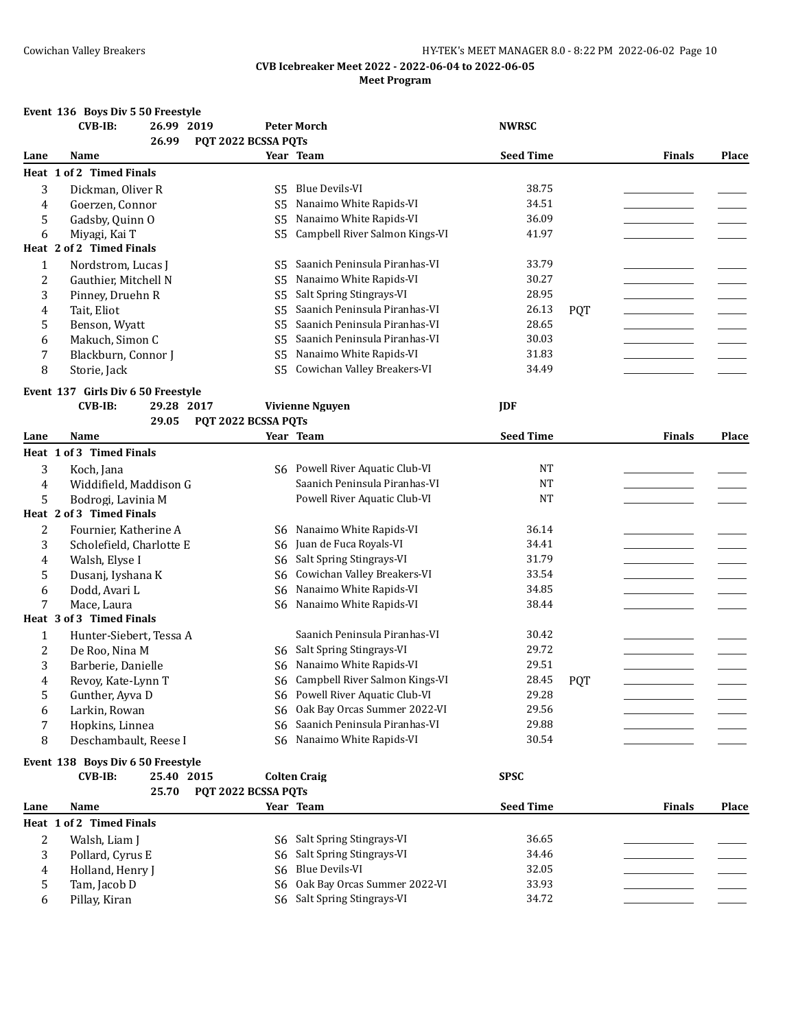**CVB Icebreaker Meet 2022 - 2022-06-04 to 2022-06-05**

**Meet Program**

### Event 136 Boys Div 5 50 Freestyle

CVB-IB: 26.99 2019 Peter Morch NWRSC
26.99 PQT 2022 BCSSA PQTs

| Lane | Name | Year | Team | Seed Time | | Finals | Place |
|---|---|---|---|---|---|---|---|
| **Heat 1 of 2 Timed Finals** | | | | | | | |
| 3 | Dickman, Oliver R | S5 | Blue Devils-VI | 38.75 | | | |
| 4 | Goerzen, Connor | S5 | Nanaimo White Rapids-VI | 34.51 | | | |
| 5 | Gadsby, Quinn O | S5 | Nanaimo White Rapids-VI | 36.09 | | | |
| 6 | Miyagi, Kai T | S5 | Campbell River Salmon Kings-VI | 41.97 | | | |
| **Heat 2 of 2 Timed Finals** | | | | | | | |
| 1 | Nordstrom, Lucas J | S5 | Saanich Peninsula Piranhas-VI | 33.79 | | | |
| 2 | Gauthier, Mitchell N | S5 | Nanaimo White Rapids-VI | 30.27 | | | |
| 3 | Pinney, Druehn R | S5 | Salt Spring Stingrays-VI | 28.95 | | | |
| 4 | Tait, Eliot | S5 | Saanich Peninsula Piranhas-VI | 26.13 | PQT | | |
| 5 | Benson, Wyatt | S5 | Saanich Peninsula Piranhas-VI | 28.65 | | | |
| 6 | Makuch, Simon C | S5 | Saanich Peninsula Piranhas-VI | 30.03 | | | |
| 7 | Blackburn, Connor J | S5 | Nanaimo White Rapids-VI | 31.83 | | | |
| 8 | Storie, Jack | S5 | Cowichan Valley Breakers-VI | 34.49 | | | |

### Event 137 Girls Div 6 50 Freestyle

CVB-IB: 29.28 2017 Vivienne Nguyen JDF
29.05 PQT 2022 BCSSA PQTs

| Lane | Name | Year | Team | Seed Time | | Finals | Place |
|---|---|---|---|---|---|---|---|
| **Heat 1 of 3 Timed Finals** | | | | | | | |
| 3 | Koch, Jana | S6 | Powell River Aquatic Club-VI | NT | | | |
| 4 | Widdifield, Maddison G | | Saanich Peninsula Piranhas-VI | NT | | | |
| 5 | Bodrogi, Lavinia M | | Powell River Aquatic Club-VI | NT | | | |
| **Heat 2 of 3 Timed Finals** | | | | | | | |
| 2 | Fournier, Katherine A | S6 | Nanaimo White Rapids-VI | 36.14 | | | |
| 3 | Scholefield, Charlotte E | S6 | Juan de Fuca Royals-VI | 34.41 | | | |
| 4 | Walsh, Elyse I | S6 | Salt Spring Stingrays-VI | 31.79 | | | |
| 5 | Dusanj, Iyshana K | S6 | Cowichan Valley Breakers-VI | 33.54 | | | |
| 6 | Dodd, Avari L | S6 | Nanaimo White Rapids-VI | 34.85 | | | |
| 7 | Mace, Laura | S6 | Nanaimo White Rapids-VI | 38.44 | | | |
| **Heat 3 of 3 Timed Finals** | | | | | | | |
| 1 | Hunter-Siebert, Tessa A | | Saanich Peninsula Piranhas-VI | 30.42 | | | |
| 2 | De Roo, Nina M | S6 | Salt Spring Stingrays-VI | 29.72 | | | |
| 3 | Barberie, Danielle | S6 | Nanaimo White Rapids-VI | 29.51 | | | |
| 4 | Revoy, Kate-Lynn T | S6 | Campbell River Salmon Kings-VI | 28.45 | PQT | | |
| 5 | Gunther, Ayva D | S6 | Powell River Aquatic Club-VI | 29.28 | | | |
| 6 | Larkin, Rowan | S6 | Oak Bay Orcas Summer 2022-VI | 29.56 | | | |
| 7 | Hopkins, Linnea | S6 | Saanich Peninsula Piranhas-VI | 29.88 | | | |
| 8 | Deschambault, Reese I | S6 | Nanaimo White Rapids-VI | 30.54 | | | |

### Event 138 Boys Div 6 50 Freestyle

CVB-IB: 25.40 2015 Colten Craig SPSC
25.70 PQT 2022 BCSSA PQTs

| Lane | Name | Year | Team | Seed Time | | Finals | Place |
|---|---|---|---|---|---|---|---|
| **Heat 1 of 2 Timed Finals** | | | | | | | |
| 2 | Walsh, Liam J | S6 | Salt Spring Stingrays-VI | 36.65 | | | |
| 3 | Pollard, Cyrus E | S6 | Salt Spring Stingrays-VI | 34.46 | | | |
| 4 | Holland, Henry J | S6 | Blue Devils-VI | 32.05 | | | |
| 5 | Tam, Jacob D | S6 | Oak Bay Orcas Summer 2022-VI | 33.93 | | | |
| 6 | Pillay, Kiran | S6 | Salt Spring Stingrays-VI | 34.72 | | | |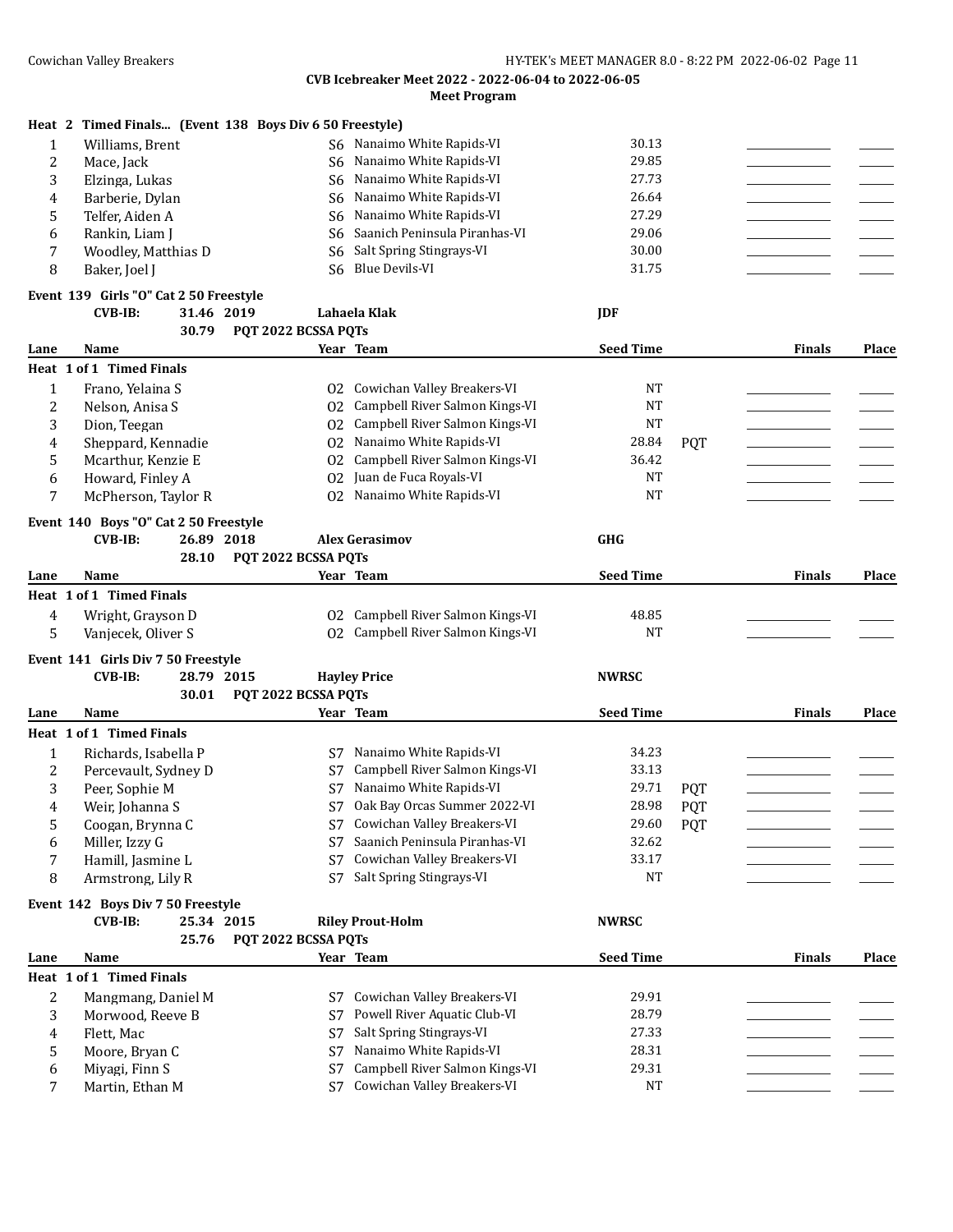CVB Icebreaker Meet 2022 - 2022-06-04 to 2022-06-05

Meet Program

**Heat 2 Timed Finals... (Event 138 Boys Div 6 50 Freestyle)**

| Lane | Name | Year | Team | Seed Time | | Finals | Place |
|---|---|---|---|---|---|---|---|
| 1 | Williams, Brent | S6 | Nanaimo White Rapids-VI | 30.13 | | | |
| 2 | Mace, Jack | S6 | Nanaimo White Rapids-VI | 29.85 | | | |
| 3 | Elzinga, Lukas | S6 | Nanaimo White Rapids-VI | 27.73 | | | |
| 4 | Barberie, Dylan | S6 | Nanaimo White Rapids-VI | 26.64 | | | |
| 5 | Telfer, Aiden A | S6 | Nanaimo White Rapids-VI | 27.29 | | | |
| 6 | Rankin, Liam J | S6 | Saanich Peninsula Piranhas-VI | 29.06 | | | |
| 7 | Woodley, Matthias D | S6 | Salt Spring Stingrays-VI | 30.00 | | | |
| 8 | Baker, Joel J | S6 | Blue Devils-VI | 31.75 | | | |

**Event 139 Girls "O" Cat 2 50 Freestyle**

CVB-IB: 31.46 2019 Lahaela Klak JDF

30.79 PQT 2022 BCSSA PQTs

| Lane | Name | Year | Team | Seed Time | | Finals | Place |
|---|---|---|---|---|---|---|---|
| **Heat 1 of 1 Timed Finals** | | | | | | | |
| 1 | Frano, Yelaina S | O2 | Cowichan Valley Breakers-VI | NT | | | |
| 2 | Nelson, Anisa S | O2 | Campbell River Salmon Kings-VI | NT | | | |
| 3 | Dion, Teegan | O2 | Campbell River Salmon Kings-VI | NT | | | |
| 4 | Sheppard, Kennadie | O2 | Nanaimo White Rapids-VI | 28.84 | PQT | | |
| 5 | Mcarthur, Kenzie E | O2 | Campbell River Salmon Kings-VI | 36.42 | | | |
| 6 | Howard, Finley A | O2 | Juan de Fuca Royals-VI | NT | | | |
| 7 | McPherson, Taylor R | O2 | Nanaimo White Rapids-VI | NT | | | |

**Event 140 Boys "O" Cat 2 50 Freestyle**

CVB-IB: 26.89 2018 Alex Gerasimov GHG

28.10 PQT 2022 BCSSA PQTs

| Lane | Name | Year | Team | Seed Time | | Finals | Place |
|---|---|---|---|---|---|---|---|
| **Heat 1 of 1 Timed Finals** | | | | | | | |
| 4 | Wright, Grayson D | O2 | Campbell River Salmon Kings-VI | 48.85 | | | |
| 5 | Vanjecek, Oliver S | O2 | Campbell River Salmon Kings-VI | NT | | | |

**Event 141 Girls Div 7 50 Freestyle**

CVB-IB: 28.79 2015 Hayley Price NWRSC

30.01 PQT 2022 BCSSA PQTs

| Lane | Name | Year | Team | Seed Time | | Finals | Place |
|---|---|---|---|---|---|---|---|
| **Heat 1 of 1 Timed Finals** | | | | | | | |
| 1 | Richards, Isabella P | S7 | Nanaimo White Rapids-VI | 34.23 | | | |
| 2 | Percevault, Sydney D | S7 | Campbell River Salmon Kings-VI | 33.13 | | | |
| 3 | Peer, Sophie M | S7 | Nanaimo White Rapids-VI | 29.71 | PQT | | |
| 4 | Weir, Johanna S | S7 | Oak Bay Orcas Summer 2022-VI | 28.98 | PQT | | |
| 5 | Coogan, Brynna C | S7 | Cowichan Valley Breakers-VI | 29.60 | PQT | | |
| 6 | Miller, Izzy G | S7 | Saanich Peninsula Piranhas-VI | 32.62 | | | |
| 7 | Hamill, Jasmine L | S7 | Cowichan Valley Breakers-VI | 33.17 | | | |
| 8 | Armstrong, Lily R | S7 | Salt Spring Stingrays-VI | NT | | | |

**Event 142 Boys Div 7 50 Freestyle**

CVB-IB: 25.34 2015 Riley Prout-Holm NWRSC

25.76 PQT 2022 BCSSA PQTs

| Lane | Name | Year | Team | Seed Time | | Finals | Place |
|---|---|---|---|---|---|---|---|
| **Heat 1 of 1 Timed Finals** | | | | | | | |
| 2 | Mangmang, Daniel M | S7 | Cowichan Valley Breakers-VI | 29.91 | | | |
| 3 | Morwood, Reeve B | S7 | Powell River Aquatic Club-VI | 28.79 | | | |
| 4 | Flett, Mac | S7 | Salt Spring Stingrays-VI | 27.33 | | | |
| 5 | Moore, Bryan C | S7 | Nanaimo White Rapids-VI | 28.31 | | | |
| 6 | Miyagi, Finn S | S7 | Campbell River Salmon Kings-VI | 29.31 | | | |
| 7 | Martin, Ethan M | S7 | Cowichan Valley Breakers-VI | NT | | | |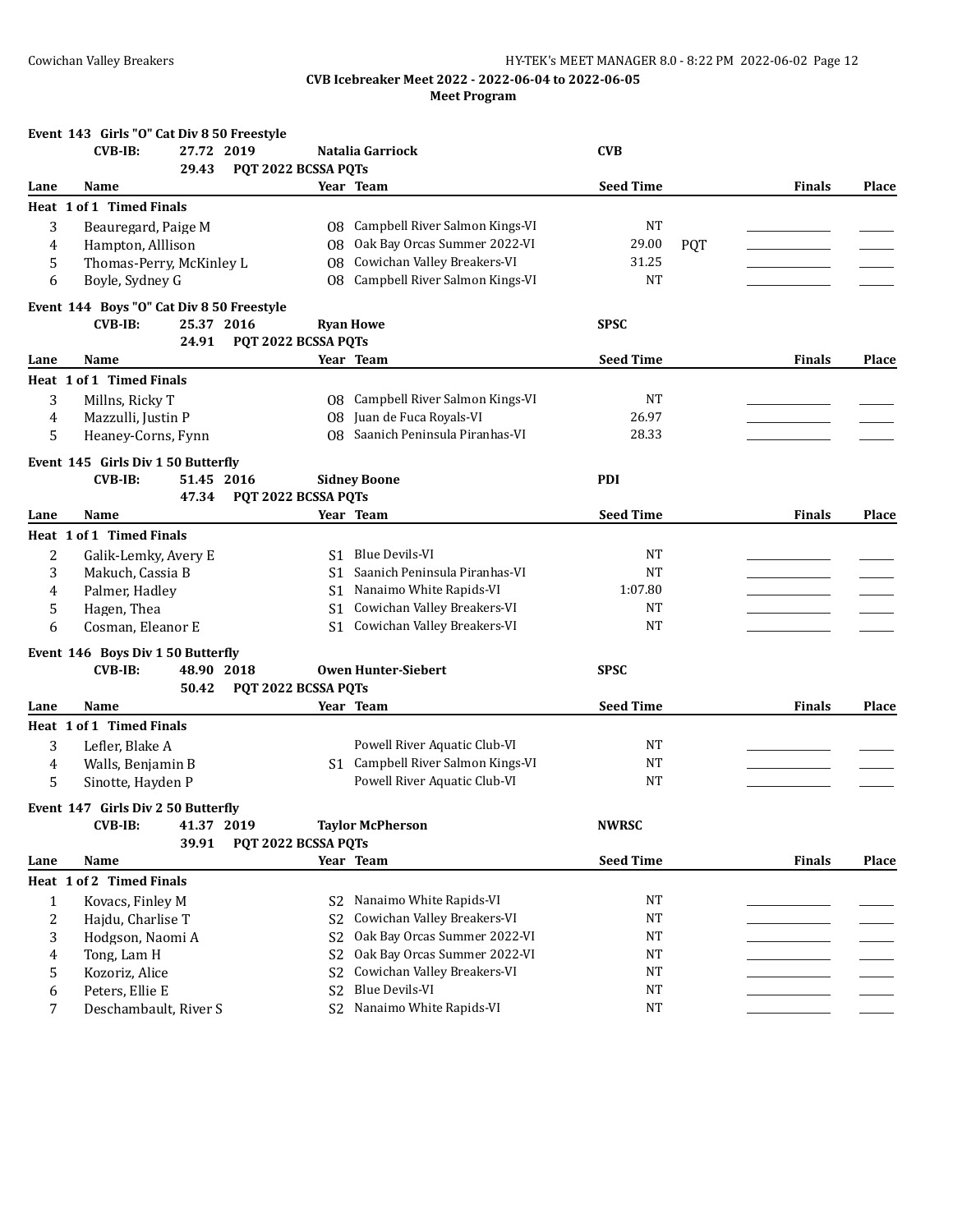### Event 143 Girls "O" Cat Div 8 50 Freestyle

**CVB-IB:** 27.72 2019 **Natalia Garriock** **CVB**
29.43 PQT 2022 BCSSA PQTs

| Lane | Name | Year | Team | Seed Time | | Finals | Place |
|---|---|---|---|---|---|---|---|
| **Heat 1 of 1 Timed Finals** | | | | | | | |
| 3 | Beauregard, Paige M | O8 | Campbell River Salmon Kings-VI | NT | | | |
| 4 | Hampton, Alllison | O8 | Oak Bay Orcas Summer 2022-VI | 29.00 | PQT | | |
| 5 | Thomas-Perry, McKinley L | O8 | Cowichan Valley Breakers-VI | 31.25 | | | |
| 6 | Boyle, Sydney G | O8 | Campbell River Salmon Kings-VI | NT | | | |

### Event 144 Boys "O" Cat Div 8 50 Freestyle

**CVB-IB:** 25.37 2016 **Ryan Howe** **SPSC**
24.91 PQT 2022 BCSSA PQTs

| Lane | Name | Year | Team | Seed Time | Finals | Place |
|---|---|---|---|---|---|---|
| **Heat 1 of 1 Timed Finals** | | | | | | |
| 3 | Millns, Ricky T | O8 | Campbell River Salmon Kings-VI | NT | | |
| 4 | Mazzulli, Justin P | O8 | Juan de Fuca Royals-VI | 26.97 | | |
| 5 | Heaney-Corns, Fynn | O8 | Saanich Peninsula Piranhas-VI | 28.33 | | |

### Event 145 Girls Div 1 50 Butterfly

**CVB-IB:** 51.45 2016 **Sidney Boone** **PDI**
47.34 PQT 2022 BCSSA PQTs

| Lane | Name | Year | Team | Seed Time | Finals | Place |
|---|---|---|---|---|---|---|
| **Heat 1 of 1 Timed Finals** | | | | | | |
| 2 | Galik-Lemky, Avery E | S1 | Blue Devils-VI | NT | | |
| 3 | Makuch, Cassia B | S1 | Saanich Peninsula Piranhas-VI | NT | | |
| 4 | Palmer, Hadley | S1 | Nanaimo White Rapids-VI | 1:07.80 | | |
| 5 | Hagen, Thea | S1 | Cowichan Valley Breakers-VI | NT | | |
| 6 | Cosman, Eleanor E | S1 | Cowichan Valley Breakers-VI | NT | | |

### Event 146 Boys Div 1 50 Butterfly

**CVB-IB:** 48.90 2018 **Owen Hunter-Siebert** **SPSC**
50.42 PQT 2022 BCSSA PQTs

| Lane | Name | Year | Team | Seed Time | Finals | Place |
|---|---|---|---|---|---|---|
| **Heat 1 of 1 Timed Finals** | | | | | | |
| 3 | Lefler, Blake A | | Powell River Aquatic Club-VI | NT | | |
| 4 | Walls, Benjamin B | S1 | Campbell River Salmon Kings-VI | NT | | |
| 5 | Sinotte, Hayden P | | Powell River Aquatic Club-VI | NT | | |

### Event 147 Girls Div 2 50 Butterfly

**CVB-IB:** 41.37 2019 **Taylor McPherson** **NWRSC**
39.91 PQT 2022 BCSSA PQTs

| Lane | Name | Year | Team | Seed Time | Finals | Place |
|---|---|---|---|---|---|---|
| **Heat 1 of 2 Timed Finals** | | | | | | |
| 1 | Kovacs, Finley M | S2 | Nanaimo White Rapids-VI | NT | | |
| 2 | Hajdu, Charlise T | S2 | Cowichan Valley Breakers-VI | NT | | |
| 3 | Hodgson, Naomi A | S2 | Oak Bay Orcas Summer 2022-VI | NT | | |
| 4 | Tong, Lam H | S2 | Oak Bay Orcas Summer 2022-VI | NT | | |
| 5 | Kozoriz, Alice | S2 | Cowichan Valley Breakers-VI | NT | | |
| 6 | Peters, Ellie E | S2 | Blue Devils-VI | NT | | |
| 7 | Deschambault, River S | S2 | Nanaimo White Rapids-VI | NT | | |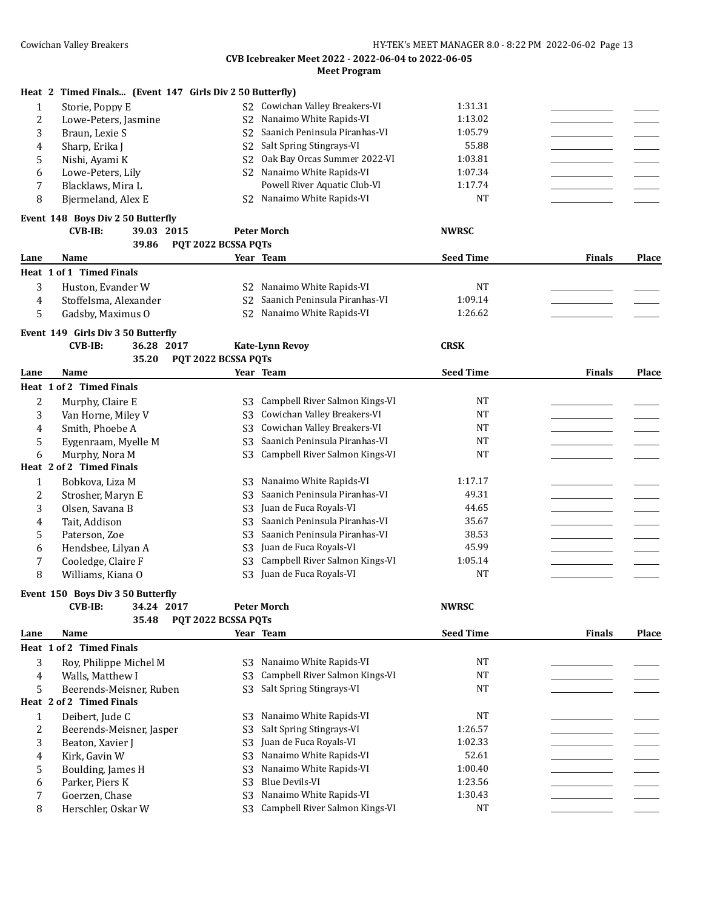**CVB Icebreaker Meet 2022 - 2022-06-04 to 2022-06-05**

**Meet Program**

**Heat 2 Timed Finals... (Event 147 Girls Div 2 50 Butterfly)**

| Lane | Name | Year | Team | Seed Time | Finals | Place |
|---|---|---|---|---|---|---|
| 1 | Storie, Poppy E | S2 | Cowichan Valley Breakers-VI | 1:31.31 | | |
| 2 | Lowe-Peters, Jasmine | S2 | Nanaimo White Rapids-VI | 1:13.02 | | |
| 3 | Braun, Lexie S | S2 | Saanich Peninsula Piranhas-VI | 1:05.79 | | |
| 4 | Sharp, Erika J | S2 | Salt Spring Stingrays-VI | 55.88 | | |
| 5 | Nishi, Ayami K | S2 | Oak Bay Orcas Summer 2022-VI | 1:03.81 | | |
| 6 | Lowe-Peters, Lily | S2 | Nanaimo White Rapids-VI | 1:07.34 | | |
| 7 | Blacklaws, Mira L | | Powell River Aquatic Club-VI | 1:17.74 | | |
| 8 | Bjermeland, Alex E | S2 | Nanaimo White Rapids-VI | NT | | |

**Event 148 Boys Div 2 50 Butterfly**

CVB-IB: 39.03 2015 Peter Morch NWRSC

39.86 PQT 2022 BCSSA PQTs

| Lane | Name | Year | Team | Seed Time | Finals | Place |
|---|---|---|---|---|---|---|
| **Heat 1 of 1 Timed Finals** | | | | | | |
| 3 | Huston, Evander W | S2 | Nanaimo White Rapids-VI | NT | | |
| 4 | Stoffelsma, Alexander | S2 | Saanich Peninsula Piranhas-VI | 1:09.14 | | |
| 5 | Gadsby, Maximus O | S2 | Nanaimo White Rapids-VI | 1:26.62 | | |

**Event 149 Girls Div 3 50 Butterfly**

CVB-IB: 36.28 2017 Kate-Lynn Revoy CRSK

35.20 PQT 2022 BCSSA PQTs

| Lane | Name | Year | Team | Seed Time | Finals | Place |
|---|---|---|---|---|---|---|
| **Heat 1 of 2 Timed Finals** | | | | | | |
| 2 | Murphy, Claire E | S3 | Campbell River Salmon Kings-VI | NT | | |
| 3 | Van Horne, Miley V | S3 | Cowichan Valley Breakers-VI | NT | | |
| 4 | Smith, Phoebe A | S3 | Cowichan Valley Breakers-VI | NT | | |
| 5 | Eygenraam, Myelle M | S3 | Saanich Peninsula Piranhas-VI | NT | | |
| 6 | Murphy, Nora M | S3 | Campbell River Salmon Kings-VI | NT | | |
| **Heat 2 of 2 Timed Finals** | | | | | | |
| 1 | Bobkova, Liza M | S3 | Nanaimo White Rapids-VI | 1:17.17 | | |
| 2 | Strosher, Maryn E | S3 | Saanich Peninsula Piranhas-VI | 49.31 | | |
| 3 | Olsen, Savana B | S3 | Juan de Fuca Royals-VI | 44.65 | | |
| 4 | Tait, Addison | S3 | Saanich Peninsula Piranhas-VI | 35.67 | | |
| 5 | Paterson, Zoe | S3 | Saanich Peninsula Piranhas-VI | 38.53 | | |
| 6 | Hendsbee, Lilyan A | S3 | Juan de Fuca Royals-VI | 45.99 | | |
| 7 | Cooledge, Claire F | S3 | Campbell River Salmon Kings-VI | 1:05.14 | | |
| 8 | Williams, Kiana O | S3 | Juan de Fuca Royals-VI | NT | | |

**Event 150 Boys Div 3 50 Butterfly**

CVB-IB: 34.24 2017 Peter Morch NWRSC

35.48 PQT 2022 BCSSA PQTs

| Lane | Name | Year | Team | Seed Time | Finals | Place |
|---|---|---|---|---|---|---|
| **Heat 1 of 2 Timed Finals** | | | | | | |
| 3 | Roy, Philippe Michel M | S3 | Nanaimo White Rapids-VI | NT | | |
| 4 | Walls, Matthew I | S3 | Campbell River Salmon Kings-VI | NT | | |
| 5 | Beerends-Meisner, Ruben | S3 | Salt Spring Stingrays-VI | NT | | |
| **Heat 2 of 2 Timed Finals** | | | | | | |
| 1 | Deibert, Jude C | S3 | Nanaimo White Rapids-VI | NT | | |
| 2 | Beerends-Meisner, Jasper | S3 | Salt Spring Stingrays-VI | 1:26.57 | | |
| 3 | Beaton, Xavier J | S3 | Juan de Fuca Royals-VI | 1:02.33 | | |
| 4 | Kirk, Gavin W | S3 | Nanaimo White Rapids-VI | 52.61 | | |
| 5 | Boulding, James H | S3 | Nanaimo White Rapids-VI | 1:00.40 | | |
| 6 | Parker, Piers K | S3 | Blue Devils-VI | 1:23.56 | | |
| 7 | Goerzen, Chase | S3 | Nanaimo White Rapids-VI | 1:30.43 | | |
| 8 | Herschler, Oskar W | S3 | Campbell River Salmon Kings-VI | NT | | |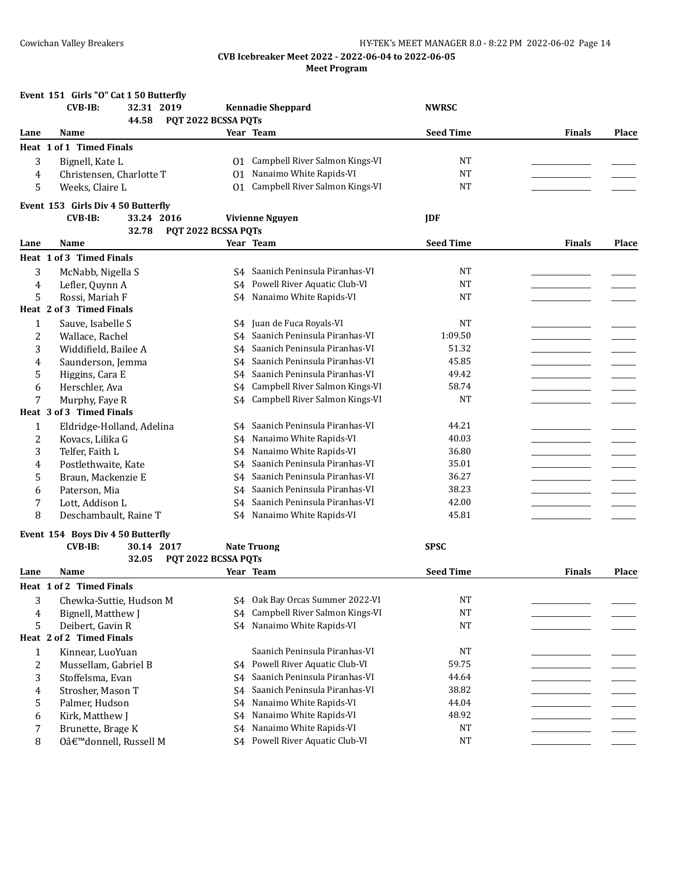CVB Icebreaker Meet 2022 - 2022-06-04 to 2022-06-05

Meet Program

**Event 151 Girls "O" Cat 1 50 Butterfly**

**CVB-IB:** 32.31 2019 **Kennadie Sheppard** **NWRSC**

44.58 **PQT 2022 BCSSA PQTs**

| Lane | Name | Year | Team | Seed Time | Finals | Place |
|---|---|---|---|---|---|---|
| **Heat 1 of 1 Timed Finals** | | | | | | |
| 3 | Bignell, Kate L | O1 | Campbell River Salmon Kings-VI | NT | | |
| 4 | Christensen, Charlotte T | O1 | Nanaimo White Rapids-VI | NT | | |
| 5 | Weeks, Claire L | O1 | Campbell River Salmon Kings-VI | NT | | |

**Event 153 Girls Div 4 50 Butterfly**

**CVB-IB:** 33.24 2016 **Vivienne Nguyen** **JDF**

32.78 **PQT 2022 BCSSA PQTs**

| Lane | Name | Year | Team | Seed Time | Finals | Place |
|---|---|---|---|---|---|---|
| **Heat 1 of 3 Timed Finals** | | | | | | |
| 3 | McNabb, Nigella S | S4 | Saanich Peninsula Piranhas-VI | NT | | |
| 4 | Lefler, Quynn A | S4 | Powell River Aquatic Club-VI | NT | | |
| 5 | Rossi, Mariah F | S4 | Nanaimo White Rapids-VI | NT | | |
| **Heat 2 of 3 Timed Finals** | | | | | | |
| 1 | Sauve, Isabelle S | S4 | Juan de Fuca Royals-VI | NT | | |
| 2 | Wallace, Rachel | S4 | Saanich Peninsula Piranhas-VI | 1:09.50 | | |
| 3 | Widdifield, Bailee A | S4 | Saanich Peninsula Piranhas-VI | 51.32 | | |
| 4 | Saunderson, Jemma | S4 | Saanich Peninsula Piranhas-VI | 45.85 | | |
| 5 | Higgins, Cara E | S4 | Saanich Peninsula Piranhas-VI | 49.42 | | |
| 6 | Herschler, Ava | S4 | Campbell River Salmon Kings-VI | 58.74 | | |
| 7 | Murphy, Faye R | S4 | Campbell River Salmon Kings-VI | NT | | |
| **Heat 3 of 3 Timed Finals** | | | | | | |
| 1 | Eldridge-Holland, Adelina | S4 | Saanich Peninsula Piranhas-VI | 44.21 | | |
| 2 | Kovacs, Lilika G | S4 | Nanaimo White Rapids-VI | 40.03 | | |
| 3 | Telfer, Faith L | S4 | Nanaimo White Rapids-VI | 36.80 | | |
| 4 | Postlethwaite, Kate | S4 | Saanich Peninsula Piranhas-VI | 35.01 | | |
| 5 | Braun, Mackenzie E | S4 | Saanich Peninsula Piranhas-VI | 36.27 | | |
| 6 | Paterson, Mia | S4 | Saanich Peninsula Piranhas-VI | 38.23 | | |
| 7 | Lott, Addison L | S4 | Saanich Peninsula Piranhas-VI | 42.00 | | |
| 8 | Deschambault, Raine T | S4 | Nanaimo White Rapids-VI | 45.81 | | |

**Event 154 Boys Div 4 50 Butterfly**

**CVB-IB:** 30.14 2017 **Nate Truong** **SPSC**

32.05 **PQT 2022 BCSSA PQTs**

| Lane | Name | Year | Team | Seed Time | Finals | Place |
|---|---|---|---|---|---|---|
| **Heat 1 of 2 Timed Finals** | | | | | | |
| 3 | Chewka-Suttie, Hudson M | S4 | Oak Bay Orcas Summer 2022-VI | NT | | |
| 4 | Bignell, Matthew J | S4 | Campbell River Salmon Kings-VI | NT | | |
| 5 | Deibert, Gavin R | S4 | Nanaimo White Rapids-VI | NT | | |
| **Heat 2 of 2 Timed Finals** | | | | | | |
| 1 | Kinnear, LuoYuan | | Saanich Peninsula Piranhas-VI | NT | | |
| 2 | Mussellam, Gabriel B | S4 | Powell River Aquatic Club-VI | 59.75 | | |
| 3 | Stoffelsma, Evan | S4 | Saanich Peninsula Piranhas-VI | 44.64 | | |
| 4 | Strosher, Mason T | S4 | Saanich Peninsula Piranhas-VI | 38.82 | | |
| 5 | Palmer, Hudson | S4 | Nanaimo White Rapids-VI | 44.04 | | |
| 6 | Kirk, Matthew J | S4 | Nanaimo White Rapids-VI | 48.92 | | |
| 7 | Brunette, Brage K | S4 | Nanaimo White Rapids-VI | NT | | |
| 8 | Oâ€™donnell, Russell M | S4 | Powell River Aquatic Club-VI | NT | | |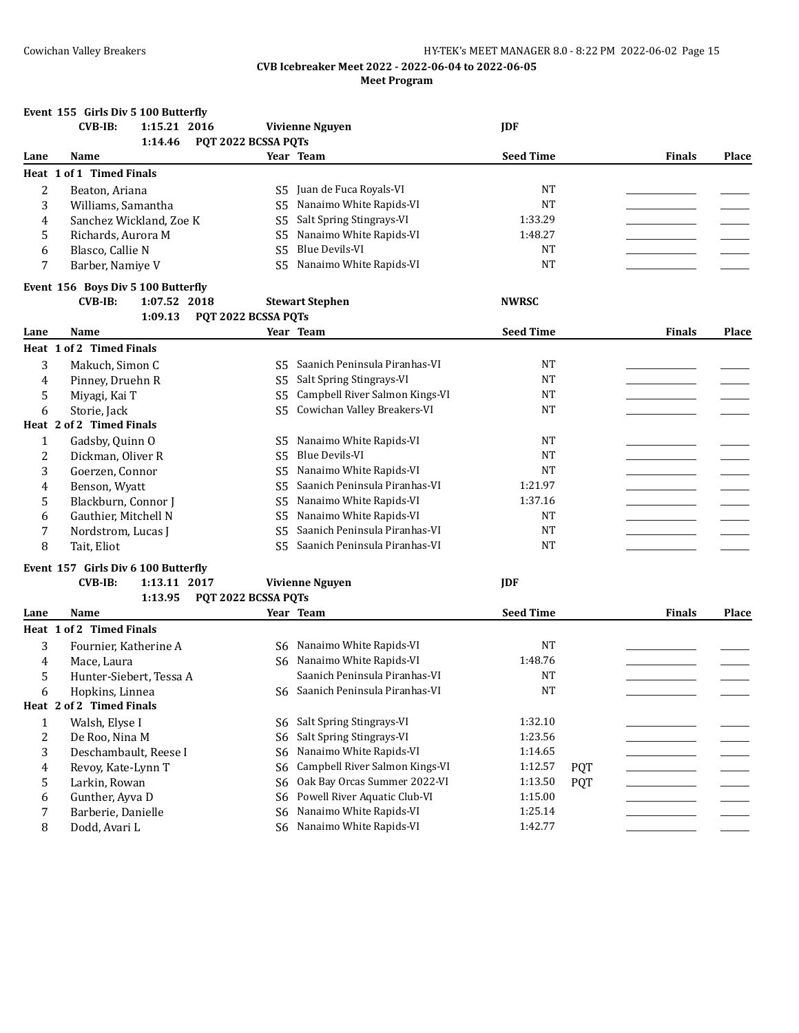# CVB Icebreaker Meet 2022 - 2022-06-04 to 2022-06-05

## Meet Program

### Event 155 Girls Div 5 100 Butterfly

**CVB-IB:** 1:15.21 2016 Vivienne Nguyen JDF

1:14.46 PQT 2022 BCSSA PQTs

| Lane | Name | Year | Team | Seed Time | | Finals | Place |
|---|---|---|---|---|---|---|---|
| **Heat 1 of 1 Timed Finals** | | | | | | | |
| 2 | Beaton, Ariana | S5 | Juan de Fuca Royals-VI | NT | | | |
| 3 | Williams, Samantha | S5 | Nanaimo White Rapids-VI | NT | | | |
| 4 | Sanchez Wickland, Zoe K | S5 | Salt Spring Stingrays-VI | 1:33.29 | | | |
| 5 | Richards, Aurora M | S5 | Nanaimo White Rapids-VI | 1:48.27 | | | |
| 6 | Blasco, Callie N | S5 | Blue Devils-VI | NT | | | |
| 7 | Barber, Namiye V | S5 | Nanaimo White Rapids-VI | NT | | | |

### Event 156 Boys Div 5 100 Butterfly

**CVB-IB:** 1:07.52 2018 Stewart Stephen NWRSC

1:09.13 PQT 2022 BCSSA PQTs

| Lane | Name | Year | Team | Seed Time | | Finals | Place |
|---|---|---|---|---|---|---|---|
| **Heat 1 of 2 Timed Finals** | | | | | | | |
| 3 | Makuch, Simon C | S5 | Saanich Peninsula Piranhas-VI | NT | | | |
| 4 | Pinney, Druehn R | S5 | Salt Spring Stingrays-VI | NT | | | |
| 5 | Miyagi, Kai T | S5 | Campbell River Salmon Kings-VI | NT | | | |
| 6 | Storie, Jack | S5 | Cowichan Valley Breakers-VI | NT | | | |
| **Heat 2 of 2 Timed Finals** | | | | | | | |
| 1 | Gadsby, Quinn O | S5 | Nanaimo White Rapids-VI | NT | | | |
| 2 | Dickman, Oliver R | S5 | Blue Devils-VI | NT | | | |
| 3 | Goerzen, Connor | S5 | Nanaimo White Rapids-VI | NT | | | |
| 4 | Benson, Wyatt | S5 | Saanich Peninsula Piranhas-VI | 1:21.97 | | | |
| 5 | Blackburn, Connor J | S5 | Nanaimo White Rapids-VI | 1:37.16 | | | |
| 6 | Gauthier, Mitchell N | S5 | Nanaimo White Rapids-VI | NT | | | |
| 7 | Nordstrom, Lucas J | S5 | Saanich Peninsula Piranhas-VI | NT | | | |
| 8 | Tait, Eliot | S5 | Saanich Peninsula Piranhas-VI | NT | | | |

### Event 157 Girls Div 6 100 Butterfly

**CVB-IB:** 1:13.11 2017 Vivienne Nguyen JDF

1:13.95 PQT 2022 BCSSA PQTs

| Lane | Name | Year | Team | Seed Time | | Finals | Place |
|---|---|---|---|---|---|---|---|
| **Heat 1 of 2 Timed Finals** | | | | | | | |
| 3 | Fournier, Katherine A | S6 | Nanaimo White Rapids-VI | NT | | | |
| 4 | Mace, Laura | S6 | Nanaimo White Rapids-VI | 1:48.76 | | | |
| 5 | Hunter-Siebert, Tessa A | | Saanich Peninsula Piranhas-VI | NT | | | |
| 6 | Hopkins, Linnea | S6 | Saanich Peninsula Piranhas-VI | NT | | | |
| **Heat 2 of 2 Timed Finals** | | | | | | | |
| 1 | Walsh, Elyse I | S6 | Salt Spring Stingrays-VI | 1:32.10 | | | |
| 2 | De Roo, Nina M | S6 | Salt Spring Stingrays-VI | 1:23.56 | | | |
| 3 | Deschambault, Reese I | S6 | Nanaimo White Rapids-VI | 1:14.65 | | | |
| 4 | Revoy, Kate-Lynn T | S6 | Campbell River Salmon Kings-VI | 1:12.57 | PQT | | |
| 5 | Larkin, Rowan | S6 | Oak Bay Orcas Summer 2022-VI | 1:13.50 | PQT | | |
| 6 | Gunther, Ayva D | S6 | Powell River Aquatic Club-VI | 1:15.00 | | | |
| 7 | Barberie, Danielle | S6 | Nanaimo White Rapids-VI | 1:25.14 | | | |
| 8 | Dodd, Avari L | S6 | Nanaimo White Rapids-VI | 1:42.77 | | | |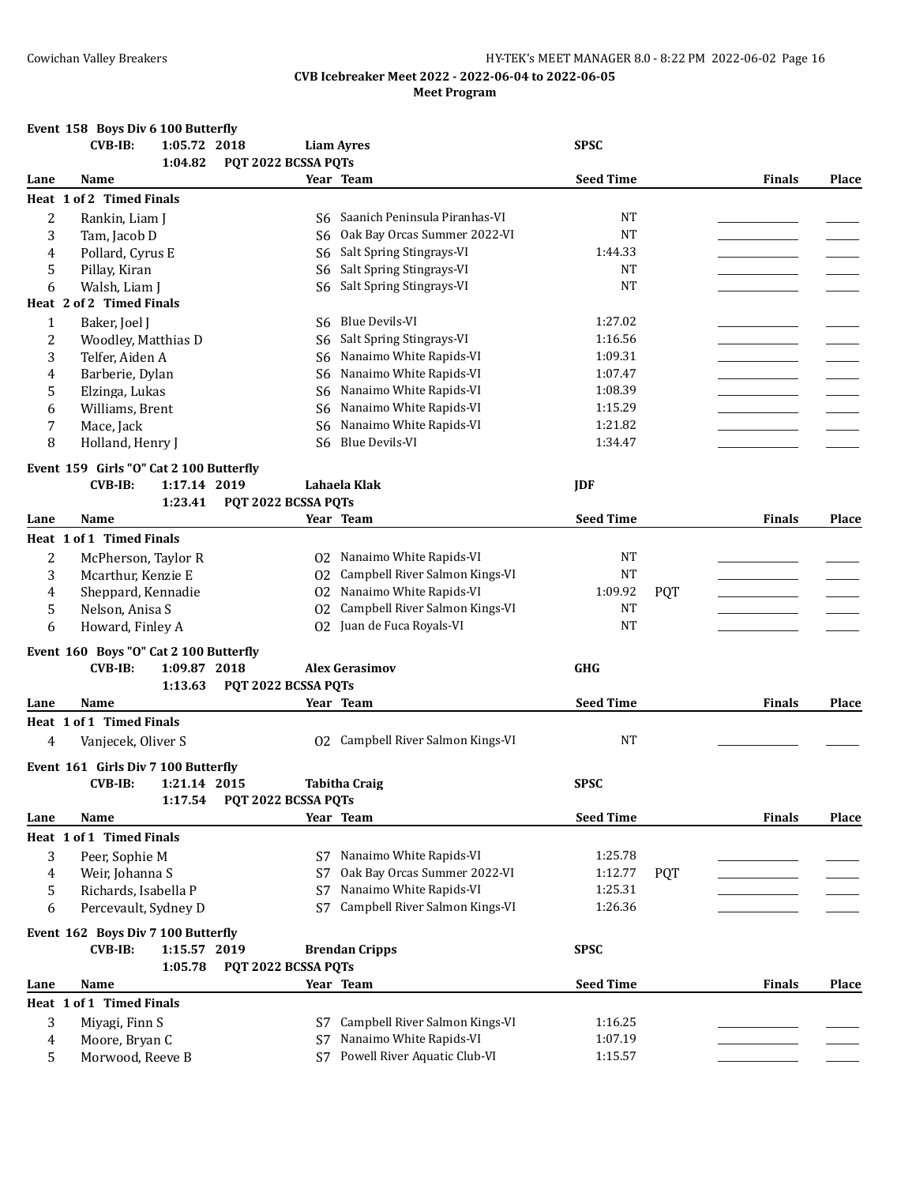**CVB Icebreaker Meet 2022 - 2022-06-04 to 2022-06-05**

**Meet Program**

### Event 158 Boys Div 6 100 Butterfly

CVB-IB: 1:05.72 2018 Liam Ayres SPSC
1:04.82 PQT 2022 BCSSA PQTs

| Lane | Name | Year | Team | Seed Time | | Finals | Place |
|---|---|---|---|---|---|---|---|
| **Heat 1 of 2 Timed Finals** | | | | | | | |
| 2 | Rankin, Liam J | S6 | Saanich Peninsula Piranhas-VI | NT | | | |
| 3 | Tam, Jacob D | S6 | Oak Bay Orcas Summer 2022-VI | NT | | | |
| 4 | Pollard, Cyrus E | S6 | Salt Spring Stingrays-VI | 1:44.33 | | | |
| 5 | Pillay, Kiran | S6 | Salt Spring Stingrays-VI | NT | | | |
| 6 | Walsh, Liam J | S6 | Salt Spring Stingrays-VI | NT | | | |
| **Heat 2 of 2 Timed Finals** | | | | | | | |
| 1 | Baker, Joel J | S6 | Blue Devils-VI | 1:27.02 | | | |
| 2 | Woodley, Matthias D | S6 | Salt Spring Stingrays-VI | 1:16.56 | | | |
| 3 | Telfer, Aiden A | S6 | Nanaimo White Rapids-VI | 1:09.31 | | | |
| 4 | Barberie, Dylan | S6 | Nanaimo White Rapids-VI | 1:07.47 | | | |
| 5 | Elzinga, Lukas | S6 | Nanaimo White Rapids-VI | 1:08.39 | | | |
| 6 | Williams, Brent | S6 | Nanaimo White Rapids-VI | 1:15.29 | | | |
| 7 | Mace, Jack | S6 | Nanaimo White Rapids-VI | 1:21.82 | | | |
| 8 | Holland, Henry J | S6 | Blue Devils-VI | 1:34.47 | | | |

### Event 159 Girls "O" Cat 2 100 Butterfly

CVB-IB: 1:17.14 2019 Lahaela Klak JDF
1:23.41 PQT 2022 BCSSA PQTs

| Lane | Name | Year | Team | Seed Time | | Finals | Place |
|---|---|---|---|---|---|---|---|
| **Heat 1 of 1 Timed Finals** | | | | | | | |
| 2 | McPherson, Taylor R | O2 | Nanaimo White Rapids-VI | NT | | | |
| 3 | Mcarthur, Kenzie E | O2 | Campbell River Salmon Kings-VI | NT | | | |
| 4 | Sheppard, Kennadie | O2 | Nanaimo White Rapids-VI | 1:09.92 | PQT | | |
| 5 | Nelson, Anisa S | O2 | Campbell River Salmon Kings-VI | NT | | | |
| 6 | Howard, Finley A | O2 | Juan de Fuca Royals-VI | NT | | | |

### Event 160 Boys "O" Cat 2 100 Butterfly

CVB-IB: 1:09.87 2018 Alex Gerasimov GHG
1:13.63 PQT 2022 BCSSA PQTs

| Lane | Name | Year | Team | Seed Time | | Finals | Place |
|---|---|---|---|---|---|---|---|
| **Heat 1 of 1 Timed Finals** | | | | | | | |
| 4 | Vanjecek, Oliver S | O2 | Campbell River Salmon Kings-VI | NT | | | |

### Event 161 Girls Div 7 100 Butterfly

CVB-IB: 1:21.14 2015 Tabitha Craig SPSC
1:17.54 PQT 2022 BCSSA PQTs

| Lane | Name | Year | Team | Seed Time | | Finals | Place |
|---|---|---|---|---|---|---|---|
| **Heat 1 of 1 Timed Finals** | | | | | | | |
| 3 | Peer, Sophie M | S7 | Nanaimo White Rapids-VI | 1:25.78 | | | |
| 4 | Weir, Johanna S | S7 | Oak Bay Orcas Summer 2022-VI | 1:12.77 | PQT | | |
| 5 | Richards, Isabella P | S7 | Nanaimo White Rapids-VI | 1:25.31 | | | |
| 6 | Percevault, Sydney D | S7 | Campbell River Salmon Kings-VI | 1:26.36 | | | |

### Event 162 Boys Div 7 100 Butterfly

CVB-IB: 1:15.57 2019 Brendan Cripps SPSC
1:05.78 PQT 2022 BCSSA PQTs

| Lane | Name | Year | Team | Seed Time | | Finals | Place |
|---|---|---|---|---|---|---|---|
| **Heat 1 of 1 Timed Finals** | | | | | | | |
| 3 | Miyagi, Finn S | S7 | Campbell River Salmon Kings-VI | 1:16.25 | | | |
| 4 | Moore, Bryan C | S7 | Nanaimo White Rapids-VI | 1:07.19 | | | |
| 5 | Morwood, Reeve B | S7 | Powell River Aquatic Club-VI | 1:15.57 | | | |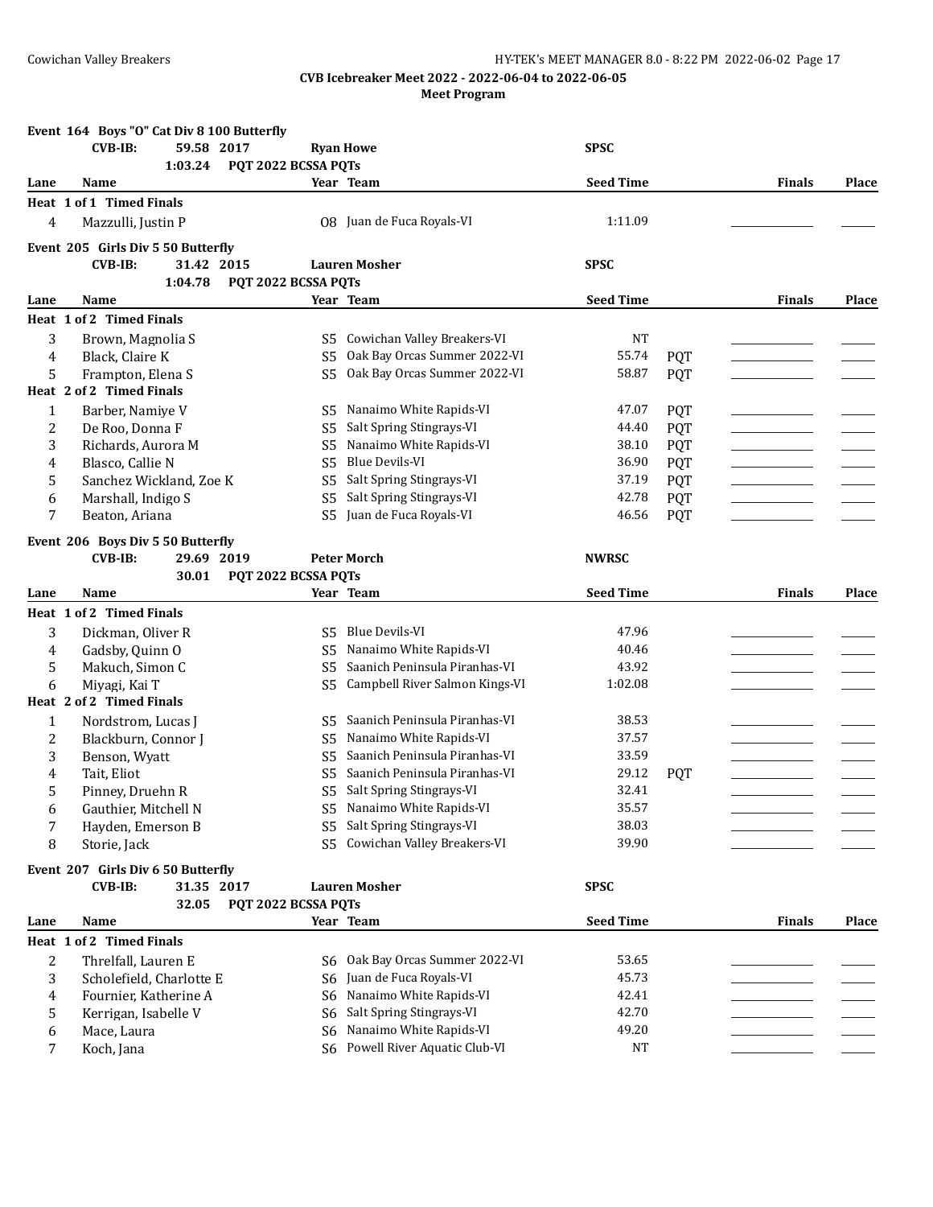**CVB Icebreaker Meet 2022 - 2022-06-04 to 2022-06-05**

**Meet Program**

## Event 164 Boys "O" Cat Div 8 100 Butterfly

**CVB-IB:** 59.58 2017 **Ryan Howe** **SPSC**

1:03.24 **PQT 2022 BCSSA PQTs**

| Lane | Name | Year | Team | Seed Time | | Finals | Place |
|---|---|---|---|---|---|---|---|
| **Heat 1 of 1 Timed Finals** | | | | | | | |
| 4 | Mazzulli, Justin P | O8 | Juan de Fuca Royals-VI | 1:11.09 | | | |

## Event 205 Girls Div 5 50 Butterfly

**CVB-IB:** 31.42 2015 **Lauren Mosher** **SPSC**

1:04.78 **PQT 2022 BCSSA PQTs**

| Lane | Name | Year | Team | Seed Time | | Finals | Place |
|---|---|---|---|---|---|---|---|
| **Heat 1 of 2 Timed Finals** | | | | | | | |
| 3 | Brown, Magnolia S | S5 | Cowichan Valley Breakers-VI | NT | | | |
| 4 | Black, Claire K | S5 | Oak Bay Orcas Summer 2022-VI | 55.74 | PQT | | |
| 5 | Frampton, Elena S | S5 | Oak Bay Orcas Summer 2022-VI | 58.87 | PQT | | |
| **Heat 2 of 2 Timed Finals** | | | | | | | |
| 1 | Barber, Namiye V | S5 | Nanaimo White Rapids-VI | 47.07 | PQT | | |
| 2 | De Roo, Donna F | S5 | Salt Spring Stingrays-VI | 44.40 | PQT | | |
| 3 | Richards, Aurora M | S5 | Nanaimo White Rapids-VI | 38.10 | PQT | | |
| 4 | Blasco, Callie N | S5 | Blue Devils-VI | 36.90 | PQT | | |
| 5 | Sanchez Wickland, Zoe K | S5 | Salt Spring Stingrays-VI | 37.19 | PQT | | |
| 6 | Marshall, Indigo S | S5 | Salt Spring Stingrays-VI | 42.78 | PQT | | |
| 7 | Beaton, Ariana | S5 | Juan de Fuca Royals-VI | 46.56 | PQT | | |

## Event 206 Boys Div 5 50 Butterfly

**CVB-IB:** 29.69 2019 **Peter Morch** **NWRSC**

30.01 **PQT 2022 BCSSA PQTs**

| Lane | Name | Year | Team | Seed Time | | Finals | Place |
|---|---|---|---|---|---|---|---|
| **Heat 1 of 2 Timed Finals** | | | | | | | |
| 3 | Dickman, Oliver R | S5 | Blue Devils-VI | 47.96 | | | |
| 4 | Gadsby, Quinn O | S5 | Nanaimo White Rapids-VI | 40.46 | | | |
| 5 | Makuch, Simon C | S5 | Saanich Peninsula Piranhas-VI | 43.92 | | | |
| 6 | Miyagi, Kai T | S5 | Campbell River Salmon Kings-VI | 1:02.08 | | | |
| **Heat 2 of 2 Timed Finals** | | | | | | | |
| 1 | Nordstrom, Lucas J | S5 | Saanich Peninsula Piranhas-VI | 38.53 | | | |
| 2 | Blackburn, Connor J | S5 | Nanaimo White Rapids-VI | 37.57 | | | |
| 3 | Benson, Wyatt | S5 | Saanich Peninsula Piranhas-VI | 33.59 | | | |
| 4 | Tait, Eliot | S5 | Saanich Peninsula Piranhas-VI | 29.12 | PQT | | |
| 5 | Pinney, Druehn R | S5 | Salt Spring Stingrays-VI | 32.41 | | | |
| 6 | Gauthier, Mitchell N | S5 | Nanaimo White Rapids-VI | 35.57 | | | |
| 7 | Hayden, Emerson B | S5 | Salt Spring Stingrays-VI | 38.03 | | | |
| 8 | Storie, Jack | S5 | Cowichan Valley Breakers-VI | 39.90 | | | |

## Event 207 Girls Div 6 50 Butterfly

**CVB-IB:** 31.35 2017 **Lauren Mosher** **SPSC**

32.05 **PQT 2022 BCSSA PQTs**

| Lane | Name | Year | Team | Seed Time | | Finals | Place |
|---|---|---|---|---|---|---|---|
| **Heat 1 of 2 Timed Finals** | | | | | | | |
| 2 | Threlfall, Lauren E | S6 | Oak Bay Orcas Summer 2022-VI | 53.65 | | | |
| 3 | Scholefield, Charlotte E | S6 | Juan de Fuca Royals-VI | 45.73 | | | |
| 4 | Fournier, Katherine A | S6 | Nanaimo White Rapids-VI | 42.41 | | | |
| 5 | Kerrigan, Isabelle V | S6 | Salt Spring Stingrays-VI | 42.70 | | | |
| 6 | Mace, Laura | S6 | Nanaimo White Rapids-VI | 49.20 | | | |
| 7 | Koch, Jana | S6 | Powell River Aquatic Club-VI | NT | | | |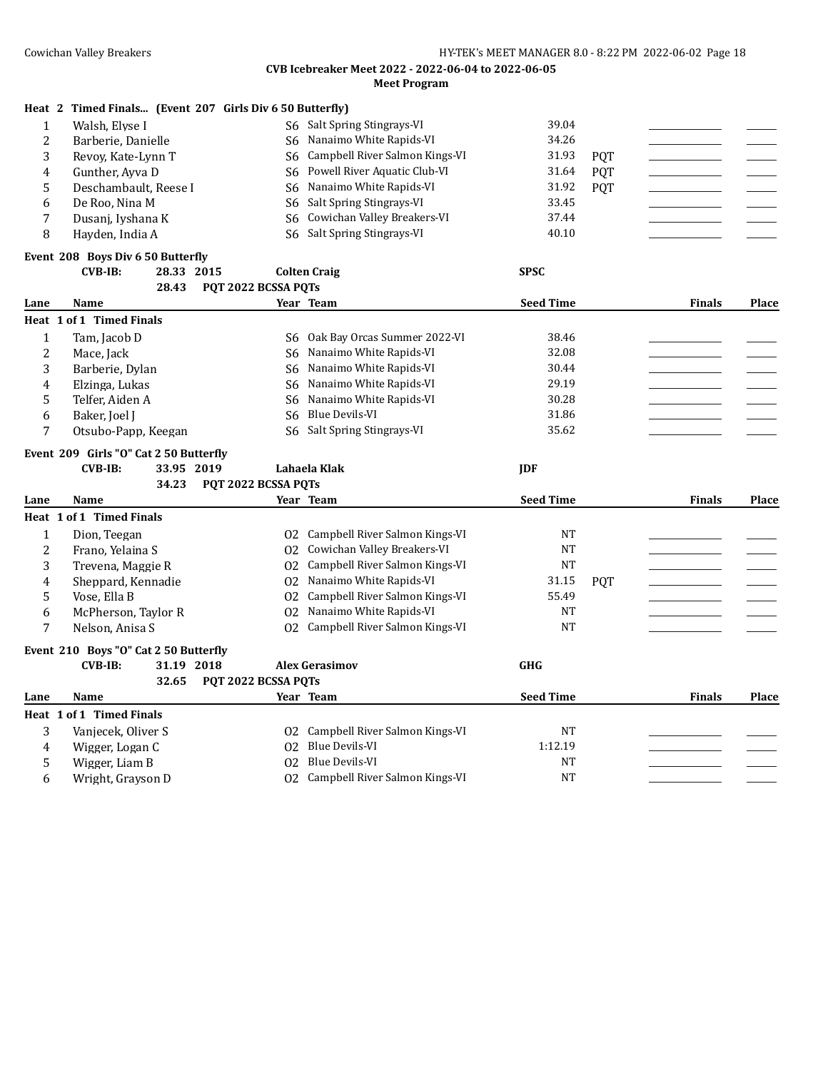**Heat 2 Timed Finals... (Event 207 Girls Div 6 50 Butterfly)**

| Lane | Name | Year | Team | Seed Time | | Finals | Place |
|---|---|---|---|---|---|---|---|
| 1 | Walsh, Elyse I | S6 | Salt Spring Stingrays-VI | 39.04 | | | |
| 2 | Barberie, Danielle | S6 | Nanaimo White Rapids-VI | 34.26 | | | |
| 3 | Revoy, Kate-Lynn T | S6 | Campbell River Salmon Kings-VI | 31.93 | PQT | | |
| 4 | Gunther, Ayva D | S6 | Powell River Aquatic Club-VI | 31.64 | PQT | | |
| 5 | Deschambault, Reese I | S6 | Nanaimo White Rapids-VI | 31.92 | PQT | | |
| 6 | De Roo, Nina M | S6 | Salt Spring Stingrays-VI | 33.45 | | | |
| 7 | Dusanj, Iyshana K | S6 | Cowichan Valley Breakers-VI | 37.44 | | | |
| 8 | Hayden, India A | S6 | Salt Spring Stingrays-VI | 40.10 | | | |

**Event 208 Boys Div 6 50 Butterfly**

CVB-IB: 28.33 2015 Colten Craig SPSC
28.43 PQT 2022 BCSSA PQTs

| Lane | Name | Year | Team | Seed Time | Finals | Place |
|---|---|---|---|---|---|---|
| **Heat 1 of 1 Timed Finals** | | | | | | |
| 1 | Tam, Jacob D | S6 | Oak Bay Orcas Summer 2022-VI | 38.46 | | |
| 2 | Mace, Jack | S6 | Nanaimo White Rapids-VI | 32.08 | | |
| 3 | Barberie, Dylan | S6 | Nanaimo White Rapids-VI | 30.44 | | |
| 4 | Elzinga, Lukas | S6 | Nanaimo White Rapids-VI | 29.19 | | |
| 5 | Telfer, Aiden A | S6 | Nanaimo White Rapids-VI | 30.28 | | |
| 6 | Baker, Joel J | S6 | Blue Devils-VI | 31.86 | | |
| 7 | Otsubo-Papp, Keegan | S6 | Salt Spring Stingrays-VI | 35.62 | | |

**Event 209 Girls "O" Cat 2 50 Butterfly**

CVB-IB: 33.95 2019 Lahaela Klak JDF
34.23 PQT 2022 BCSSA PQTs

| Lane | Name | Year | Team | Seed Time | | Finals | Place |
|---|---|---|---|---|---|---|---|
| **Heat 1 of 1 Timed Finals** | | | | | | | |
| 1 | Dion, Teegan | O2 | Campbell River Salmon Kings-VI | NT | | | |
| 2 | Frano, Yelaina S | O2 | Cowichan Valley Breakers-VI | NT | | | |
| 3 | Trevena, Maggie R | O2 | Campbell River Salmon Kings-VI | NT | | | |
| 4 | Sheppard, Kennadie | O2 | Nanaimo White Rapids-VI | 31.15 | PQT | | |
| 5 | Vose, Ella B | O2 | Campbell River Salmon Kings-VI | 55.49 | | | |
| 6 | McPherson, Taylor R | O2 | Nanaimo White Rapids-VI | NT | | | |
| 7 | Nelson, Anisa S | O2 | Campbell River Salmon Kings-VI | NT | | | |

**Event 210 Boys "O" Cat 2 50 Butterfly**

CVB-IB: 31.19 2018 Alex Gerasimov GHG
32.65 PQT 2022 BCSSA PQTs

| Lane | Name | Year | Team | Seed Time | Finals | Place |
|---|---|---|---|---|---|---|
| **Heat 1 of 1 Timed Finals** | | | | | | |
| 3 | Vanjecek, Oliver S | O2 | Campbell River Salmon Kings-VI | NT | | |
| 4 | Wigger, Logan C | O2 | Blue Devils-VI | 1:12.19 | | |
| 5 | Wigger, Liam B | O2 | Blue Devils-VI | NT | | |
| 6 | Wright, Grayson D | O2 | Campbell River Salmon Kings-VI | NT | | |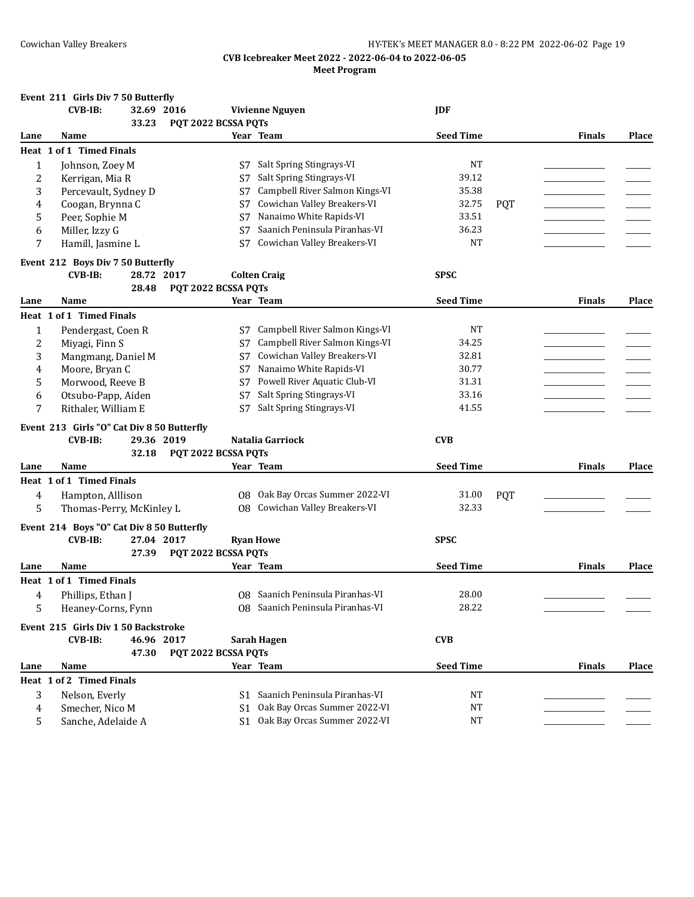**CVB Icebreaker Meet 2022 - 2022-06-04 to 2022-06-05**

**Meet Program**

**Event 211 Girls Div 7 50 Butterfly**

CVB-IB: 32.69 2016 Vivienne Nguyen JDF

33.23 PQT 2022 BCSSA PQTs

| Lane | Name | Year | Team | Seed Time | | Finals | Place |
|---|---|---|---|---|---|---|---|
| **Heat 1 of 1 Timed Finals** | | | | | | | |
| 1 | Johnson, Zoey M | S7 | Salt Spring Stingrays-VI | NT | | | |
| 2 | Kerrigan, Mia R | S7 | Salt Spring Stingrays-VI | 39.12 | | | |
| 3 | Percevault, Sydney D | S7 | Campbell River Salmon Kings-VI | 35.38 | | | |
| 4 | Coogan, Brynna C | S7 | Cowichan Valley Breakers-VI | 32.75 | PQT | | |
| 5 | Peer, Sophie M | S7 | Nanaimo White Rapids-VI | 33.51 | | | |
| 6 | Miller, Izzy G | S7 | Saanich Peninsula Piranhas-VI | 36.23 | | | |
| 7 | Hamill, Jasmine L | S7 | Cowichan Valley Breakers-VI | NT | | | |

**Event 212 Boys Div 7 50 Butterfly**

CVB-IB: 28.72 2017 Colten Craig SPSC

28.48 PQT 2022 BCSSA PQTs

| Lane | Name | Year | Team | Seed Time | | Finals | Place |
|---|---|---|---|---|---|---|---|
| **Heat 1 of 1 Timed Finals** | | | | | | | |
| 1 | Pendergast, Coen R | S7 | Campbell River Salmon Kings-VI | NT | | | |
| 2 | Miyagi, Finn S | S7 | Campbell River Salmon Kings-VI | 34.25 | | | |
| 3 | Mangmang, Daniel M | S7 | Cowichan Valley Breakers-VI | 32.81 | | | |
| 4 | Moore, Bryan C | S7 | Nanaimo White Rapids-VI | 30.77 | | | |
| 5 | Morwood, Reeve B | S7 | Powell River Aquatic Club-VI | 31.31 | | | |
| 6 | Otsubo-Papp, Aiden | S7 | Salt Spring Stingrays-VI | 33.16 | | | |
| 7 | Rithaler, William E | S7 | Salt Spring Stingrays-VI | 41.55 | | | |

**Event 213 Girls "O" Cat Div 8 50 Butterfly**

CVB-IB: 29.36 2019 Natalia Garriock CVB

32.18 PQT 2022 BCSSA PQTs

| Lane | Name | Year | Team | Seed Time | | Finals | Place |
|---|---|---|---|---|---|---|---|
| **Heat 1 of 1 Timed Finals** | | | | | | | |
| 4 | Hampton, Alllison | O8 | Oak Bay Orcas Summer 2022-VI | 31.00 | PQT | | |
| 5 | Thomas-Perry, McKinley L | O8 | Cowichan Valley Breakers-VI | 32.33 | | | |

**Event 214 Boys "O" Cat Div 8 50 Butterfly**

CVB-IB: 27.04 2017 Ryan Howe SPSC

27.39 PQT 2022 BCSSA PQTs

| Lane | Name | Year | Team | Seed Time | | Finals | Place |
|---|---|---|---|---|---|---|---|
| **Heat 1 of 1 Timed Finals** | | | | | | | |
| 4 | Phillips, Ethan J | O8 | Saanich Peninsula Piranhas-VI | 28.00 | | | |
| 5 | Heaney-Corns, Fynn | O8 | Saanich Peninsula Piranhas-VI | 28.22 | | | |

**Event 215 Girls Div 1 50 Backstroke**

CVB-IB: 46.96 2017 Sarah Hagen CVB

47.30 PQT 2022 BCSSA PQTs

| Lane | Name | Year | Team | Seed Time | | Finals | Place |
|---|---|---|---|---|---|---|---|
| **Heat 1 of 2 Timed Finals** | | | | | | | |
| 3 | Nelson, Everly | S1 | Saanich Peninsula Piranhas-VI | NT | | | |
| 4 | Smecher, Nico M | S1 | Oak Bay Orcas Summer 2022-VI | NT | | | |
| 5 | Sanche, Adelaide A | S1 | Oak Bay Orcas Summer 2022-VI | NT | | | |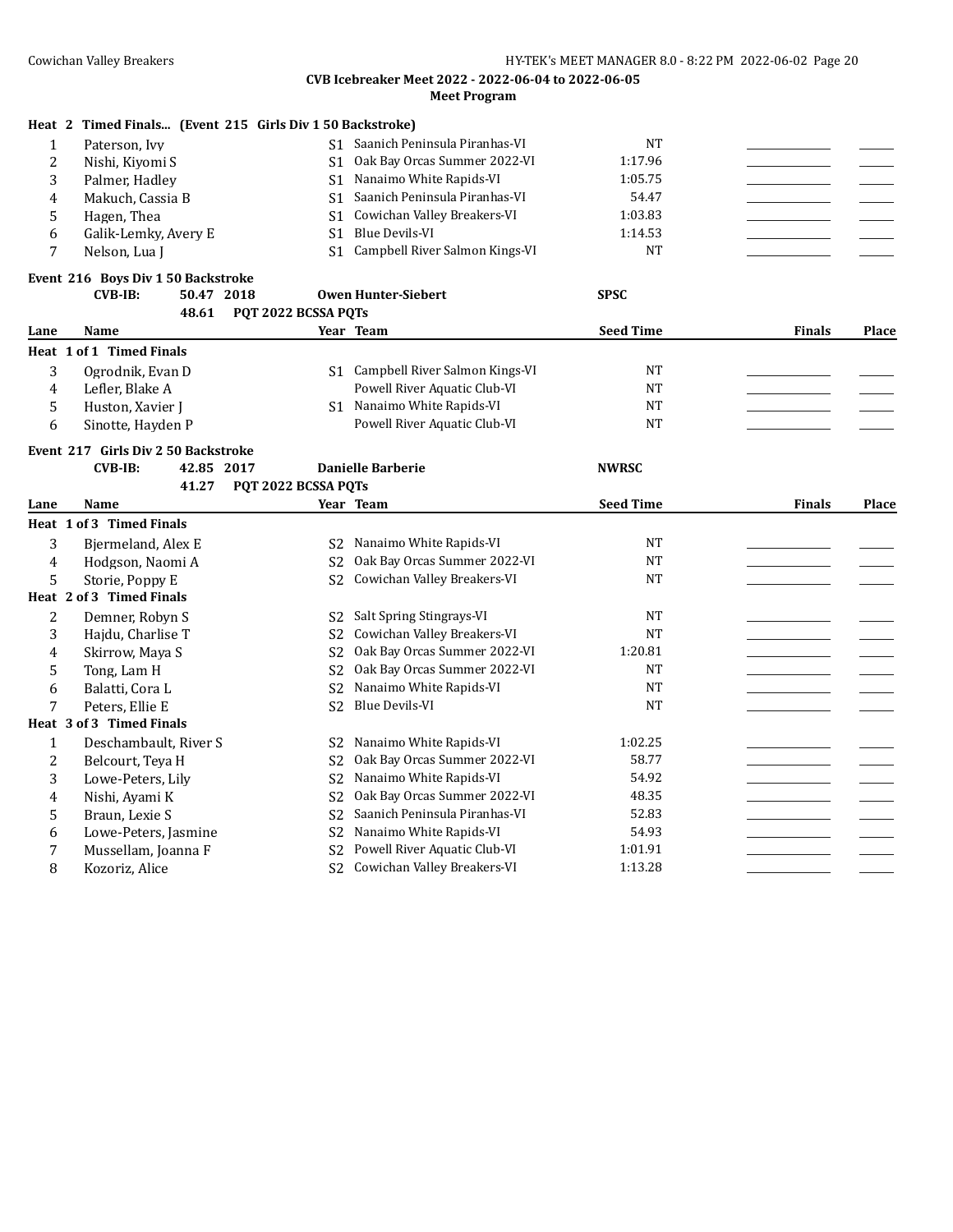**CVB Icebreaker Meet 2022 - 2022-06-04 to 2022-06-05**
**Meet Program**

**Heat 2 Timed Finals... (Event 215 Girls Div 1 50 Backstroke)**

| Lane | Name | Year | Team | Seed Time | Finals | Place |
|---|---|---|---|---|---|---|
| 1 | Paterson, Ivy | S1 | Saanich Peninsula Piranhas-VI | NT | | |
| 2 | Nishi, Kiyomi S | S1 | Oak Bay Orcas Summer 2022-VI | 1:17.96 | | |
| 3 | Palmer, Hadley | S1 | Nanaimo White Rapids-VI | 1:05.75 | | |
| 4 | Makuch, Cassia B | S1 | Saanich Peninsula Piranhas-VI | 54.47 | | |
| 5 | Hagen, Thea | S1 | Cowichan Valley Breakers-VI | 1:03.83 | | |
| 6 | Galik-Lemky, Avery E | S1 | Blue Devils-VI | 1:14.53 | | |
| 7 | Nelson, Lua J | S1 | Campbell River Salmon Kings-VI | NT | | |

**Event 216 Boys Div 1 50 Backstroke**

CVB-IB: 50.47 2018 Owen Hunter-Siebert SPSC

48.61 PQT 2022 BCSSA PQTs

| Lane | Name | Year | Team | Seed Time | Finals | Place |
|---|---|---|---|---|---|---|
| **Heat 1 of 1 Timed Finals** | | | | | | |
| 3 | Ogrodnik, Evan D | S1 | Campbell River Salmon Kings-VI | NT | | |
| 4 | Lefler, Blake A | | Powell River Aquatic Club-VI | NT | | |
| 5 | Huston, Xavier J | S1 | Nanaimo White Rapids-VI | NT | | |
| 6 | Sinotte, Hayden P | | Powell River Aquatic Club-VI | NT | | |

**Event 217 Girls Div 2 50 Backstroke**

CVB-IB: 42.85 2017 Danielle Barberie NWRSC

41.27 PQT 2022 BCSSA PQTs

| Lane | Name | Year | Team | Seed Time | Finals | Place |
|---|---|---|---|---|---|---|
| **Heat 1 of 3 Timed Finals** | | | | | | |
| 3 | Bjermeland, Alex E | S2 | Nanaimo White Rapids-VI | NT | | |
| 4 | Hodgson, Naomi A | S2 | Oak Bay Orcas Summer 2022-VI | NT | | |
| 5 | Storie, Poppy E | S2 | Cowichan Valley Breakers-VI | NT | | |
| **Heat 2 of 3 Timed Finals** | | | | | | |
| 2 | Demner, Robyn S | S2 | Salt Spring Stingrays-VI | NT | | |
| 3 | Hajdu, Charlise T | S2 | Cowichan Valley Breakers-VI | NT | | |
| 4 | Skirrow, Maya S | S2 | Oak Bay Orcas Summer 2022-VI | 1:20.81 | | |
| 5 | Tong, Lam H | S2 | Oak Bay Orcas Summer 2022-VI | NT | | |
| 6 | Balatti, Cora L | S2 | Nanaimo White Rapids-VI | NT | | |
| 7 | Peters, Ellie E | S2 | Blue Devils-VI | NT | | |
| **Heat 3 of 3 Timed Finals** | | | | | | |
| 1 | Deschambault, River S | S2 | Nanaimo White Rapids-VI | 1:02.25 | | |
| 2 | Belcourt, Teya H | S2 | Oak Bay Orcas Summer 2022-VI | 58.77 | | |
| 3 | Lowe-Peters, Lily | S2 | Nanaimo White Rapids-VI | 54.92 | | |
| 4 | Nishi, Ayami K | S2 | Oak Bay Orcas Summer 2022-VI | 48.35 | | |
| 5 | Braun, Lexie S | S2 | Saanich Peninsula Piranhas-VI | 52.83 | | |
| 6 | Lowe-Peters, Jasmine | S2 | Nanaimo White Rapids-VI | 54.93 | | |
| 7 | Mussellam, Joanna F | S2 | Powell River Aquatic Club-VI | 1:01.91 | | |
| 8 | Kozoriz, Alice | S2 | Cowichan Valley Breakers-VI | 1:13.28 | | |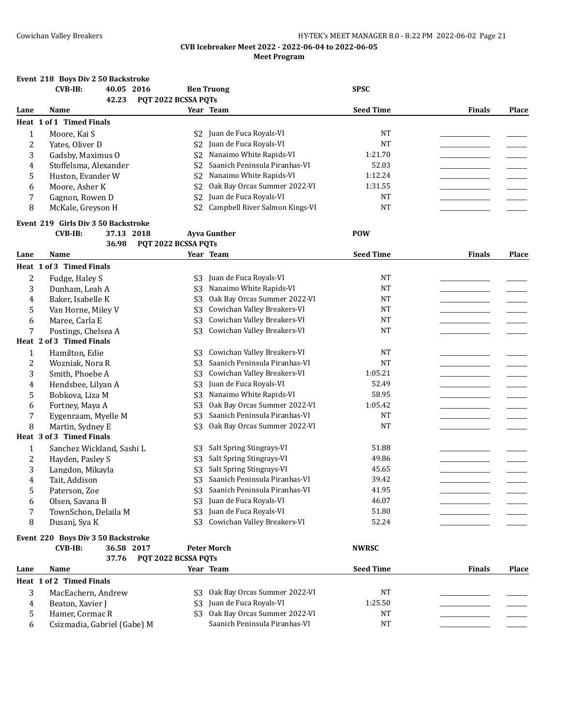**CVB Icebreaker Meet 2022 - 2022-06-04 to 2022-06-05**

**Meet Program**

### Event 218 Boys Div 2 50 Backstroke

**CVB-IB:** 40.05 2016 **Ben Truong** **SPSC**

42.23 **PQT 2022 BCSSA PQTs**

| Lane | Name | Year | Team | Seed Time | Finals | Place |
|---|---|---|---|---|---|---|
| **Heat 1 of 1 Timed Finals** | | | | | | |
| 1 | Moore, Kai S | S2 | Juan de Fuca Royals-VI | NT | | |
| 2 | Yates, Oliver D | S2 | Juan de Fuca Royals-VI | NT | | |
| 3 | Gadsby, Maximus O | S2 | Nanaimo White Rapids-VI | 1:21.70 | | |
| 4 | Stoffelsma, Alexander | S2 | Saanich Peninsula Piranhas-VI | 52.03 | | |
| 5 | Huston, Evander W | S2 | Nanaimo White Rapids-VI | 1:12.24 | | |
| 6 | Moore, Asher K | S2 | Oak Bay Orcas Summer 2022-VI | 1:31.55 | | |
| 7 | Gagnon, Rowen D | S2 | Juan de Fuca Royals-VI | NT | | |
| 8 | McKale, Greyson H | S2 | Campbell River Salmon Kings-VI | NT | | |

### Event 219 Girls Div 3 50 Backstroke

**CVB-IB:** 37.13 2018 **Ayva Gunther** **POW**

36.98 **PQT 2022 BCSSA PQTs**

| Lane | Name | Year | Team | Seed Time | Finals | Place |
|---|---|---|---|---|---|---|
| **Heat 1 of 3 Timed Finals** | | | | | | |
| 2 | Fudge, Haley S | S3 | Juan de Fuca Royals-VI | NT | | |
| 3 | Dunham, Leah A | S3 | Nanaimo White Rapids-VI | NT | | |
| 4 | Baker, Isabelle K | S3 | Oak Bay Orcas Summer 2022-VI | NT | | |
| 5 | Van Horne, Miley V | S3 | Cowichan Valley Breakers-VI | NT | | |
| 6 | Maree, Carla E | S3 | Cowichan Valley Breakers-VI | NT | | |
| 7 | Postings, Chelsea A | S3 | Cowichan Valley Breakers-VI | NT | | |
| **Heat 2 of 3 Timed Finals** | | | | | | |
| 1 | Hamilton, Edie | S3 | Cowichan Valley Breakers-VI | NT | | |
| 2 | Wozniak, Nora R | S3 | Saanich Peninsula Piranhas-VI | NT | | |
| 3 | Smith, Phoebe A | S3 | Cowichan Valley Breakers-VI | 1:05.21 | | |
| 4 | Hendsbee, Lilyan A | S3 | Juan de Fuca Royals-VI | 52.49 | | |
| 5 | Bobkova, Liza M | S3 | Nanaimo White Rapids-VI | 58.95 | | |
| 6 | Fortney, Maya A | S3 | Oak Bay Orcas Summer 2022-VI | 1:05.42 | | |
| 7 | Eygenraam, Myelle M | S3 | Saanich Peninsula Piranhas-VI | NT | | |
| 8 | Martin, Sydney E | S3 | Oak Bay Orcas Summer 2022-VI | NT | | |
| **Heat 3 of 3 Timed Finals** | | | | | | |
| 1 | Sanchez Wickland, Sashi L | S3 | Salt Spring Stingrays-VI | 51.88 | | |
| 2 | Hayden, Pasley S | S3 | Salt Spring Stingrays-VI | 49.86 | | |
| 3 | Langdon, Mikayla | S3 | Salt Spring Stingrays-VI | 45.65 | | |
| 4 | Tait, Addison | S3 | Saanich Peninsula Piranhas-VI | 39.42 | | |
| 5 | Paterson, Zoe | S3 | Saanich Peninsula Piranhas-VI | 41.95 | | |
| 6 | Olsen, Savana B | S3 | Juan de Fuca Royals-VI | 46.07 | | |
| 7 | TownSchon, Delaila M | S3 | Juan de Fuca Royals-VI | 51.80 | | |
| 8 | Dusanj, Sya K | S3 | Cowichan Valley Breakers-VI | 52.24 | | |

### Event 220 Boys Div 3 50 Backstroke

**CVB-IB:** 36.58 2017 **Peter Morch** **NWRSC**

37.76 **PQT 2022 BCSSA PQTs**

| Lane | Name | Year | Team | Seed Time | Finals | Place |
|---|---|---|---|---|---|---|
| **Heat 1 of 2 Timed Finals** | | | | | | |
| 3 | MacEachern, Andrew | S3 | Oak Bay Orcas Summer 2022-VI | NT | | |
| 4 | Beaton, Xavier J | S3 | Juan de Fuca Royals-VI | 1:25.50 | | |
| 5 | Hamer, Cormac R | S3 | Oak Bay Orcas Summer 2022-VI | NT | | |
| 6 | Csizmadia, Gabriel (Gabe) M | | Saanich Peninsula Piranhas-VI | NT | | |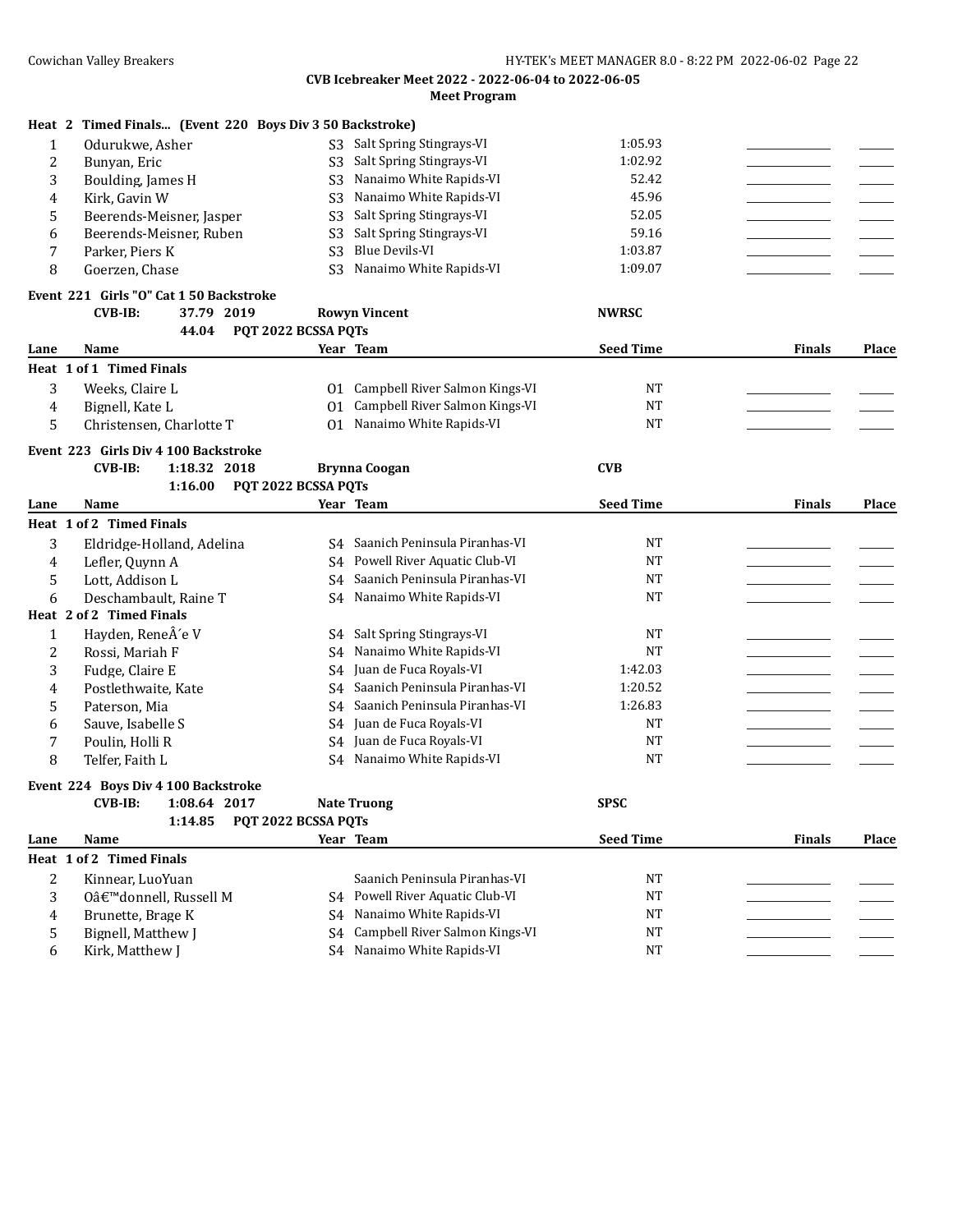**CVB Icebreaker Meet 2022 - 2022-06-04 to 2022-06-05**

**Meet Program**

**Heat 2 Timed Finals... (Event 220 Boys Div 3 50 Backstroke)**

| Lane | Name | Year | Team | Seed Time | Finals | Place |
|---|---|---|---|---|---|---|
| 1 | Odurukwe, Asher | S3 | Salt Spring Stingrays-VI | 1:05.93 | | |
| 2 | Bunyan, Eric | S3 | Salt Spring Stingrays-VI | 1:02.92 | | |
| 3 | Boulding, James H | S3 | Nanaimo White Rapids-VI | 52.42 | | |
| 4 | Kirk, Gavin W | S3 | Nanaimo White Rapids-VI | 45.96 | | |
| 5 | Beerends-Meisner, Jasper | S3 | Salt Spring Stingrays-VI | 52.05 | | |
| 6 | Beerends-Meisner, Ruben | S3 | Salt Spring Stingrays-VI | 59.16 | | |
| 7 | Parker, Piers K | S3 | Blue Devils-VI | 1:03.87 | | |
| 8 | Goerzen, Chase | S3 | Nanaimo White Rapids-VI | 1:09.07 | | |

**Event 221 Girls "O" Cat 1 50 Backstroke**

CVB-IB: 37.79 2019 Rowyn Vincent NWRSC
44.04 PQT 2022 BCSSA PQTs

| Lane | Name | Year | Team | Seed Time | Finals | Place |
|---|---|---|---|---|---|---|
| **Heat 1 of 1 Timed Finals** | | | | | | |
| 3 | Weeks, Claire L | O1 | Campbell River Salmon Kings-VI | NT | | |
| 4 | Bignell, Kate L | O1 | Campbell River Salmon Kings-VI | NT | | |
| 5 | Christensen, Charlotte T | O1 | Nanaimo White Rapids-VI | NT | | |

**Event 223 Girls Div 4 100 Backstroke**

CVB-IB: 1:18.32 2018 Brynna Coogan CVB
1:16.00 PQT 2022 BCSSA PQTs

| Lane | Name | Year | Team | Seed Time | Finals | Place |
|---|---|---|---|---|---|---|
| **Heat 1 of 2 Timed Finals** | | | | | | |
| 3 | Eldridge-Holland, Adelina | S4 | Saanich Peninsula Piranhas-VI | NT | | |
| 4 | Lefler, Quynn A | S4 | Powell River Aquatic Club-VI | NT | | |
| 5 | Lott, Addison L | S4 | Saanich Peninsula Piranhas-VI | NT | | |
| 6 | Deschambault, Raine T | S4 | Nanaimo White Rapids-VI | NT | | |
| **Heat 2 of 2 Timed Finals** | | | | | | |
| 1 | Hayden, ReneÂ´e V | S4 | Salt Spring Stingrays-VI | NT | | |
| 2 | Rossi, Mariah F | S4 | Nanaimo White Rapids-VI | NT | | |
| 3 | Fudge, Claire E | S4 | Juan de Fuca Royals-VI | 1:42.03 | | |
| 4 | Postlethwaite, Kate | S4 | Saanich Peninsula Piranhas-VI | 1:20.52 | | |
| 5 | Paterson, Mia | S4 | Saanich Peninsula Piranhas-VI | 1:26.83 | | |
| 6 | Sauve, Isabelle S | S4 | Juan de Fuca Royals-VI | NT | | |
| 7 | Poulin, Holli R | S4 | Juan de Fuca Royals-VI | NT | | |
| 8 | Telfer, Faith L | S4 | Nanaimo White Rapids-VI | NT | | |

**Event 224 Boys Div 4 100 Backstroke**

CVB-IB: 1:08.64 2017 Nate Truong SPSC
1:14.85 PQT 2022 BCSSA PQTs

| Lane | Name | Year | Team | Seed Time | Finals | Place |
|---|---|---|---|---|---|---|
| **Heat 1 of 2 Timed Finals** | | | | | | |
| 2 | Kinnear, LuoYuan | | Saanich Peninsula Piranhas-VI | NT | | |
| 3 | Oâ€™donnell, Russell M | S4 | Powell River Aquatic Club-VI | NT | | |
| 4 | Brunette, Brage K | S4 | Nanaimo White Rapids-VI | NT | | |
| 5 | Bignell, Matthew J | S4 | Campbell River Salmon Kings-VI | NT | | |
| 6 | Kirk, Matthew J | S4 | Nanaimo White Rapids-VI | NT | | |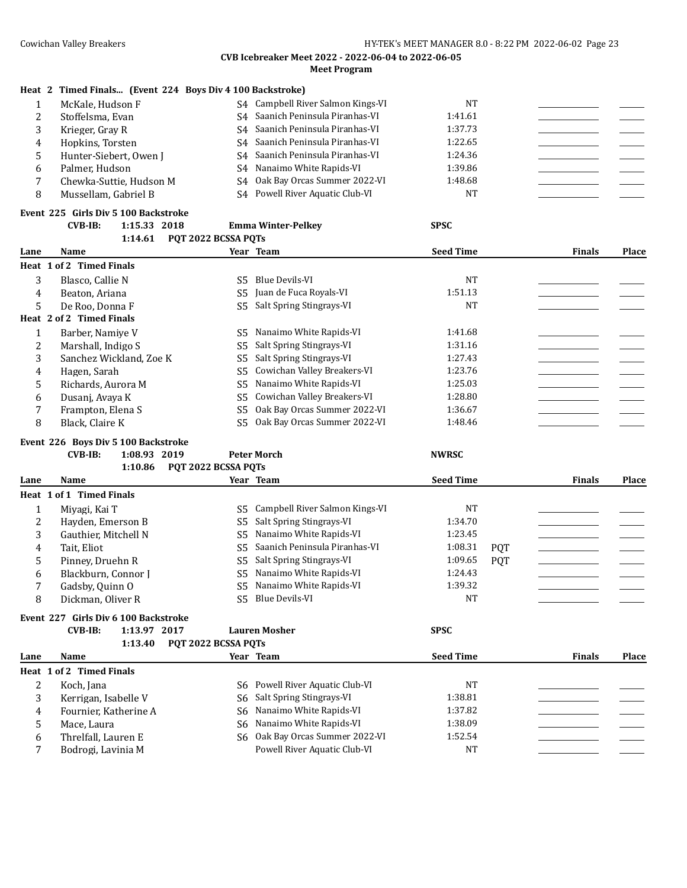**CVB Icebreaker Meet 2022 - 2022-06-04 to 2022-06-05**
**Meet Program**

**Heat 2 Timed Finals... (Event 224 Boys Div 4 100 Backstroke)**

| Lane | Name | Year | Team | Seed Time | | Finals | Place |
|---|---|---|---|---|---|---|---|
| 1 | McKale, Hudson F | S4 | Campbell River Salmon Kings-VI | NT | | | |
| 2 | Stoffelsma, Evan | S4 | Saanich Peninsula Piranhas-VI | 1:41.61 | | | |
| 3 | Krieger, Gray R | S4 | Saanich Peninsula Piranhas-VI | 1:37.73 | | | |
| 4 | Hopkins, Torsten | S4 | Saanich Peninsula Piranhas-VI | 1:22.65 | | | |
| 5 | Hunter-Siebert, Owen J | S4 | Saanich Peninsula Piranhas-VI | 1:24.36 | | | |
| 6 | Palmer, Hudson | S4 | Nanaimo White Rapids-VI | 1:39.86 | | | |
| 7 | Chewka-Suttie, Hudson M | S4 | Oak Bay Orcas Summer 2022-VI | 1:48.68 | | | |
| 8 | Mussellam, Gabriel B | S4 | Powell River Aquatic Club-VI | NT | | | |

**Event 225 Girls Div 5 100 Backstroke**

CVB-IB: 1:15.33 2018 Emma Winter-Pelkey SPSC
1:14.61 PQT 2022 BCSSA PQTs

| Lane | Name | Year | Team | Seed Time | | Finals | Place |
|---|---|---|---|---|---|---|---|
| **Heat 1 of 2 Timed Finals** | | | | | | | |
| 3 | Blasco, Callie N | S5 | Blue Devils-VI | NT | | | |
| 4 | Beaton, Ariana | S5 | Juan de Fuca Royals-VI | 1:51.13 | | | |
| 5 | De Roo, Donna F | S5 | Salt Spring Stingrays-VI | NT | | | |
| **Heat 2 of 2 Timed Finals** | | | | | | | |
| 1 | Barber, Namiye V | S5 | Nanaimo White Rapids-VI | 1:41.68 | | | |
| 2 | Marshall, Indigo S | S5 | Salt Spring Stingrays-VI | 1:31.16 | | | |
| 3 | Sanchez Wickland, Zoe K | S5 | Salt Spring Stingrays-VI | 1:27.43 | | | |
| 4 | Hagen, Sarah | S5 | Cowichan Valley Breakers-VI | 1:23.76 | | | |
| 5 | Richards, Aurora M | S5 | Nanaimo White Rapids-VI | 1:25.03 | | | |
| 6 | Dusanj, Avaya K | S5 | Cowichan Valley Breakers-VI | 1:28.80 | | | |
| 7 | Frampton, Elena S | S5 | Oak Bay Orcas Summer 2022-VI | 1:36.67 | | | |
| 8 | Black, Claire K | S5 | Oak Bay Orcas Summer 2022-VI | 1:48.46 | | | |

**Event 226 Boys Div 5 100 Backstroke**

CVB-IB: 1:08.93 2019 Peter Morch NWRSC
1:10.86 PQT 2022 BCSSA PQTs

| Lane | Name | Year | Team | Seed Time | | Finals | Place |
|---|---|---|---|---|---|---|---|
| **Heat 1 of 1 Timed Finals** | | | | | | | |
| 1 | Miyagi, Kai T | S5 | Campbell River Salmon Kings-VI | NT | | | |
| 2 | Hayden, Emerson B | S5 | Salt Spring Stingrays-VI | 1:34.70 | | | |
| 3 | Gauthier, Mitchell N | S5 | Nanaimo White Rapids-VI | 1:23.45 | | | |
| 4 | Tait, Eliot | S5 | Saanich Peninsula Piranhas-VI | 1:08.31 | PQT | | |
| 5 | Pinney, Druehn R | S5 | Salt Spring Stingrays-VI | 1:09.65 | PQT | | |
| 6 | Blackburn, Connor J | S5 | Nanaimo White Rapids-VI | 1:24.43 | | | |
| 7 | Gadsby, Quinn O | S5 | Nanaimo White Rapids-VI | 1:39.32 | | | |
| 8 | Dickman, Oliver R | S5 | Blue Devils-VI | NT | | | |

**Event 227 Girls Div 6 100 Backstroke**

CVB-IB: 1:13.97 2017 Lauren Mosher SPSC
1:13.40 PQT 2022 BCSSA PQTs

| Lane | Name | Year | Team | Seed Time | | Finals | Place |
|---|---|---|---|---|---|---|---|
| **Heat 1 of 2 Timed Finals** | | | | | | | |
| 2 | Koch, Jana | S6 | Powell River Aquatic Club-VI | NT | | | |
| 3 | Kerrigan, Isabelle V | S6 | Salt Spring Stingrays-VI | 1:38.81 | | | |
| 4 | Fournier, Katherine A | S6 | Nanaimo White Rapids-VI | 1:37.82 | | | |
| 5 | Mace, Laura | S6 | Nanaimo White Rapids-VI | 1:38.09 | | | |
| 6 | Threlfall, Lauren E | S6 | Oak Bay Orcas Summer 2022-VI | 1:52.54 | | | |
| 7 | Bodrogi, Lavinia M | | Powell River Aquatic Club-VI | NT | | | |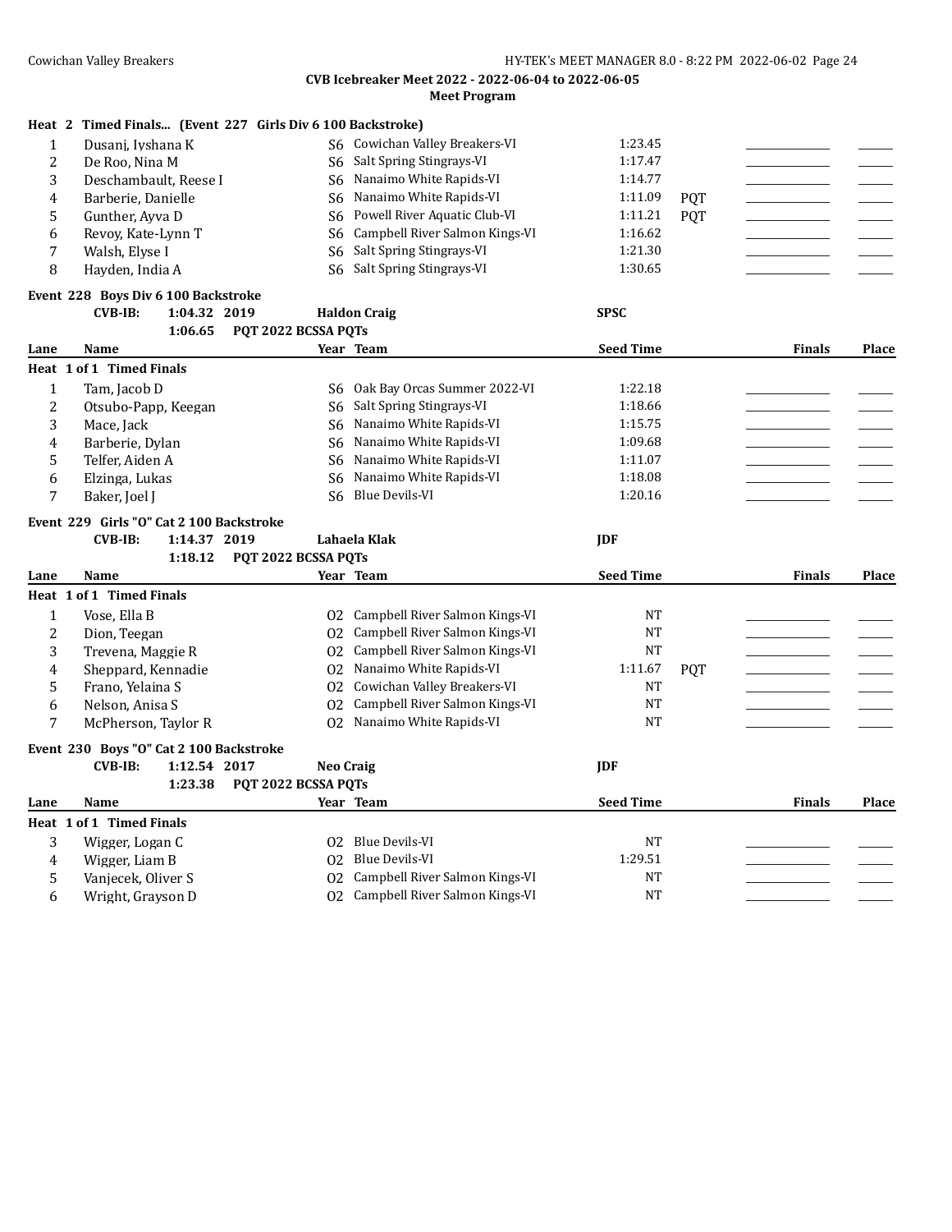CVB Icebreaker Meet 2022 - 2022-06-04 to 2022-06-05

Meet Program

**Heat 2 Timed Finals... (Event 227 Girls Div 6 100 Backstroke)**

| Lane | Name | Year | Team | Seed Time | | Finals | Place |
|---|---|---|---|---|---|---|---|
| 1 | Dusanj, Iyshana K | S6 | Cowichan Valley Breakers-VI | 1:23.45 | | | |
| 2 | De Roo, Nina M | S6 | Salt Spring Stingrays-VI | 1:17.47 | | | |
| 3 | Deschambault, Reese I | S6 | Nanaimo White Rapids-VI | 1:14.77 | | | |
| 4 | Barberie, Danielle | S6 | Nanaimo White Rapids-VI | 1:11.09 | PQT | | |
| 5 | Gunther, Ayva D | S6 | Powell River Aquatic Club-VI | 1:11.21 | PQT | | |
| 6 | Revoy, Kate-Lynn T | S6 | Campbell River Salmon Kings-VI | 1:16.62 | | | |
| 7 | Walsh, Elyse I | S6 | Salt Spring Stingrays-VI | 1:21.30 | | | |
| 8 | Hayden, India A | S6 | Salt Spring Stingrays-VI | 1:30.65 | | | |

**Event 228 Boys Div 6 100 Backstroke**

CVB-IB: 1:04.32 2019 Haldon Craig SPSC

1:06.65 PQT 2022 BCSSA PQTs

| Lane | Name | Year | Team | Seed Time | Finals | Place |
|---|---|---|---|---|---|---|
| **Heat 1 of 1 Timed Finals** | | | | | | |
| 1 | Tam, Jacob D | S6 | Oak Bay Orcas Summer 2022-VI | 1:22.18 | | |
| 2 | Otsubo-Papp, Keegan | S6 | Salt Spring Stingrays-VI | 1:18.66 | | |
| 3 | Mace, Jack | S6 | Nanaimo White Rapids-VI | 1:15.75 | | |
| 4 | Barberie, Dylan | S6 | Nanaimo White Rapids-VI | 1:09.68 | | |
| 5 | Telfer, Aiden A | S6 | Nanaimo White Rapids-VI | 1:11.07 | | |
| 6 | Elzinga, Lukas | S6 | Nanaimo White Rapids-VI | 1:18.08 | | |
| 7 | Baker, Joel J | S6 | Blue Devils-VI | 1:20.16 | | |

**Event 229 Girls "O" Cat 2 100 Backstroke**

CVB-IB: 1:14.37 2019 Lahaela Klak JDF

1:18.12 PQT 2022 BCSSA PQTs

| Lane | Name | Year | Team | Seed Time | | Finals | Place |
|---|---|---|---|---|---|---|---|
| **Heat 1 of 1 Timed Finals** | | | | | | | |
| 1 | Vose, Ella B | O2 | Campbell River Salmon Kings-VI | NT | | | |
| 2 | Dion, Teegan | O2 | Campbell River Salmon Kings-VI | NT | | | |
| 3 | Trevena, Maggie R | O2 | Campbell River Salmon Kings-VI | NT | | | |
| 4 | Sheppard, Kennadie | O2 | Nanaimo White Rapids-VI | 1:11.67 | PQT | | |
| 5 | Frano, Yelaina S | O2 | Cowichan Valley Breakers-VI | NT | | | |
| 6 | Nelson, Anisa S | O2 | Campbell River Salmon Kings-VI | NT | | | |
| 7 | McPherson, Taylor R | O2 | Nanaimo White Rapids-VI | NT | | | |

**Event 230 Boys "O" Cat 2 100 Backstroke**

CVB-IB: 1:12.54 2017 Neo Craig JDF

1:23.38 PQT 2022 BCSSA PQTs

| Lane | Name | Year | Team | Seed Time | Finals | Place |
|---|---|---|---|---|---|---|
| **Heat 1 of 1 Timed Finals** | | | | | | |
| 3 | Wigger, Logan C | O2 | Blue Devils-VI | NT | | |
| 4 | Wigger, Liam B | O2 | Blue Devils-VI | 1:29.51 | | |
| 5 | Vanjecek, Oliver S | O2 | Campbell River Salmon Kings-VI | NT | | |
| 6 | Wright, Grayson D | O2 | Campbell River Salmon Kings-VI | NT | | |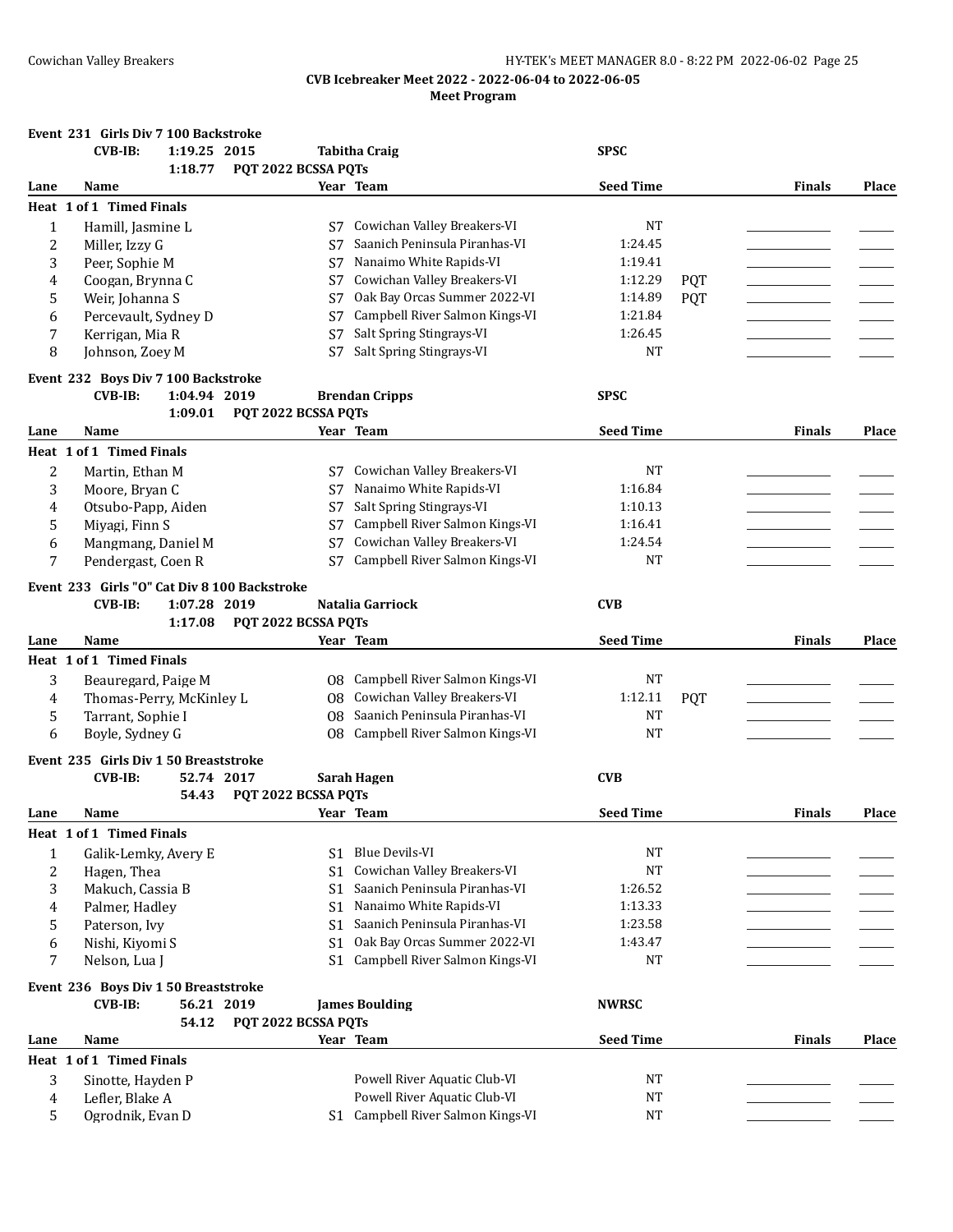**CVB Icebreaker Meet 2022 - 2022-06-04 to 2022-06-05**

**Meet Program**

### Event 231 Girls Div 7 100 Backstroke

CVB-IB: 1:19.25 2015 Tabitha Craig SPSC

1:18.77 PQT 2022 BCSSA PQTs

| Lane | Name | Year | Team | Seed Time | | Finals | Place |
|---|---|---|---|---|---|---|---|
| **Heat 1 of 1 Timed Finals** | | | | | | | |
| 1 | Hamill, Jasmine L | S7 | Cowichan Valley Breakers-VI | NT | | | |
| 2 | Miller, Izzy G | S7 | Saanich Peninsula Piranhas-VI | 1:24.45 | | | |
| 3 | Peer, Sophie M | S7 | Nanaimo White Rapids-VI | 1:19.41 | | | |
| 4 | Coogan, Brynna C | S7 | Cowichan Valley Breakers-VI | 1:12.29 | PQT | | |
| 5 | Weir, Johanna S | S7 | Oak Bay Orcas Summer 2022-VI | 1:14.89 | PQT | | |
| 6 | Percevault, Sydney D | S7 | Campbell River Salmon Kings-VI | 1:21.84 | | | |
| 7 | Kerrigan, Mia R | S7 | Salt Spring Stingrays-VI | 1:26.45 | | | |
| 8 | Johnson, Zoey M | S7 | Salt Spring Stingrays-VI | NT | | | |

### Event 232 Boys Div 7 100 Backstroke

CVB-IB: 1:04.94 2019 Brendan Cripps SPSC

1:09.01 PQT 2022 BCSSA PQTs

| Lane | Name | Year | Team | Seed Time | Finals | Place |
|---|---|---|---|---|---|---|
| **Heat 1 of 1 Timed Finals** | | | | | | |
| 2 | Martin, Ethan M | S7 | Cowichan Valley Breakers-VI | NT | | |
| 3 | Moore, Bryan C | S7 | Nanaimo White Rapids-VI | 1:16.84 | | |
| 4 | Otsubo-Papp, Aiden | S7 | Salt Spring Stingrays-VI | 1:10.13 | | |
| 5 | Miyagi, Finn S | S7 | Campbell River Salmon Kings-VI | 1:16.41 | | |
| 6 | Mangmang, Daniel M | S7 | Cowichan Valley Breakers-VI | 1:24.54 | | |
| 7 | Pendergast, Coen R | S7 | Campbell River Salmon Kings-VI | NT | | |

### Event 233 Girls "O" Cat Div 8 100 Backstroke

CVB-IB: 1:07.28 2019 Natalia Garriock CVB

1:17.08 PQT 2022 BCSSA PQTs

| Lane | Name | Year | Team | Seed Time | | Finals | Place |
|---|---|---|---|---|---|---|---|
| **Heat 1 of 1 Timed Finals** | | | | | | | |
| 3 | Beauregard, Paige M | O8 | Campbell River Salmon Kings-VI | NT | | | |
| 4 | Thomas-Perry, McKinley L | O8 | Cowichan Valley Breakers-VI | 1:12.11 | PQT | | |
| 5 | Tarrant, Sophie I | O8 | Saanich Peninsula Piranhas-VI | NT | | | |
| 6 | Boyle, Sydney G | O8 | Campbell River Salmon Kings-VI | NT | | | |

### Event 235 Girls Div 1 50 Breaststroke

CVB-IB: 52.74 2017 Sarah Hagen CVB

54.43 PQT 2022 BCSSA PQTs

| Lane | Name | Year | Team | Seed Time | Finals | Place |
|---|---|---|---|---|---|---|
| **Heat 1 of 1 Timed Finals** | | | | | | |
| 1 | Galik-Lemky, Avery E | S1 | Blue Devils-VI | NT | | |
| 2 | Hagen, Thea | S1 | Cowichan Valley Breakers-VI | NT | | |
| 3 | Makuch, Cassia B | S1 | Saanich Peninsula Piranhas-VI | 1:26.52 | | |
| 4 | Palmer, Hadley | S1 | Nanaimo White Rapids-VI | 1:13.33 | | |
| 5 | Paterson, Ivy | S1 | Saanich Peninsula Piranhas-VI | 1:23.58 | | |
| 6 | Nishi, Kiyomi S | S1 | Oak Bay Orcas Summer 2022-VI | 1:43.47 | | |
| 7 | Nelson, Lua J | S1 | Campbell River Salmon Kings-VI | NT | | |

### Event 236 Boys Div 1 50 Breaststroke

CVB-IB: 56.21 2019 James Boulding NWRSC

54.12 PQT 2022 BCSSA PQTs

| Lane | Name | Year | Team | Seed Time | Finals | Place |
|---|---|---|---|---|---|---|
| **Heat 1 of 1 Timed Finals** | | | | | | |
| 3 | Sinotte, Hayden P | | Powell River Aquatic Club-VI | NT | | |
| 4 | Lefler, Blake A | | Powell River Aquatic Club-VI | NT | | |
| 5 | Ogrodnik, Evan D | S1 | Campbell River Salmon Kings-VI | NT | | |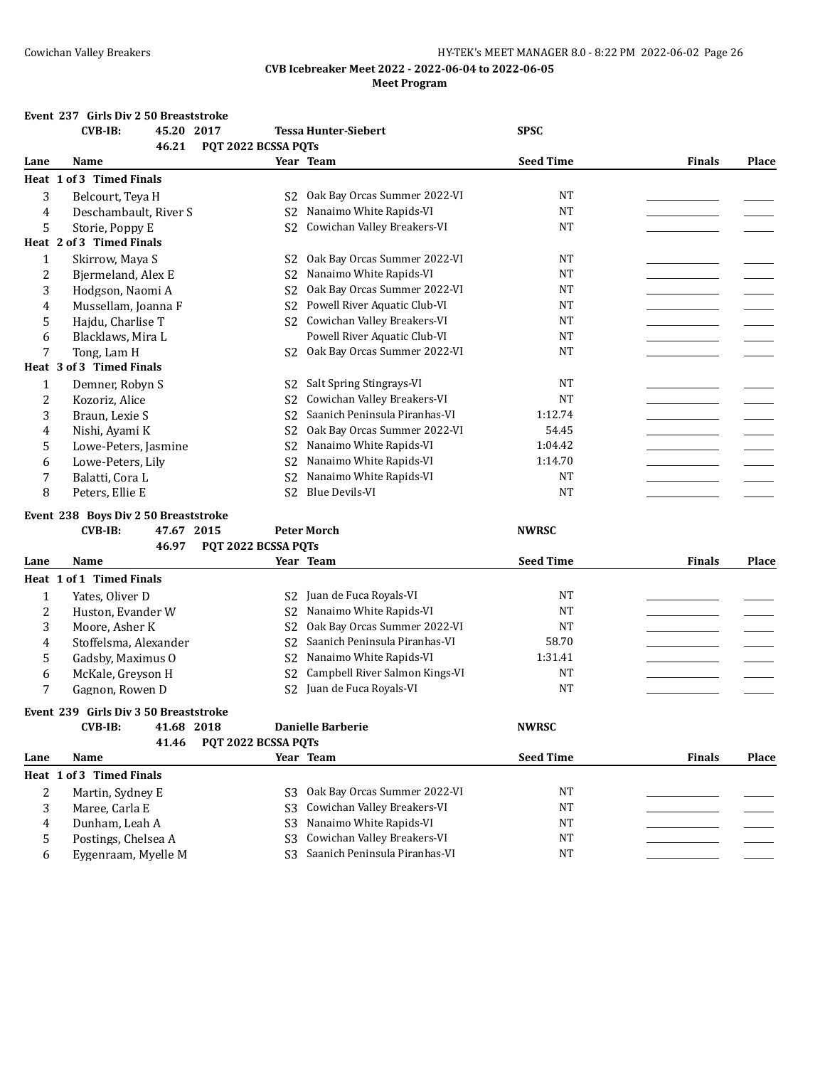**CVB Icebreaker Meet 2022 - 2022-06-04 to 2022-06-05**

**Meet Program**

**Event 237 Girls Div 2 50 Breaststroke**

**CVB-IB: 45.20 2017 Tessa Hunter-Siebert SPSC**

**46.21 PQT 2022 BCSSA PQTs**

| Lane | Name | Year | Team | Seed Time | Finals | Place |
|---|---|---|---|---|---|---|
| **Heat 1 of 3 Timed Finals** | | | | | | |
| 3 | Belcourt, Teya H | S2 | Oak Bay Orcas Summer 2022-VI | NT | | |
| 4 | Deschambault, River S | S2 | Nanaimo White Rapids-VI | NT | | |
| 5 | Storie, Poppy E | S2 | Cowichan Valley Breakers-VI | NT | | |
| **Heat 2 of 3 Timed Finals** | | | | | | |
| 1 | Skirrow, Maya S | S2 | Oak Bay Orcas Summer 2022-VI | NT | | |
| 2 | Bjermeland, Alex E | S2 | Nanaimo White Rapids-VI | NT | | |
| 3 | Hodgson, Naomi A | S2 | Oak Bay Orcas Summer 2022-VI | NT | | |
| 4 | Mussellam, Joanna F | S2 | Powell River Aquatic Club-VI | NT | | |
| 5 | Hajdu, Charlise T | S2 | Cowichan Valley Breakers-VI | NT | | |
| 6 | Blacklaws, Mira L | | Powell River Aquatic Club-VI | NT | | |
| 7 | Tong, Lam H | S2 | Oak Bay Orcas Summer 2022-VI | NT | | |
| **Heat 3 of 3 Timed Finals** | | | | | | |
| 1 | Demner, Robyn S | S2 | Salt Spring Stingrays-VI | NT | | |
| 2 | Kozoriz, Alice | S2 | Cowichan Valley Breakers-VI | NT | | |
| 3 | Braun, Lexie S | S2 | Saanich Peninsula Piranhas-VI | 1:12.74 | | |
| 4 | Nishi, Ayami K | S2 | Oak Bay Orcas Summer 2022-VI | 54.45 | | |
| 5 | Lowe-Peters, Jasmine | S2 | Nanaimo White Rapids-VI | 1:04.42 | | |
| 6 | Lowe-Peters, Lily | S2 | Nanaimo White Rapids-VI | 1:14.70 | | |
| 7 | Balatti, Cora L | S2 | Nanaimo White Rapids-VI | NT | | |
| 8 | Peters, Ellie E | S2 | Blue Devils-VI | NT | | |

**Event 238 Boys Div 2 50 Breaststroke**

**CVB-IB: 47.67 2015 Peter Morch NWRSC**

**46.97 PQT 2022 BCSSA PQTs**

| Lane | Name | Year | Team | Seed Time | Finals | Place |
|---|---|---|---|---|---|---|
| **Heat 1 of 1 Timed Finals** | | | | | | |
| 1 | Yates, Oliver D | S2 | Juan de Fuca Royals-VI | NT | | |
| 2 | Huston, Evander W | S2 | Nanaimo White Rapids-VI | NT | | |
| 3 | Moore, Asher K | S2 | Oak Bay Orcas Summer 2022-VI | NT | | |
| 4 | Stoffelsma, Alexander | S2 | Saanich Peninsula Piranhas-VI | 58.70 | | |
| 5 | Gadsby, Maximus O | S2 | Nanaimo White Rapids-VI | 1:31.41 | | |
| 6 | McKale, Greyson H | S2 | Campbell River Salmon Kings-VI | NT | | |
| 7 | Gagnon, Rowen D | S2 | Juan de Fuca Royals-VI | NT | | |

**Event 239 Girls Div 3 50 Breaststroke**

**CVB-IB: 41.68 2018 Danielle Barberie NWRSC**

**41.46 PQT 2022 BCSSA PQTs**

| Lane | Name | Year | Team | Seed Time | Finals | Place |
|---|---|---|---|---|---|---|
| **Heat 1 of 3 Timed Finals** | | | | | | |
| 2 | Martin, Sydney E | S3 | Oak Bay Orcas Summer 2022-VI | NT | | |
| 3 | Maree, Carla E | S3 | Cowichan Valley Breakers-VI | NT | | |
| 4 | Dunham, Leah A | S3 | Nanaimo White Rapids-VI | NT | | |
| 5 | Postings, Chelsea A | S3 | Cowichan Valley Breakers-VI | NT | | |
| 6 | Eygenraam, Myelle M | S3 | Saanich Peninsula Piranhas-VI | NT | | |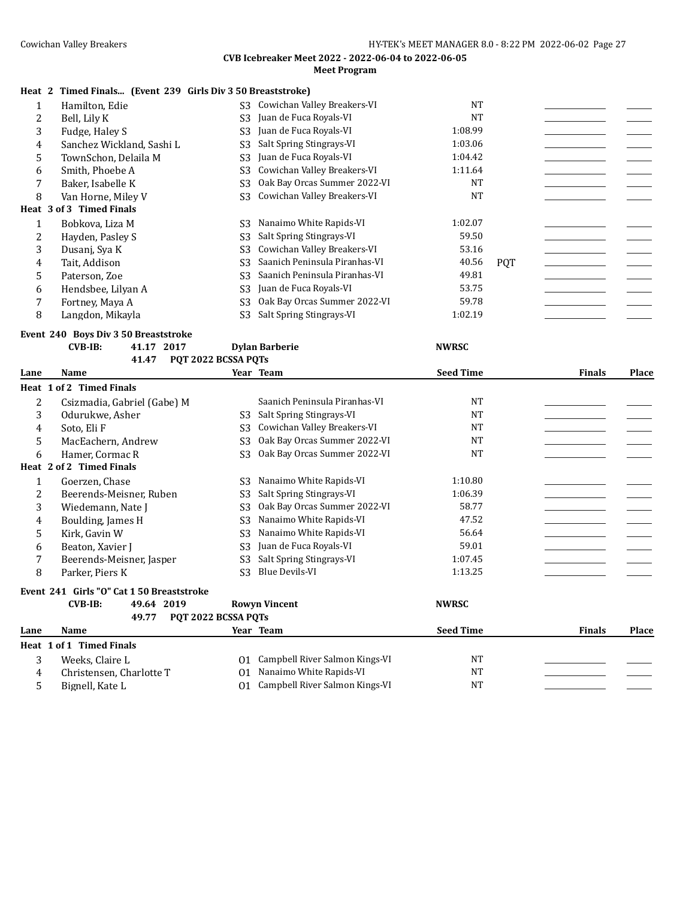**CVB Icebreaker Meet 2022 - 2022-06-04 to 2022-06-05**

**Meet Program**

**Heat 2 Timed Finals... (Event 239 Girls Div 3 50 Breaststroke)**

| Lane | Name | Year | Team | Seed Time | | Finals | Place |
|---|---|---|---|---|---|---|---|
| 1 | Hamilton, Edie | S3 | Cowichan Valley Breakers-VI | NT | | | |
| 2 | Bell, Lily K | S3 | Juan de Fuca Royals-VI | NT | | | |
| 3 | Fudge, Haley S | S3 | Juan de Fuca Royals-VI | 1:08.99 | | | |
| 4 | Sanchez Wickland, Sashi L | S3 | Salt Spring Stingrays-VI | 1:03.06 | | | |
| 5 | TownSchon, Delaila M | S3 | Juan de Fuca Royals-VI | 1:04.42 | | | |
| 6 | Smith, Phoebe A | S3 | Cowichan Valley Breakers-VI | 1:11.64 | | | |
| 7 | Baker, Isabelle K | S3 | Oak Bay Orcas Summer 2022-VI | NT | | | |
| 8 | Van Horne, Miley V | S3 | Cowichan Valley Breakers-VI | NT | | | |
| **Heat 3 of 3 Timed Finals** | | | | | | | |
| 1 | Bobkova, Liza M | S3 | Nanaimo White Rapids-VI | 1:02.07 | | | |
| 2 | Hayden, Pasley S | S3 | Salt Spring Stingrays-VI | 59.50 | | | |
| 3 | Dusanj, Sya K | S3 | Cowichan Valley Breakers-VI | 53.16 | | | |
| 4 | Tait, Addison | S3 | Saanich Peninsula Piranhas-VI | 40.56 | PQT | | |
| 5 | Paterson, Zoe | S3 | Saanich Peninsula Piranhas-VI | 49.81 | | | |
| 6 | Hendsbee, Lilyan A | S3 | Juan de Fuca Royals-VI | 53.75 | | | |
| 7 | Fortney, Maya A | S3 | Oak Bay Orcas Summer 2022-VI | 59.78 | | | |
| 8 | Langdon, Mikayla | S3 | Salt Spring Stingrays-VI | 1:02.19 | | | |

**Event 240 Boys Div 3 50 Breaststroke**

CVB-IB: 41.17 2017 Dylan Barberie NWRSC

41.47 PQT 2022 BCSSA PQTs

| Lane | Name | Year | Team | Seed Time | Finals | Place |
|---|---|---|---|---|---|---|
| **Heat 1 of 2 Timed Finals** | | | | | | |
| 2 | Csizmadia, Gabriel (Gabe) M | | Saanich Peninsula Piranhas-VI | NT | | |
| 3 | Odurukwe, Asher | S3 | Salt Spring Stingrays-VI | NT | | |
| 4 | Soto, Eli F | S3 | Cowichan Valley Breakers-VI | NT | | |
| 5 | MacEachern, Andrew | S3 | Oak Bay Orcas Summer 2022-VI | NT | | |
| 6 | Hamer, Cormac R | S3 | Oak Bay Orcas Summer 2022-VI | NT | | |
| **Heat 2 of 2 Timed Finals** | | | | | | |
| 1 | Goerzen, Chase | S3 | Nanaimo White Rapids-VI | 1:10.80 | | |
| 2 | Beerends-Meisner, Ruben | S3 | Salt Spring Stingrays-VI | 1:06.39 | | |
| 3 | Wiedemann, Nate J | S3 | Oak Bay Orcas Summer 2022-VI | 58.77 | | |
| 4 | Boulding, James H | S3 | Nanaimo White Rapids-VI | 47.52 | | |
| 5 | Kirk, Gavin W | S3 | Nanaimo White Rapids-VI | 56.64 | | |
| 6 | Beaton, Xavier J | S3 | Juan de Fuca Royals-VI | 59.01 | | |
| 7 | Beerends-Meisner, Jasper | S3 | Salt Spring Stingrays-VI | 1:07.45 | | |
| 8 | Parker, Piers K | S3 | Blue Devils-VI | 1:13.25 | | |

**Event 241 Girls "O" Cat 1 50 Breaststroke**

CVB-IB: 49.64 2019 Rowyn Vincent NWRSC

49.77 PQT 2022 BCSSA PQTs

| Lane | Name | Year | Team | Seed Time | Finals | Place |
|---|---|---|---|---|---|---|
| **Heat 1 of 1 Timed Finals** | | | | | | |
| 3 | Weeks, Claire L | O1 | Campbell River Salmon Kings-VI | NT | | |
| 4 | Christensen, Charlotte T | O1 | Nanaimo White Rapids-VI | NT | | |
| 5 | Bignell, Kate L | O1 | Campbell River Salmon Kings-VI | NT | | |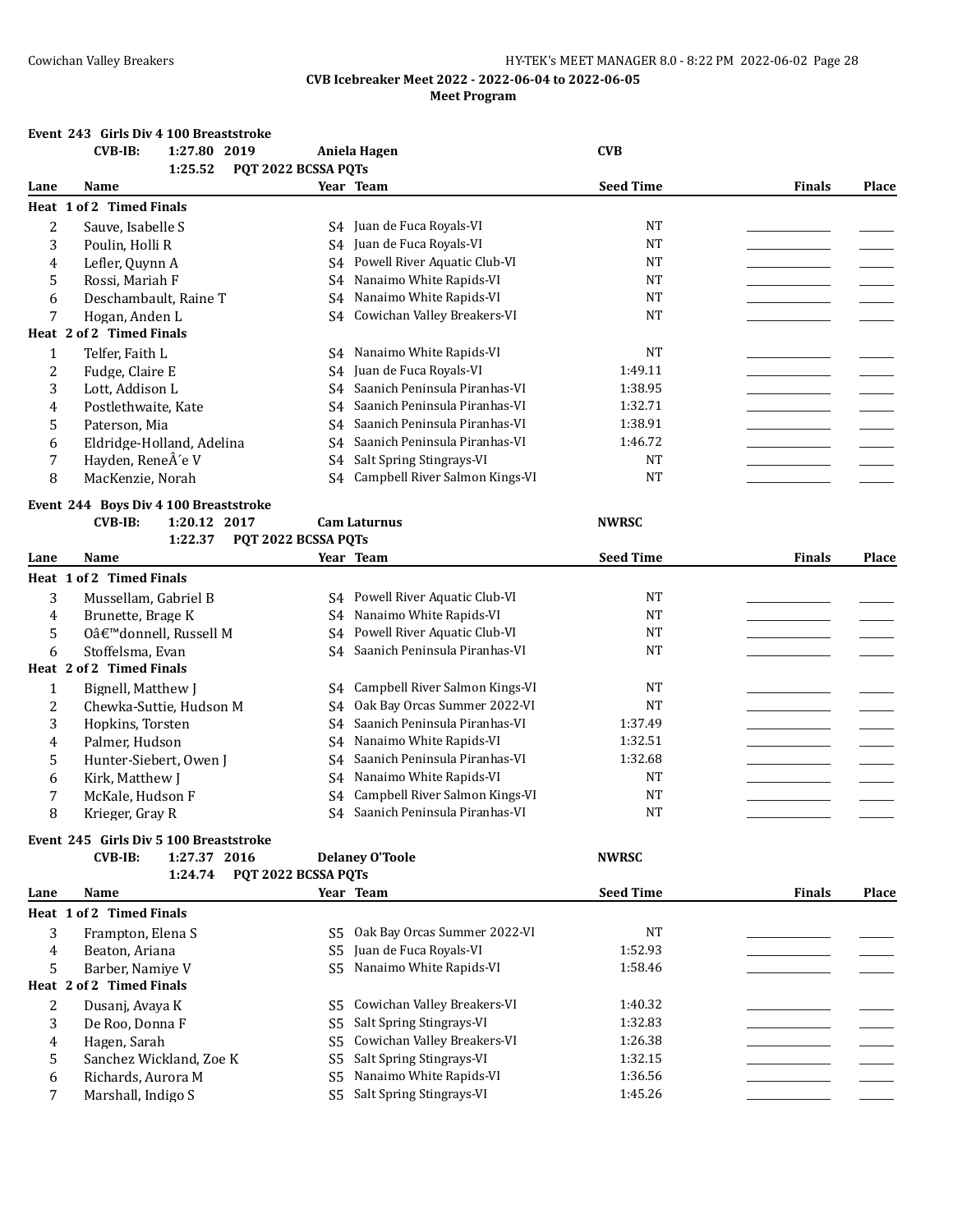## CVB Icebreaker Meet 2022 - 2022-06-04 to 2022-06-05

### Meet Program

**Event 243 Girls Div 4 100 Breaststroke**

CVB-IB: 1:27.80 2019 Aniela Hagen CVB
1:25.52 PQT 2022 BCSSA PQTs

| Lane | Name | Year | Team | Seed Time | Finals | Place |
|---|---|---|---|---|---|---|
| **Heat 1 of 2 Timed Finals** | | | | | | |
| 2 | Sauve, Isabelle S | S4 | Juan de Fuca Royals-VI | NT | | |
| 3 | Poulin, Holli R | S4 | Juan de Fuca Royals-VI | NT | | |
| 4 | Lefler, Quynn A | S4 | Powell River Aquatic Club-VI | NT | | |
| 5 | Rossi, Mariah F | S4 | Nanaimo White Rapids-VI | NT | | |
| 6 | Deschambault, Raine T | S4 | Nanaimo White Rapids-VI | NT | | |
| 7 | Hogan, Anden L | S4 | Cowichan Valley Breakers-VI | NT | | |
| **Heat 2 of 2 Timed Finals** | | | | | | |
| 1 | Telfer, Faith L | S4 | Nanaimo White Rapids-VI | NT | | |
| 2 | Fudge, Claire E | S4 | Juan de Fuca Royals-VI | 1:49.11 | | |
| 3 | Lott, Addison L | S4 | Saanich Peninsula Piranhas-VI | 1:38.95 | | |
| 4 | Postlethwaite, Kate | S4 | Saanich Peninsula Piranhas-VI | 1:32.71 | | |
| 5 | Paterson, Mia | S4 | Saanich Peninsula Piranhas-VI | 1:38.91 | | |
| 6 | Eldridge-Holland, Adelina | S4 | Saanich Peninsula Piranhas-VI | 1:46.72 | | |
| 7 | Hayden, ReneÂ´e V | S4 | Salt Spring Stingrays-VI | NT | | |
| 8 | MacKenzie, Norah | S4 | Campbell River Salmon Kings-VI | NT | | |

**Event 244 Boys Div 4 100 Breaststroke**

CVB-IB: 1:20.12 2017 Cam Laturnus NWRSC
1:22.37 PQT 2022 BCSSA PQTs

| Lane | Name | Year | Team | Seed Time | Finals | Place |
|---|---|---|---|---|---|---|
| **Heat 1 of 2 Timed Finals** | | | | | | |
| 3 | Mussellam, Gabriel B | S4 | Powell River Aquatic Club-VI | NT | | |
| 4 | Brunette, Brage K | S4 | Nanaimo White Rapids-VI | NT | | |
| 5 | Oâ€™donnell, Russell M | S4 | Powell River Aquatic Club-VI | NT | | |
| 6 | Stoffelsma, Evan | S4 | Saanich Peninsula Piranhas-VI | NT | | |
| **Heat 2 of 2 Timed Finals** | | | | | | |
| 1 | Bignell, Matthew J | S4 | Campbell River Salmon Kings-VI | NT | | |
| 2 | Chewka-Suttie, Hudson M | S4 | Oak Bay Orcas Summer 2022-VI | NT | | |
| 3 | Hopkins, Torsten | S4 | Saanich Peninsula Piranhas-VI | 1:37.49 | | |
| 4 | Palmer, Hudson | S4 | Nanaimo White Rapids-VI | 1:32.51 | | |
| 5 | Hunter-Siebert, Owen J | S4 | Saanich Peninsula Piranhas-VI | 1:32.68 | | |
| 6 | Kirk, Matthew J | S4 | Nanaimo White Rapids-VI | NT | | |
| 7 | McKale, Hudson F | S4 | Campbell River Salmon Kings-VI | NT | | |
| 8 | Krieger, Gray R | S4 | Saanich Peninsula Piranhas-VI | NT | | |

**Event 245 Girls Div 5 100 Breaststroke**

CVB-IB: 1:27.37 2016 Delaney O'Toole NWRSC
1:24.74 PQT 2022 BCSSA PQTs

| Lane | Name | Year | Team | Seed Time | Finals | Place |
|---|---|---|---|---|---|---|
| **Heat 1 of 2 Timed Finals** | | | | | | |
| 3 | Frampton, Elena S | S5 | Oak Bay Orcas Summer 2022-VI | NT | | |
| 4 | Beaton, Ariana | S5 | Juan de Fuca Royals-VI | 1:52.93 | | |
| 5 | Barber, Namiye V | S5 | Nanaimo White Rapids-VI | 1:58.46 | | |
| **Heat 2 of 2 Timed Finals** | | | | | | |
| 2 | Dusanj, Avaya K | S5 | Cowichan Valley Breakers-VI | 1:40.32 | | |
| 3 | De Roo, Donna F | S5 | Salt Spring Stingrays-VI | 1:32.83 | | |
| 4 | Hagen, Sarah | S5 | Cowichan Valley Breakers-VI | 1:26.38 | | |
| 5 | Sanchez Wickland, Zoe K | S5 | Salt Spring Stingrays-VI | 1:32.15 | | |
| 6 | Richards, Aurora M | S5 | Nanaimo White Rapids-VI | 1:36.56 | | |
| 7 | Marshall, Indigo S | S5 | Salt Spring Stingrays-VI | 1:45.26 | | |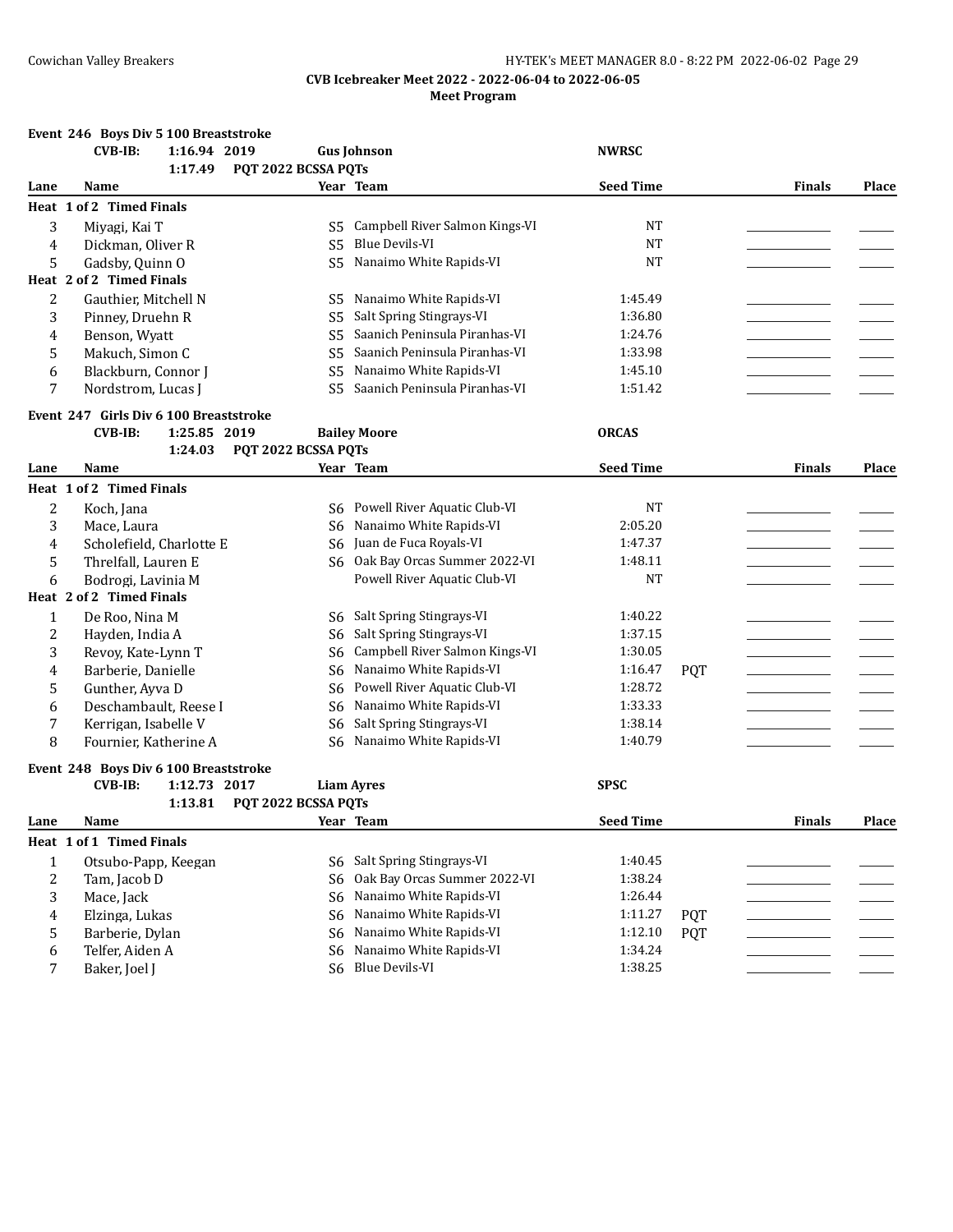**CVB Icebreaker Meet 2022 - 2022-06-04 to 2022-06-05**

**Meet Program**

### Event 246 Boys Div 5 100 Breaststroke

**CVB-IB:** 1:16.94 2019 **Gus Johnson** **NWRSC**

1:17.49 **PQT 2022 BCSSA PQTs**

| Lane | Name | Year | Team | Seed Time | | Finals | Place |
|---|---|---|---|---|---|---|---|
| **Heat 1 of 2 Timed Finals** | | | | | | | |
| 3 | Miyagi, Kai T | S5 | Campbell River Salmon Kings-VI | NT | | | |
| 4 | Dickman, Oliver R | S5 | Blue Devils-VI | NT | | | |
| 5 | Gadsby, Quinn O | S5 | Nanaimo White Rapids-VI | NT | | | |
| **Heat 2 of 2 Timed Finals** | | | | | | | |
| 2 | Gauthier, Mitchell N | S5 | Nanaimo White Rapids-VI | 1:45.49 | | | |
| 3 | Pinney, Druehn R | S5 | Salt Spring Stingrays-VI | 1:36.80 | | | |
| 4 | Benson, Wyatt | S5 | Saanich Peninsula Piranhas-VI | 1:24.76 | | | |
| 5 | Makuch, Simon C | S5 | Saanich Peninsula Piranhas-VI | 1:33.98 | | | |
| 6 | Blackburn, Connor J | S5 | Nanaimo White Rapids-VI | 1:45.10 | | | |
| 7 | Nordstrom, Lucas J | S5 | Saanich Peninsula Piranhas-VI | 1:51.42 | | | |

### Event 247 Girls Div 6 100 Breaststroke

**CVB-IB:** 1:25.85 2019 **Bailey Moore** **ORCAS**

1:24.03 **PQT 2022 BCSSA PQTs**

| Lane | Name | Year | Team | Seed Time | | Finals | Place |
|---|---|---|---|---|---|---|---|
| **Heat 1 of 2 Timed Finals** | | | | | | | |
| 2 | Koch, Jana | S6 | Powell River Aquatic Club-VI | NT | | | |
| 3 | Mace, Laura | S6 | Nanaimo White Rapids-VI | 2:05.20 | | | |
| 4 | Scholefield, Charlotte E | S6 | Juan de Fuca Royals-VI | 1:47.37 | | | |
| 5 | Threlfall, Lauren E | S6 | Oak Bay Orcas Summer 2022-VI | 1:48.11 | | | |
| 6 | Bodrogi, Lavinia M | | Powell River Aquatic Club-VI | NT | | | |
| **Heat 2 of 2 Timed Finals** | | | | | | | |
| 1 | De Roo, Nina M | S6 | Salt Spring Stingrays-VI | 1:40.22 | | | |
| 2 | Hayden, India A | S6 | Salt Spring Stingrays-VI | 1:37.15 | | | |
| 3 | Revoy, Kate-Lynn T | S6 | Campbell River Salmon Kings-VI | 1:30.05 | | | |
| 4 | Barberie, Danielle | S6 | Nanaimo White Rapids-VI | 1:16.47 | PQT | | |
| 5 | Gunther, Ayva D | S6 | Powell River Aquatic Club-VI | 1:28.72 | | | |
| 6 | Deschambault, Reese I | S6 | Nanaimo White Rapids-VI | 1:33.33 | | | |
| 7 | Kerrigan, Isabelle V | S6 | Salt Spring Stingrays-VI | 1:38.14 | | | |
| 8 | Fournier, Katherine A | S6 | Nanaimo White Rapids-VI | 1:40.79 | | | |

### Event 248 Boys Div 6 100 Breaststroke

**CVB-IB:** 1:12.73 2017 **Liam Ayres** **SPSC**

1:13.81 **PQT 2022 BCSSA PQTs**

| Lane | Name | Year | Team | Seed Time | | Finals | Place |
|---|---|---|---|---|---|---|---|
| **Heat 1 of 1 Timed Finals** | | | | | | | |
| 1 | Otsubo-Papp, Keegan | S6 | Salt Spring Stingrays-VI | 1:40.45 | | | |
| 2 | Tam, Jacob D | S6 | Oak Bay Orcas Summer 2022-VI | 1:38.24 | | | |
| 3 | Mace, Jack | S6 | Nanaimo White Rapids-VI | 1:26.44 | | | |
| 4 | Elzinga, Lukas | S6 | Nanaimo White Rapids-VI | 1:11.27 | PQT | | |
| 5 | Barberie, Dylan | S6 | Nanaimo White Rapids-VI | 1:12.10 | PQT | | |
| 6 | Telfer, Aiden A | S6 | Nanaimo White Rapids-VI | 1:34.24 | | | |
| 7 | Baker, Joel J | S6 | Blue Devils-VI | 1:38.25 | | | |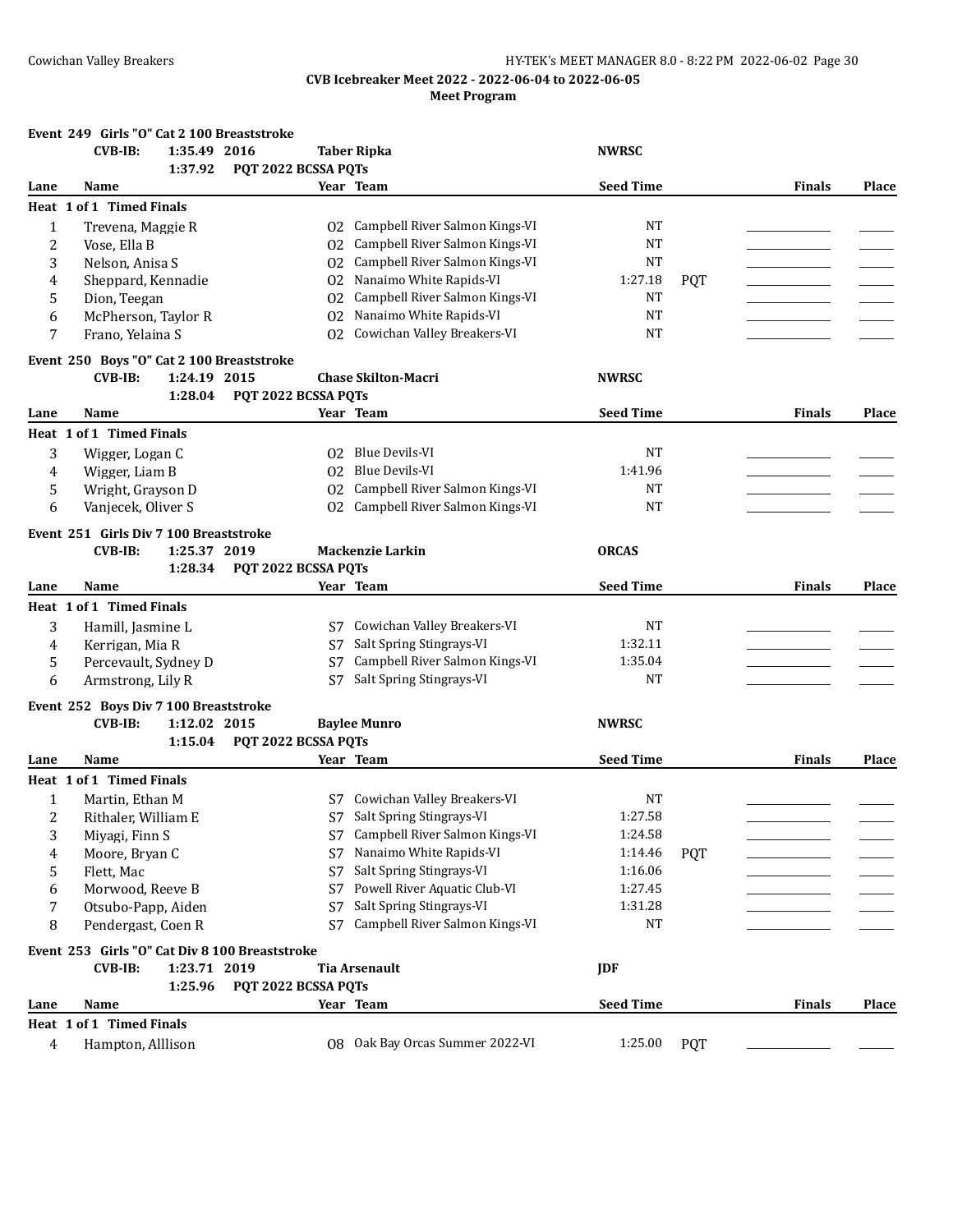**CVB Icebreaker Meet 2022 - 2022-06-04 to 2022-06-05**

**Meet Program**

### Event 249 Girls "O" Cat 2 100 Breaststroke

**CVB-IB:** 1:35.49 2016 **Taber Ripka** **NWRSC**

1:37.92 **PQT 2022 BCSSA PQTs**

| Lane | Name | Year | Team | Seed Time | | Finals | Place |
|---|---|---|---|---|---|---|---|
| **Heat 1 of 1 Timed Finals** | | | | | | | |
| 1 | Trevena, Maggie R | O2 | Campbell River Salmon Kings-VI | NT | | | |
| 2 | Vose, Ella B | O2 | Campbell River Salmon Kings-VI | NT | | | |
| 3 | Nelson, Anisa S | O2 | Campbell River Salmon Kings-VI | NT | | | |
| 4 | Sheppard, Kennadie | O2 | Nanaimo White Rapids-VI | 1:27.18 | PQT | | |
| 5 | Dion, Teegan | O2 | Campbell River Salmon Kings-VI | NT | | | |
| 6 | McPherson, Taylor R | O2 | Nanaimo White Rapids-VI | NT | | | |
| 7 | Frano, Yelaina S | O2 | Cowichan Valley Breakers-VI | NT | | | |

### Event 250 Boys "O" Cat 2 100 Breaststroke

**CVB-IB:** 1:24.19 2015 **Chase Skilton-Macri** **NWRSC**

1:28.04 **PQT 2022 BCSSA PQTs**

| Lane | Name | Year | Team | Seed Time | | Finals | Place |
|---|---|---|---|---|---|---|---|
| **Heat 1 of 1 Timed Finals** | | | | | | | |
| 3 | Wigger, Logan C | O2 | Blue Devils-VI | NT | | | |
| 4 | Wigger, Liam B | O2 | Blue Devils-VI | 1:41.96 | | | |
| 5 | Wright, Grayson D | O2 | Campbell River Salmon Kings-VI | NT | | | |
| 6 | Vanjecek, Oliver S | O2 | Campbell River Salmon Kings-VI | NT | | | |

### Event 251 Girls Div 7 100 Breaststroke

**CVB-IB:** 1:25.37 2019 **Mackenzie Larkin** **ORCAS**

1:28.34 **PQT 2022 BCSSA PQTs**

| Lane | Name | Year | Team | Seed Time | | Finals | Place |
|---|---|---|---|---|---|---|---|
| **Heat 1 of 1 Timed Finals** | | | | | | | |
| 3 | Hamill, Jasmine L | S7 | Cowichan Valley Breakers-VI | NT | | | |
| 4 | Kerrigan, Mia R | S7 | Salt Spring Stingrays-VI | 1:32.11 | | | |
| 5 | Percevault, Sydney D | S7 | Campbell River Salmon Kings-VI | 1:35.04 | | | |
| 6 | Armstrong, Lily R | S7 | Salt Spring Stingrays-VI | NT | | | |

### Event 252 Boys Div 7 100 Breaststroke

**CVB-IB:** 1:12.02 2015 **Baylee Munro** **NWRSC**

1:15.04 **PQT 2022 BCSSA PQTs**

| Lane | Name | Year | Team | Seed Time | | Finals | Place |
|---|---|---|---|---|---|---|---|
| **Heat 1 of 1 Timed Finals** | | | | | | | |
| 1 | Martin, Ethan M | S7 | Cowichan Valley Breakers-VI | NT | | | |
| 2 | Rithaler, William E | S7 | Salt Spring Stingrays-VI | 1:27.58 | | | |
| 3 | Miyagi, Finn S | S7 | Campbell River Salmon Kings-VI | 1:24.58 | | | |
| 4 | Moore, Bryan C | S7 | Nanaimo White Rapids-VI | 1:14.46 | PQT | | |
| 5 | Flett, Mac | S7 | Salt Spring Stingrays-VI | 1:16.06 | | | |
| 6 | Morwood, Reeve B | S7 | Powell River Aquatic Club-VI | 1:27.45 | | | |
| 7 | Otsubo-Papp, Aiden | S7 | Salt Spring Stingrays-VI | 1:31.28 | | | |
| 8 | Pendergast, Coen R | S7 | Campbell River Salmon Kings-VI | NT | | | |

### Event 253 Girls "O" Cat Div 8 100 Breaststroke

**CVB-IB:** 1:23.71 2019 **Tia Arsenault** **JDF**

1:25.96 **PQT 2022 BCSSA PQTs**

| Lane | Name | Year | Team | Seed Time | | Finals | Place |
|---|---|---|---|---|---|---|---|
| **Heat 1 of 1 Timed Finals** | | | | | | | |
| 4 | Hampton, Alllison | O8 | Oak Bay Orcas Summer 2022-VI | 1:25.00 | PQT | | |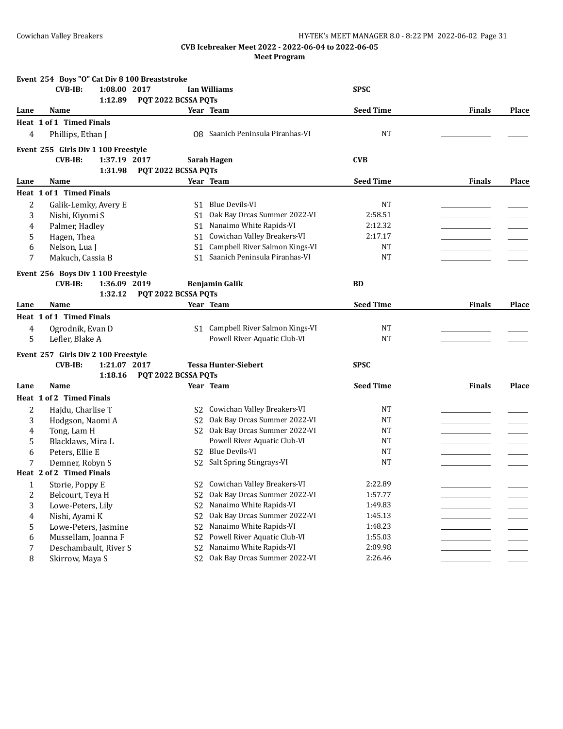CVB Icebreaker Meet 2022 - 2022-06-04 to 2022-06-05

Meet Program

**Event 254 Boys "O" Cat Div 8 100 Breaststroke**

CVB-IB: 1:08.00 2017 Ian Williams SPSC

1:12.89 PQT 2022 BCSSA PQTs

| Lane | Name | Year | Team | Seed Time | Finals | Place |
|---|---|---|---|---|---|---|
| **Heat 1 of 1 Timed Finals** | | | | | | |
| 4 | Phillips, Ethan J | O8 | Saanich Peninsula Piranhas-VI | NT | | |

**Event 255 Girls Div 1 100 Freestyle**

CVB-IB: 1:37.19 2017 Sarah Hagen CVB

1:31.98 PQT 2022 BCSSA PQTs

| Lane | Name | Year | Team | Seed Time | Finals | Place |
|---|---|---|---|---|---|---|
| **Heat 1 of 1 Timed Finals** | | | | | | |
| 2 | Galik-Lemky, Avery E | S1 | Blue Devils-VI | NT | | |
| 3 | Nishi, Kiyomi S | S1 | Oak Bay Orcas Summer 2022-VI | 2:58.51 | | |
| 4 | Palmer, Hadley | S1 | Nanaimo White Rapids-VI | 2:12.32 | | |
| 5 | Hagen, Thea | S1 | Cowichan Valley Breakers-VI | 2:17.17 | | |
| 6 | Nelson, Lua J | S1 | Campbell River Salmon Kings-VI | NT | | |
| 7 | Makuch, Cassia B | S1 | Saanich Peninsula Piranhas-VI | NT | | |

**Event 256 Boys Div 1 100 Freestyle**

CVB-IB: 1:36.09 2019 Benjamin Galik BD

1:32.12 PQT 2022 BCSSA PQTs

| Lane | Name | Year | Team | Seed Time | Finals | Place |
|---|---|---|---|---|---|---|
| **Heat 1 of 1 Timed Finals** | | | | | | |
| 4 | Ogrodnik, Evan D | S1 | Campbell River Salmon Kings-VI | NT | | |
| 5 | Lefler, Blake A | | Powell River Aquatic Club-VI | NT | | |

**Event 257 Girls Div 2 100 Freestyle**

CVB-IB: 1:21.07 2017 Tessa Hunter-Siebert SPSC

1:18.16 PQT 2022 BCSSA PQTs

| Lane | Name | Year | Team | Seed Time | Finals | Place |
|---|---|---|---|---|---|---|
| **Heat 1 of 2 Timed Finals** | | | | | | |
| 2 | Hajdu, Charlise T | S2 | Cowichan Valley Breakers-VI | NT | | |
| 3 | Hodgson, Naomi A | S2 | Oak Bay Orcas Summer 2022-VI | NT | | |
| 4 | Tong, Lam H | S2 | Oak Bay Orcas Summer 2022-VI | NT | | |
| 5 | Blacklaws, Mira L | | Powell River Aquatic Club-VI | NT | | |
| 6 | Peters, Ellie E | S2 | Blue Devils-VI | NT | | |
| 7 | Demner, Robyn S | S2 | Salt Spring Stingrays-VI | NT | | |
| **Heat 2 of 2 Timed Finals** | | | | | | |
| 1 | Storie, Poppy E | S2 | Cowichan Valley Breakers-VI | 2:22.89 | | |
| 2 | Belcourt, Teya H | S2 | Oak Bay Orcas Summer 2022-VI | 1:57.77 | | |
| 3 | Lowe-Peters, Lily | S2 | Nanaimo White Rapids-VI | 1:49.83 | | |
| 4 | Nishi, Ayami K | S2 | Oak Bay Orcas Summer 2022-VI | 1:45.13 | | |
| 5 | Lowe-Peters, Jasmine | S2 | Nanaimo White Rapids-VI | 1:48.23 | | |
| 6 | Mussellam, Joanna F | S2 | Powell River Aquatic Club-VI | 1:55.03 | | |
| 7 | Deschambault, River S | S2 | Nanaimo White Rapids-VI | 2:09.98 | | |
| 8 | Skirrow, Maya S | S2 | Oak Bay Orcas Summer 2022-VI | 2:26.46 | | |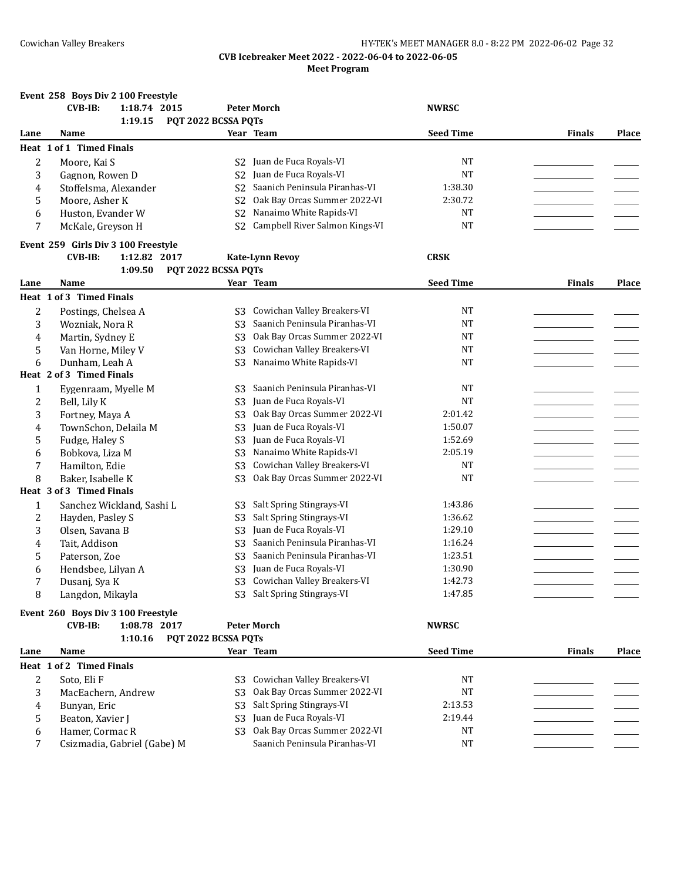# CVB Icebreaker Meet 2022 - 2022-06-04 to 2022-06-05

## Meet Program

### Event 258 Boys Div 2 100 Freestyle

CVB-IB: 1:18.74 2015 Peter Morch NWRSC

1:19.15 PQT 2022 BCSSA PQTs

| Lane | Name | Year | Team | Seed Time | Finals | Place |
|---|---|---|---|---|---|---|
| **Heat 1 of 1 Timed Finals** | | | | | | |
| 2 | Moore, Kai S | S2 | Juan de Fuca Royals-VI | NT | | |
| 3 | Gagnon, Rowen D | S2 | Juan de Fuca Royals-VI | NT | | |
| 4 | Stoffelsma, Alexander | S2 | Saanich Peninsula Piranhas-VI | 1:38.30 | | |
| 5 | Moore, Asher K | S2 | Oak Bay Orcas Summer 2022-VI | 2:30.72 | | |
| 6 | Huston, Evander W | S2 | Nanaimo White Rapids-VI | NT | | |
| 7 | McKale, Greyson H | S2 | Campbell River Salmon Kings-VI | NT | | |

### Event 259 Girls Div 3 100 Freestyle

CVB-IB: 1:12.82 2017 Kate-Lynn Revoy CRSK

1:09.50 PQT 2022 BCSSA PQTs

| Lane | Name | Year | Team | Seed Time | Finals | Place |
|---|---|---|---|---|---|---|
| **Heat 1 of 3 Timed Finals** | | | | | | |
| 2 | Postings, Chelsea A | S3 | Cowichan Valley Breakers-VI | NT | | |
| 3 | Wozniak, Nora R | S3 | Saanich Peninsula Piranhas-VI | NT | | |
| 4 | Martin, Sydney E | S3 | Oak Bay Orcas Summer 2022-VI | NT | | |
| 5 | Van Horne, Miley V | S3 | Cowichan Valley Breakers-VI | NT | | |
| 6 | Dunham, Leah A | S3 | Nanaimo White Rapids-VI | NT | | |
| **Heat 2 of 3 Timed Finals** | | | | | | |
| 1 | Eygenraam, Myelle M | S3 | Saanich Peninsula Piranhas-VI | NT | | |
| 2 | Bell, Lily K | S3 | Juan de Fuca Royals-VI | NT | | |
| 3 | Fortney, Maya A | S3 | Oak Bay Orcas Summer 2022-VI | 2:01.42 | | |
| 4 | TownSchon, Delaila M | S3 | Juan de Fuca Royals-VI | 1:50.07 | | |
| 5 | Fudge, Haley S | S3 | Juan de Fuca Royals-VI | 1:52.69 | | |
| 6 | Bobkova, Liza M | S3 | Nanaimo White Rapids-VI | 2:05.19 | | |
| 7 | Hamilton, Edie | S3 | Cowichan Valley Breakers-VI | NT | | |
| 8 | Baker, Isabelle K | S3 | Oak Bay Orcas Summer 2022-VI | NT | | |
| **Heat 3 of 3 Timed Finals** | | | | | | |
| 1 | Sanchez Wickland, Sashi L | S3 | Salt Spring Stingrays-VI | 1:43.86 | | |
| 2 | Hayden, Pasley S | S3 | Salt Spring Stingrays-VI | 1:36.62 | | |
| 3 | Olsen, Savana B | S3 | Juan de Fuca Royals-VI | 1:29.10 | | |
| 4 | Tait, Addison | S3 | Saanich Peninsula Piranhas-VI | 1:16.24 | | |
| 5 | Paterson, Zoe | S3 | Saanich Peninsula Piranhas-VI | 1:23.51 | | |
| 6 | Hendsbee, Lilyan A | S3 | Juan de Fuca Royals-VI | 1:30.90 | | |
| 7 | Dusanj, Sya K | S3 | Cowichan Valley Breakers-VI | 1:42.73 | | |
| 8 | Langdon, Mikayla | S3 | Salt Spring Stingrays-VI | 1:47.85 | | |

### Event 260 Boys Div 3 100 Freestyle

CVB-IB: 1:08.78 2017 Peter Morch NWRSC

1:10.16 PQT 2022 BCSSA PQTs

| Lane | Name | Year | Team | Seed Time | Finals | Place |
|---|---|---|---|---|---|---|
| **Heat 1 of 2 Timed Finals** | | | | | | |
| 2 | Soto, Eli F | S3 | Cowichan Valley Breakers-VI | NT | | |
| 3 | MacEachern, Andrew | S3 | Oak Bay Orcas Summer 2022-VI | NT | | |
| 4 | Bunyan, Eric | S3 | Salt Spring Stingrays-VI | 2:13.53 | | |
| 5 | Beaton, Xavier J | S3 | Juan de Fuca Royals-VI | 2:19.44 | | |
| 6 | Hamer, Cormac R | S3 | Oak Bay Orcas Summer 2022-VI | NT | | |
| 7 | Csizmadia, Gabriel (Gabe) M | | Saanich Peninsula Piranhas-VI | NT | | |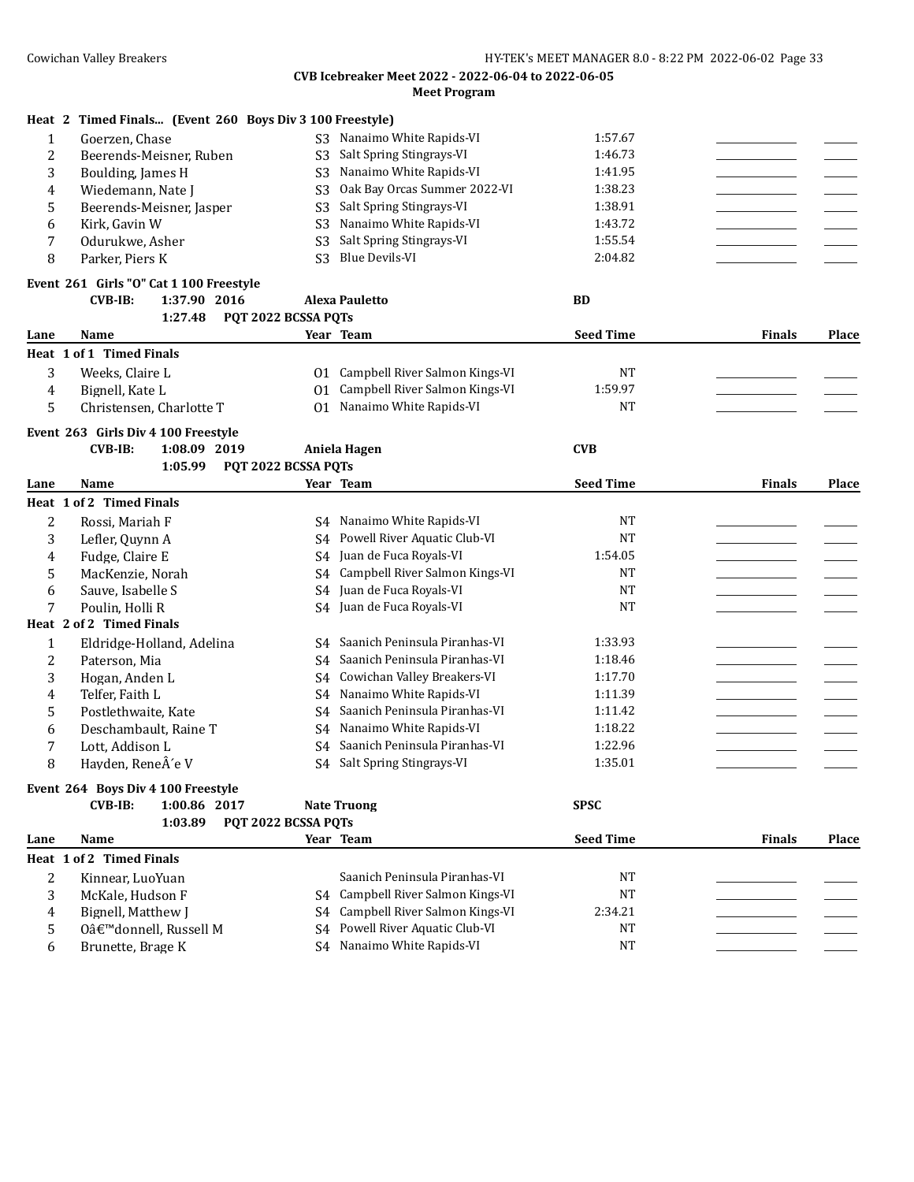**CVB Icebreaker Meet 2022 - 2022-06-04 to 2022-06-05**

**Meet Program**

**Heat 2 Timed Finals... (Event 260 Boys Div 3 100 Freestyle)**

| Lane | Name | Year | Team | Seed Time | Finals | Place |
|---|---|---|---|---|---|---|
| 1 | Goerzen, Chase | S3 | Nanaimo White Rapids-VI | 1:57.67 | | |
| 2 | Beerends-Meisner, Ruben | S3 | Salt Spring Stingrays-VI | 1:46.73 | | |
| 3 | Boulding, James H | S3 | Nanaimo White Rapids-VI | 1:41.95 | | |
| 4 | Wiedemann, Nate J | S3 | Oak Bay Orcas Summer 2022-VI | 1:38.23 | | |
| 5 | Beerends-Meisner, Jasper | S3 | Salt Spring Stingrays-VI | 1:38.91 | | |
| 6 | Kirk, Gavin W | S3 | Nanaimo White Rapids-VI | 1:43.72 | | |
| 7 | Odurukwe, Asher | S3 | Salt Spring Stingrays-VI | 1:55.54 | | |
| 8 | Parker, Piers K | S3 | Blue Devils-VI | 2:04.82 | | |

**Event 261 Girls "O" Cat 1 100 Freestyle**

CVB-IB: 1:37.90 2016 Alexa Pauletto BD

1:27.48 PQT 2022 BCSSA PQTs

| Lane | Name | Year | Team | Seed Time | Finals | Place |
|---|---|---|---|---|---|---|
| **Heat 1 of 1 Timed Finals** | | | | | | |
| 3 | Weeks, Claire L | O1 | Campbell River Salmon Kings-VI | NT | | |
| 4 | Bignell, Kate L | O1 | Campbell River Salmon Kings-VI | 1:59.97 | | |
| 5 | Christensen, Charlotte T | O1 | Nanaimo White Rapids-VI | NT | | |

**Event 263 Girls Div 4 100 Freestyle**

CVB-IB: 1:08.09 2019 Aniela Hagen CVB

1:05.99 PQT 2022 BCSSA PQTs

| Lane | Name | Year | Team | Seed Time | Finals | Place |
|---|---|---|---|---|---|---|
| **Heat 1 of 2 Timed Finals** | | | | | | |
| 2 | Rossi, Mariah F | S4 | Nanaimo White Rapids-VI | NT | | |
| 3 | Lefler, Quynn A | S4 | Powell River Aquatic Club-VI | NT | | |
| 4 | Fudge, Claire E | S4 | Juan de Fuca Royals-VI | 1:54.05 | | |
| 5 | MacKenzie, Norah | S4 | Campbell River Salmon Kings-VI | NT | | |
| 6 | Sauve, Isabelle S | S4 | Juan de Fuca Royals-VI | NT | | |
| 7 | Poulin, Holli R | S4 | Juan de Fuca Royals-VI | NT | | |
| **Heat 2 of 2 Timed Finals** | | | | | | |
| 1 | Eldridge-Holland, Adelina | S4 | Saanich Peninsula Piranhas-VI | 1:33.93 | | |
| 2 | Paterson, Mia | S4 | Saanich Peninsula Piranhas-VI | 1:18.46 | | |
| 3 | Hogan, Anden L | S4 | Cowichan Valley Breakers-VI | 1:17.70 | | |
| 4 | Telfer, Faith L | S4 | Nanaimo White Rapids-VI | 1:11.39 | | |
| 5 | Postlethwaite, Kate | S4 | Saanich Peninsula Piranhas-VI | 1:11.42 | | |
| 6 | Deschambault, Raine T | S4 | Nanaimo White Rapids-VI | 1:18.22 | | |
| 7 | Lott, Addison L | S4 | Saanich Peninsula Piranhas-VI | 1:22.96 | | |
| 8 | Hayden, ReneÂ´e V | S4 | Salt Spring Stingrays-VI | 1:35.01 | | |

**Event 264 Boys Div 4 100 Freestyle**

CVB-IB: 1:00.86 2017 Nate Truong SPSC

1:03.89 PQT 2022 BCSSA PQTs

| Lane | Name | Year | Team | Seed Time | Finals | Place |
|---|---|---|---|---|---|---|
| **Heat 1 of 2 Timed Finals** | | | | | | |
| 2 | Kinnear, LuoYuan | | Saanich Peninsula Piranhas-VI | NT | | |
| 3 | McKale, Hudson F | S4 | Campbell River Salmon Kings-VI | NT | | |
| 4 | Bignell, Matthew J | S4 | Campbell River Salmon Kings-VI | 2:34.21 | | |
| 5 | Oâ€™donnell, Russell M | S4 | Powell River Aquatic Club-VI | NT | | |
| 6 | Brunette, Brage K | S4 | Nanaimo White Rapids-VI | NT | | |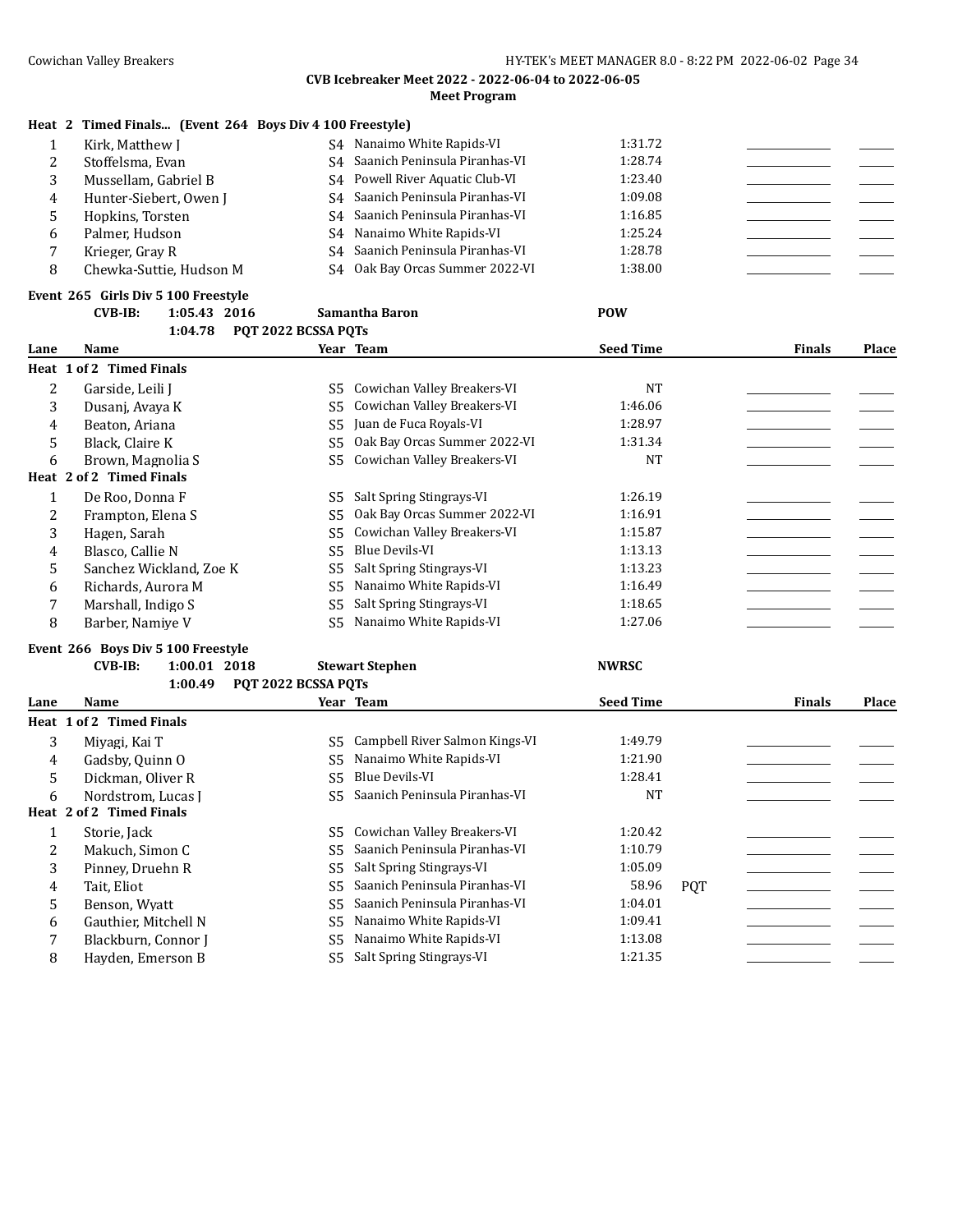**CVB Icebreaker Meet 2022 - 2022-06-04 to 2022-06-05**

**Meet Program**

**Heat 2 Timed Finals... (Event 264 Boys Div 4 100 Freestyle)**

| Lane | Name | Year | Team | Seed Time | | Finals | Place |
|---|---|---|---|---|---|---|---|
| 1 | Kirk, Matthew J | S4 | Nanaimo White Rapids-VI | 1:31.72 | | | |
| 2 | Stoffelsma, Evan | S4 | Saanich Peninsula Piranhas-VI | 1:28.74 | | | |
| 3 | Mussellam, Gabriel B | S4 | Powell River Aquatic Club-VI | 1:23.40 | | | |
| 4 | Hunter-Siebert, Owen J | S4 | Saanich Peninsula Piranhas-VI | 1:09.08 | | | |
| 5 | Hopkins, Torsten | S4 | Saanich Peninsula Piranhas-VI | 1:16.85 | | | |
| 6 | Palmer, Hudson | S4 | Nanaimo White Rapids-VI | 1:25.24 | | | |
| 7 | Krieger, Gray R | S4 | Saanich Peninsula Piranhas-VI | 1:28.78 | | | |
| 8 | Chewka-Suttie, Hudson M | S4 | Oak Bay Orcas Summer 2022-VI | 1:38.00 | | | |

**Event 265 Girls Div 5 100 Freestyle**

CVB-IB: 1:05.43 2016 Samantha Baron POW

1:04.78 PQT 2022 BCSSA PQTs

| Lane | Name | Year | Team | Seed Time | | Finals | Place |
|---|---|---|---|---|---|---|---|
| **Heat 1 of 2 Timed Finals** | | | | | | | |
| 2 | Garside, Leili J | S5 | Cowichan Valley Breakers-VI | NT | | | |
| 3 | Dusanj, Avaya K | S5 | Cowichan Valley Breakers-VI | 1:46.06 | | | |
| 4 | Beaton, Ariana | S5 | Juan de Fuca Royals-VI | 1:28.97 | | | |
| 5 | Black, Claire K | S5 | Oak Bay Orcas Summer 2022-VI | 1:31.34 | | | |
| 6 | Brown, Magnolia S | S5 | Cowichan Valley Breakers-VI | NT | | | |
| **Heat 2 of 2 Timed Finals** | | | | | | | |
| 1 | De Roo, Donna F | S5 | Salt Spring Stingrays-VI | 1:26.19 | | | |
| 2 | Frampton, Elena S | S5 | Oak Bay Orcas Summer 2022-VI | 1:16.91 | | | |
| 3 | Hagen, Sarah | S5 | Cowichan Valley Breakers-VI | 1:15.87 | | | |
| 4 | Blasco, Callie N | S5 | Blue Devils-VI | 1:13.13 | | | |
| 5 | Sanchez Wickland, Zoe K | S5 | Salt Spring Stingrays-VI | 1:13.23 | | | |
| 6 | Richards, Aurora M | S5 | Nanaimo White Rapids-VI | 1:16.49 | | | |
| 7 | Marshall, Indigo S | S5 | Salt Spring Stingrays-VI | 1:18.65 | | | |
| 8 | Barber, Namiye V | S5 | Nanaimo White Rapids-VI | 1:27.06 | | | |

**Event 266 Boys Div 5 100 Freestyle**

CVB-IB: 1:00.01 2018 Stewart Stephen NWRSC

1:00.49 PQT 2022 BCSSA PQTs

| Lane | Name | Year | Team | Seed Time | | Finals | Place |
|---|---|---|---|---|---|---|---|
| **Heat 1 of 2 Timed Finals** | | | | | | | |
| 3 | Miyagi, Kai T | S5 | Campbell River Salmon Kings-VI | 1:49.79 | | | |
| 4 | Gadsby, Quinn O | S5 | Nanaimo White Rapids-VI | 1:21.90 | | | |
| 5 | Dickman, Oliver R | S5 | Blue Devils-VI | 1:28.41 | | | |
| 6 | Nordstrom, Lucas J | S5 | Saanich Peninsula Piranhas-VI | NT | | | |
| **Heat 2 of 2 Timed Finals** | | | | | | | |
| 1 | Storie, Jack | S5 | Cowichan Valley Breakers-VI | 1:20.42 | | | |
| 2 | Makuch, Simon C | S5 | Saanich Peninsula Piranhas-VI | 1:10.79 | | | |
| 3 | Pinney, Druehn R | S5 | Salt Spring Stingrays-VI | 1:05.09 | | | |
| 4 | Tait, Eliot | S5 | Saanich Peninsula Piranhas-VI | 58.96 | PQT | | |
| 5 | Benson, Wyatt | S5 | Saanich Peninsula Piranhas-VI | 1:04.01 | | | |
| 6 | Gauthier, Mitchell N | S5 | Nanaimo White Rapids-VI | 1:09.41 | | | |
| 7 | Blackburn, Connor J | S5 | Nanaimo White Rapids-VI | 1:13.08 | | | |
| 8 | Hayden, Emerson B | S5 | Salt Spring Stingrays-VI | 1:21.35 | | | |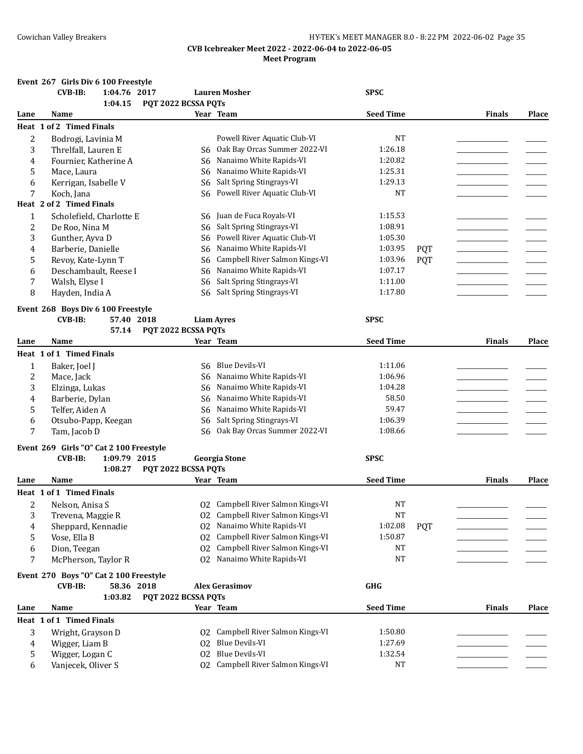**CVB Icebreaker Meet 2022 - 2022-06-04 to 2022-06-05**

**Meet Program**

### Event 267 Girls Div 6 100 Freestyle

CVB-IB: 1:04.76 2017 Lauren Mosher SPSC
1:04.15 PQT 2022 BCSSA PQTs

| Lane | Name | Year | Team | Seed Time | | Finals | Place |
|---|---|---|---|---|---|---|---|
| **Heat 1 of 2 Timed Finals** | | | | | | | |
| 2 | Bodrogi, Lavinia M | | Powell River Aquatic Club-VI | NT | | | |
| 3 | Threlfall, Lauren E | S6 | Oak Bay Orcas Summer 2022-VI | 1:26.18 | | | |
| 4 | Fournier, Katherine A | S6 | Nanaimo White Rapids-VI | 1:20.82 | | | |
| 5 | Mace, Laura | S6 | Nanaimo White Rapids-VI | 1:25.31 | | | |
| 6 | Kerrigan, Isabelle V | S6 | Salt Spring Stingrays-VI | 1:29.13 | | | |
| 7 | Koch, Jana | S6 | Powell River Aquatic Club-VI | NT | | | |
| **Heat 2 of 2 Timed Finals** | | | | | | | |
| 1 | Scholefield, Charlotte E | S6 | Juan de Fuca Royals-VI | 1:15.53 | | | |
| 2 | De Roo, Nina M | S6 | Salt Spring Stingrays-VI | 1:08.91 | | | |
| 3 | Gunther, Ayva D | S6 | Powell River Aquatic Club-VI | 1:05.30 | | | |
| 4 | Barberie, Danielle | S6 | Nanaimo White Rapids-VI | 1:03.95 | PQT | | |
| 5 | Revoy, Kate-Lynn T | S6 | Campbell River Salmon Kings-VI | 1:03.96 | PQT | | |
| 6 | Deschambault, Reese I | S6 | Nanaimo White Rapids-VI | 1:07.17 | | | |
| 7 | Walsh, Elyse I | S6 | Salt Spring Stingrays-VI | 1:11.00 | | | |
| 8 | Hayden, India A | S6 | Salt Spring Stingrays-VI | 1:17.80 | | | |

### Event 268 Boys Div 6 100 Freestyle

CVB-IB: 57.40 2018 Liam Ayres SPSC
57.14 PQT 2022 BCSSA PQTs

| Lane | Name | Year | Team | Seed Time | | Finals | Place |
|---|---|---|---|---|---|---|---|
| **Heat 1 of 1 Timed Finals** | | | | | | | |
| 1 | Baker, Joel J | S6 | Blue Devils-VI | 1:11.06 | | | |
| 2 | Mace, Jack | S6 | Nanaimo White Rapids-VI | 1:06.96 | | | |
| 3 | Elzinga, Lukas | S6 | Nanaimo White Rapids-VI | 1:04.28 | | | |
| 4 | Barberie, Dylan | S6 | Nanaimo White Rapids-VI | 58.50 | | | |
| 5 | Telfer, Aiden A | S6 | Nanaimo White Rapids-VI | 59.47 | | | |
| 6 | Otsubo-Papp, Keegan | S6 | Salt Spring Stingrays-VI | 1:06.39 | | | |
| 7 | Tam, Jacob D | S6 | Oak Bay Orcas Summer 2022-VI | 1:08.66 | | | |

### Event 269 Girls "O" Cat 2 100 Freestyle

CVB-IB: 1:09.79 2015 Georgia Stone SPSC
1:08.27 PQT 2022 BCSSA PQTs

| Lane | Name | Year | Team | Seed Time | | Finals | Place |
|---|---|---|---|---|---|---|---|
| **Heat 1 of 1 Timed Finals** | | | | | | | |
| 2 | Nelson, Anisa S | O2 | Campbell River Salmon Kings-VI | NT | | | |
| 3 | Trevena, Maggie R | O2 | Campbell River Salmon Kings-VI | NT | | | |
| 4 | Sheppard, Kennadie | O2 | Nanaimo White Rapids-VI | 1:02.08 | PQT | | |
| 5 | Vose, Ella B | O2 | Campbell River Salmon Kings-VI | 1:50.87 | | | |
| 6 | Dion, Teegan | O2 | Campbell River Salmon Kings-VI | NT | | | |
| 7 | McPherson, Taylor R | O2 | Nanaimo White Rapids-VI | NT | | | |

### Event 270 Boys "O" Cat 2 100 Freestyle

CVB-IB: 58.36 2018 Alex Gerasimov GHG
1:03.82 PQT 2022 BCSSA PQTs

| Lane | Name | Year | Team | Seed Time | | Finals | Place |
|---|---|---|---|---|---|---|---|
| **Heat 1 of 1 Timed Finals** | | | | | | | |
| 3 | Wright, Grayson D | O2 | Campbell River Salmon Kings-VI | 1:50.80 | | | |
| 4 | Wigger, Liam B | O2 | Blue Devils-VI | 1:27.69 | | | |
| 5 | Wigger, Logan C | O2 | Blue Devils-VI | 1:32.54 | | | |
| 6 | Vanjecek, Oliver S | O2 | Campbell River Salmon Kings-VI | NT | | | |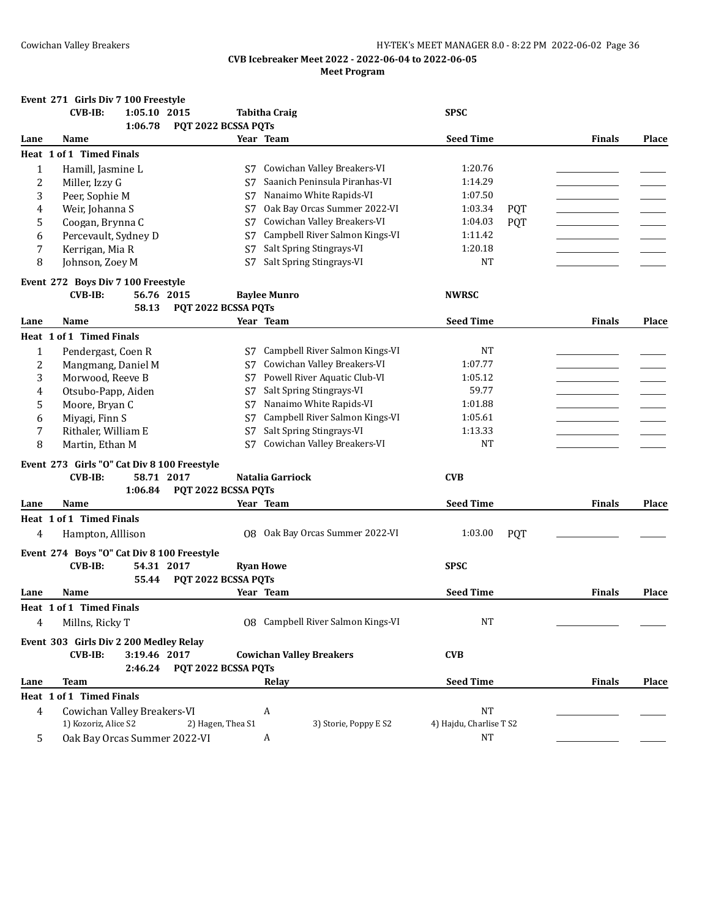**CVB Icebreaker Meet 2022 - 2022-06-04 to 2022-06-05**

**Meet Program**

### Event 271 Girls Div 7 100 Freestyle

CVB-IB: 1:05.10 2015 Tabitha Craig SPSC
1:06.78 PQT 2022 BCSSA PQTs

| Lane | Name | Year | Team | Seed Time | | Finals | Place |
|---|---|---|---|---|---|---|---|
| **Heat 1 of 1 Timed Finals** | | | | | | | |
| 1 | Hamill, Jasmine L | S7 | Cowichan Valley Breakers-VI | 1:20.76 | | | |
| 2 | Miller, Izzy G | S7 | Saanich Peninsula Piranhas-VI | 1:14.29 | | | |
| 3 | Peer, Sophie M | S7 | Nanaimo White Rapids-VI | 1:07.50 | | | |
| 4 | Weir, Johanna S | S7 | Oak Bay Orcas Summer 2022-VI | 1:03.34 | PQT | | |
| 5 | Coogan, Brynna C | S7 | Cowichan Valley Breakers-VI | 1:04.03 | PQT | | |
| 6 | Percevault, Sydney D | S7 | Campbell River Salmon Kings-VI | 1:11.42 | | | |
| 7 | Kerrigan, Mia R | S7 | Salt Spring Stingrays-VI | 1:20.18 | | | |
| 8 | Johnson, Zoey M | S7 | Salt Spring Stingrays-VI | NT | | | |

### Event 272 Boys Div 7 100 Freestyle

CVB-IB: 56.76 2015 Baylee Munro NWRSC
58.13 PQT 2022 BCSSA PQTs

| Lane | Name | Year | Team | Seed Time | Finals | Place |
|---|---|---|---|---|---|---|
| **Heat 1 of 1 Timed Finals** | | | | | | |
| 1 | Pendergast, Coen R | S7 | Campbell River Salmon Kings-VI | NT | | |
| 2 | Mangmang, Daniel M | S7 | Cowichan Valley Breakers-VI | 1:07.77 | | |
| 3 | Morwood, Reeve B | S7 | Powell River Aquatic Club-VI | 1:05.12 | | |
| 4 | Otsubo-Papp, Aiden | S7 | Salt Spring Stingrays-VI | 59.77 | | |
| 5 | Moore, Bryan C | S7 | Nanaimo White Rapids-VI | 1:01.88 | | |
| 6 | Miyagi, Finn S | S7 | Campbell River Salmon Kings-VI | 1:05.61 | | |
| 7 | Rithaler, William E | S7 | Salt Spring Stingrays-VI | 1:13.33 | | |
| 8 | Martin, Ethan M | S7 | Cowichan Valley Breakers-VI | NT | | |

### Event 273 Girls "O" Cat Div 8 100 Freestyle

CVB-IB: 58.71 2017 Natalia Garriock CVB
1:06.84 PQT 2022 BCSSA PQTs

| Lane | Name | Year | Team | Seed Time | | Finals | Place |
|---|---|---|---|---|---|---|---|
| **Heat 1 of 1 Timed Finals** | | | | | | | |
| 4 | Hampton, Alllison | O8 | Oak Bay Orcas Summer 2022-VI | 1:03.00 | PQT | | |

### Event 274 Boys "O" Cat Div 8 100 Freestyle

CVB-IB: 54.31 2017 Ryan Howe SPSC
55.44 PQT 2022 BCSSA PQTs

| Lane | Name | Year | Team | Seed Time | Finals | Place |
|---|---|---|---|---|---|---|
| **Heat 1 of 1 Timed Finals** | | | | | | |
| 4 | Millns, Ricky T | O8 | Campbell River Salmon Kings-VI | NT | | |

### Event 303 Girls Div 2 200 Medley Relay

CVB-IB: 3:19.46 2017 Cowichan Valley Breakers CVB
2:46.24 PQT 2022 BCSSA PQTs

| Lane | Team | Relay | Seed Time | Finals | Place |
|---|---|---|---|---|---|
| **Heat 1 of 1 Timed Finals** | | | | | |
| 4 | Cowichan Valley Breakers-VI | A | NT | | |
| | 1) Kozoriz, Alice S2 · 2) Hagen, Thea S1 · 3) Storie, Poppy E S2 · 4) Hajdu, Charlise T S2 | | | | |
| 5 | Oak Bay Orcas Summer 2022-VI | A | NT | | |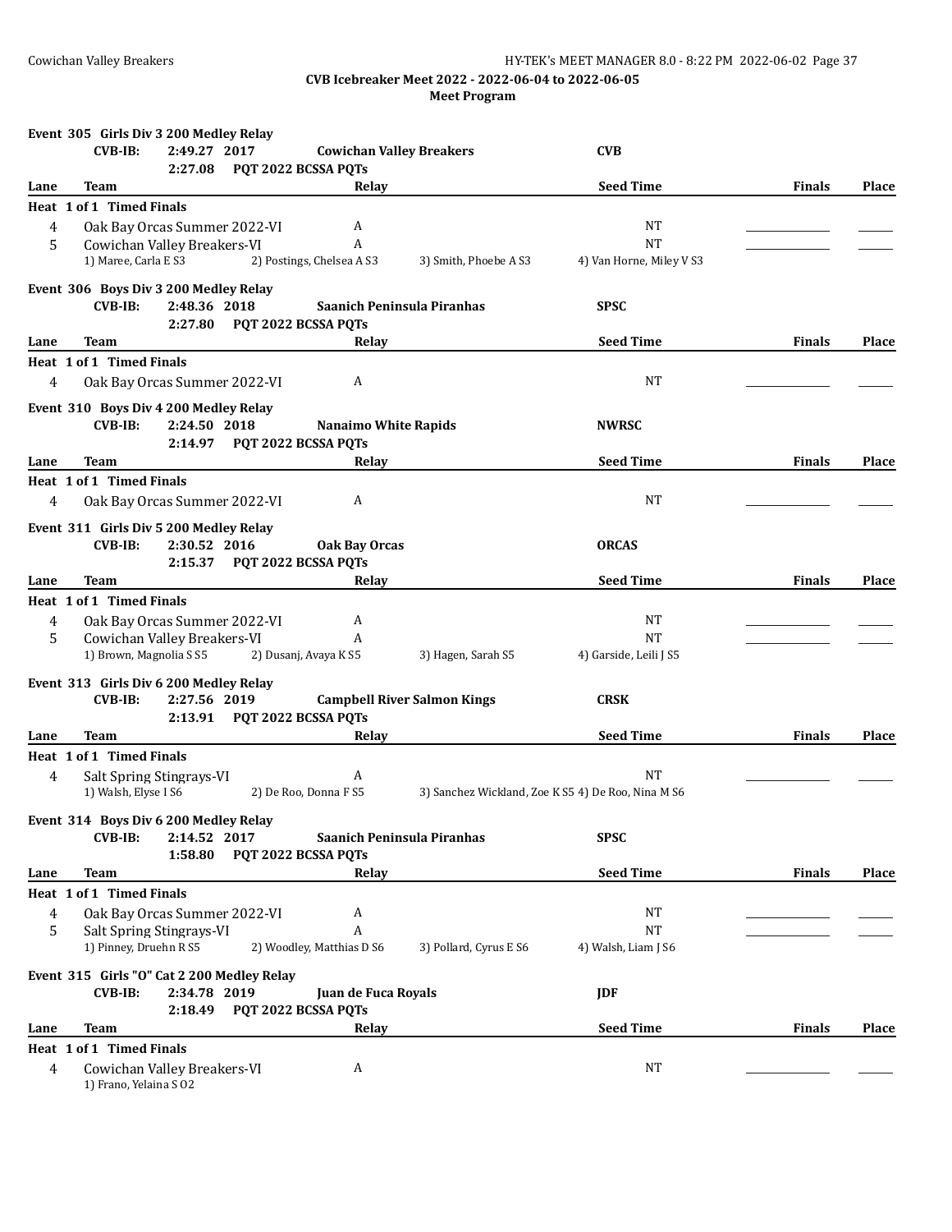CVB Icebreaker Meet 2022 - 2022-06-04 to 2022-06-05

**Meet Program**

**Event 305 Girls Div 3 200 Medley Relay**

CVB-IB: 2:49.27 2017 Cowichan Valley Breakers CVB

2:27.08 PQT 2022 BCSSA PQTs

| Lane | Team | Relay | Seed Time | Finals | Place |
|---|---|---|---|---|---|
| **Heat 1 of 1 Timed Finals** | | | | | |
| 4 | Oak Bay Orcas Summer 2022-VI | A | NT | ________ | ____ |
| 5 | Cowichan Valley Breakers-VI | A | NT | ________ | ____ |
| | 1) Maree, Carla E S3 2) Postings, Chelsea A S3 3) Smith, Phoebe A S3 4) Van Horne, Miley V S3 | | | | |

**Event 306 Boys Div 3 200 Medley Relay**

CVB-IB: 2:48.36 2018 Saanich Peninsula Piranhas SPSC

2:27.80 PQT 2022 BCSSA PQTs

| Lane | Team | Relay | Seed Time | Finals | Place |
|---|---|---|---|---|---|
| **Heat 1 of 1 Timed Finals** | | | | | |
| 4 | Oak Bay Orcas Summer 2022-VI | A | NT | ________ | ____ |

**Event 310 Boys Div 4 200 Medley Relay**

CVB-IB: 2:24.50 2018 Nanaimo White Rapids NWRSC

2:14.97 PQT 2022 BCSSA PQTs

| Lane | Team | Relay | Seed Time | Finals | Place |
|---|---|---|---|---|---|
| **Heat 1 of 1 Timed Finals** | | | | | |
| 4 | Oak Bay Orcas Summer 2022-VI | A | NT | ________ | ____ |

**Event 311 Girls Div 5 200 Medley Relay**

CVB-IB: 2:30.52 2016 Oak Bay Orcas ORCAS

2:15.37 PQT 2022 BCSSA PQTs

| Lane | Team | Relay | Seed Time | Finals | Place |
|---|---|---|---|---|---|
| **Heat 1 of 1 Timed Finals** | | | | | |
| 4 | Oak Bay Orcas Summer 2022-VI | A | NT | ________ | ____ |
| 5 | Cowichan Valley Breakers-VI | A | NT | ________ | ____ |
| | 1) Brown, Magnolia S S5 2) Dusanj, Avaya K S5 3) Hagen, Sarah S5 4) Garside, Leili J S5 | | | | |

**Event 313 Girls Div 6 200 Medley Relay**

CVB-IB: 2:27.56 2019 Campbell River Salmon Kings CRSK

2:13.91 PQT 2022 BCSSA PQTs

| Lane | Team | Relay | Seed Time | Finals | Place |
|---|---|---|---|---|---|
| **Heat 1 of 1 Timed Finals** | | | | | |
| 4 | Salt Spring Stingrays-VI | A | NT | ________ | ____ |
| | 1) Walsh, Elyse I S6 2) De Roo, Donna F S5 3) Sanchez Wickland, Zoe K S5 4) De Roo, Nina M S6 | | | | |

**Event 314 Boys Div 6 200 Medley Relay**

CVB-IB: 2:14.52 2017 Saanich Peninsula Piranhas SPSC

1:58.80 PQT 2022 BCSSA PQTs

| Lane | Team | Relay | Seed Time | Finals | Place |
|---|---|---|---|---|---|
| **Heat 1 of 1 Timed Finals** | | | | | |
| 4 | Oak Bay Orcas Summer 2022-VI | A | NT | ________ | ____ |
| 5 | Salt Spring Stingrays-VI | A | NT | ________ | ____ |
| | 1) Pinney, Druehn R S5 2) Woodley, Matthias D S6 3) Pollard, Cyrus E S6 4) Walsh, Liam J S6 | | | | |

**Event 315 Girls "O" Cat 2 200 Medley Relay**

CVB-IB: 2:34.78 2019 Juan de Fuca Royals JDF

2:18.49 PQT 2022 BCSSA PQTs

| Lane | Team | Relay | Seed Time | Finals | Place |
|---|---|---|---|---|---|
| **Heat 1 of 1 Timed Finals** | | | | | |
| 4 | Cowichan Valley Breakers-VI | A | NT | ________ | ____ |
| | 1) Frano, Yelaina S O2 | | | | |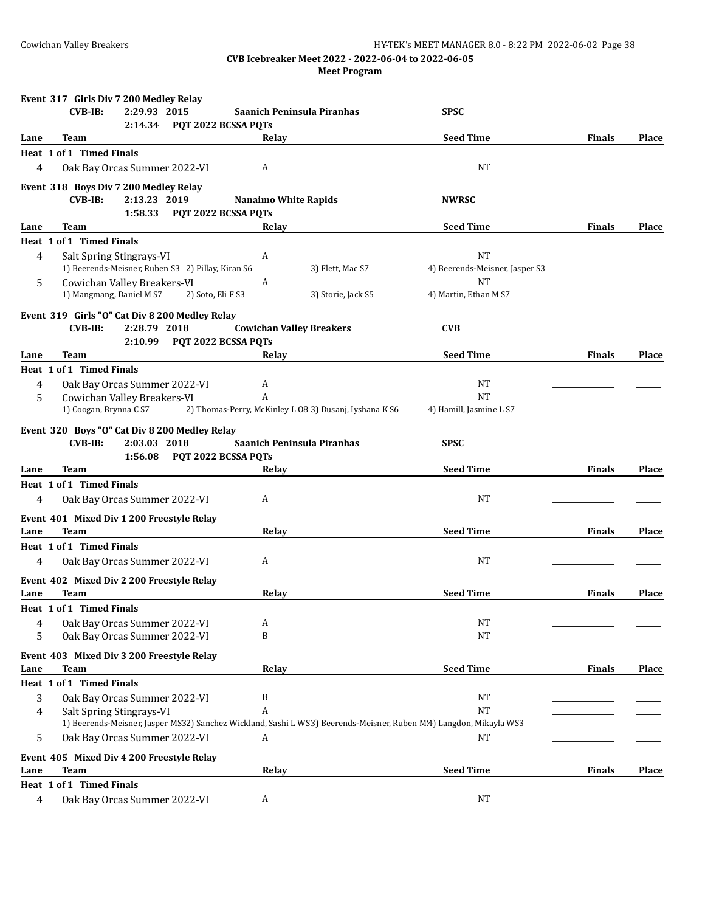CVB Icebreaker Meet 2022 - 2022-06-04 to 2022-06-05

Meet Program

**Event 317 Girls Div 7 200 Medley Relay**

**CVB-IB:** 2:29.93 2015 **Saanich Peninsula Piranhas** **SPSC**

2:14.34 PQT 2022 BCSSA PQTs

| Lane | Team | Relay | Seed Time | Finals | Place |
|---|---|---|---|---|---|
| **Heat 1 of 1 Timed Finals** | | | | | |
| 4 | Oak Bay Orcas Summer 2022-VI | A | NT | | |

**Event 318 Boys Div 7 200 Medley Relay**

**CVB-IB:** 2:13.23 2019 **Nanaimo White Rapids** **NWRSC**

1:58.33 PQT 2022 BCSSA PQTs

| Lane | Team | Relay | Seed Time | Finals | Place |
|---|---|---|---|---|---|
| **Heat 1 of 1 Timed Finals** | | | | | |
| 4 | Salt Spring Stingrays-VI | A | NT | | |
| | 1) Beerends-Meisner, Ruben S3 2) Pillay, Kiran S6 | 3) Flett, Mac S7 | 4) Beerends-Meisner, Jasper S3 | | |
| 5 | Cowichan Valley Breakers-VI | A | NT | | |
| | 1) Mangmang, Daniel M S7 2) Soto, Eli F S3 | 3) Storie, Jack S5 | 4) Martin, Ethan M S7 | | |

**Event 319 Girls "O" Cat Div 8 200 Medley Relay**

**CVB-IB:** 2:28.79 2018 **Cowichan Valley Breakers** **CVB**

2:10.99 PQT 2022 BCSSA PQTs

| Lane | Team | Relay | Seed Time | Finals | Place |
|---|---|---|---|---|---|
| **Heat 1 of 1 Timed Finals** | | | | | |
| 4 | Oak Bay Orcas Summer 2022-VI | A | NT | | |
| 5 | Cowichan Valley Breakers-VI | A | NT | | |
| | 1) Coogan, Brynna C S7 | 2) Thomas-Perry, McKinley L O8 3) Dusanj, Iyshana K S6 | 4) Hamill, Jasmine L S7 | | |

**Event 320 Boys "O" Cat Div 8 200 Medley Relay**

**CVB-IB:** 2:03.03 2018 **Saanich Peninsula Piranhas** **SPSC**

1:56.08 PQT 2022 BCSSA PQTs

| Lane | Team | Relay | Seed Time | Finals | Place |
|---|---|---|---|---|---|
| **Heat 1 of 1 Timed Finals** | | | | | |
| 4 | Oak Bay Orcas Summer 2022-VI | A | NT | | |

**Event 401 Mixed Div 1 200 Freestyle Relay**

| Lane | Team | Relay | Seed Time | Finals | Place |
|---|---|---|---|---|---|
| **Heat 1 of 1 Timed Finals** | | | | | |
| 4 | Oak Bay Orcas Summer 2022-VI | A | NT | | |

**Event 402 Mixed Div 2 200 Freestyle Relay**

| Lane | Team | Relay | Seed Time | Finals | Place |
|---|---|---|---|---|---|
| **Heat 1 of 1 Timed Finals** | | | | | |
| 4 | Oak Bay Orcas Summer 2022-VI | A | NT | | |
| 5 | Oak Bay Orcas Summer 2022-VI | B | NT | | |

**Event 403 Mixed Div 3 200 Freestyle Relay**

| Lane | Team | Relay | Seed Time | Finals | Place |
|---|---|---|---|---|---|
| **Heat 1 of 1 Timed Finals** | | | | | |
| 3 | Oak Bay Orcas Summer 2022-VI | B | NT | | |
| 4 | Salt Spring Stingrays-VI | A | NT | | |
| | 1) Beerends-Meisner, Jasper MS32) Sanchez Wickland, Sashi L WS3) Beerends-Meisner, Ruben M4) Langdon, Mikayla WS3 | | | | |
| 5 | Oak Bay Orcas Summer 2022-VI | A | NT | | |

**Event 405 Mixed Div 4 200 Freestyle Relay**

| Lane | Team | Relay | Seed Time | Finals | Place |
|---|---|---|---|---|---|
| **Heat 1 of 1 Timed Finals** | | | | | |
| 4 | Oak Bay Orcas Summer 2022-VI | A | NT | | |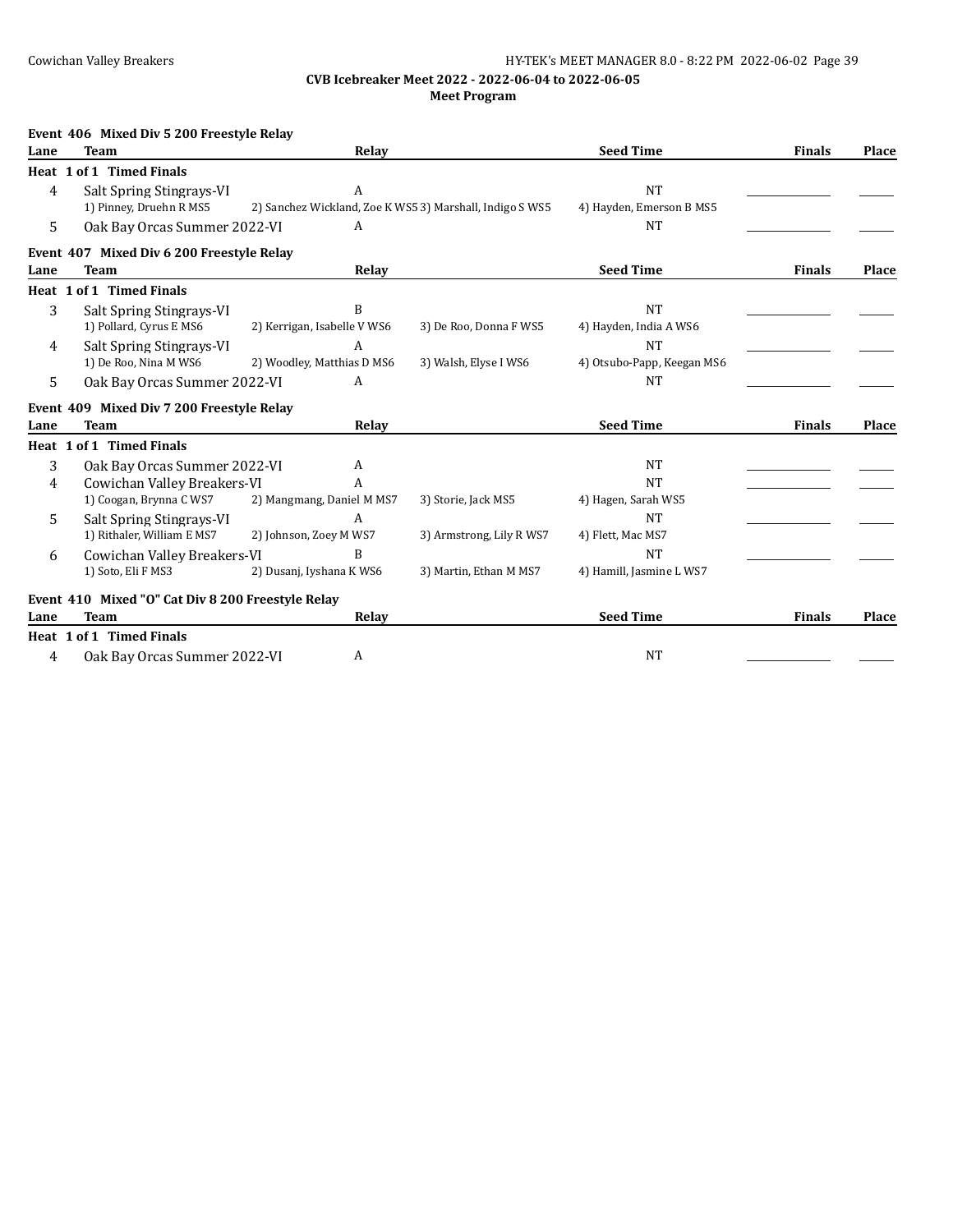**CVB Icebreaker Meet 2022 - 2022-06-04 to 2022-06-05**

**Meet Program**

### Event 406 Mixed Div 5 200 Freestyle Relay

| Lane | Team | Relay | Seed Time | Finals | Place |
|---|---|---|---|---|---|
| **Heat 1 of 1 Timed Finals** | | | | | |
| 4 | Salt Spring Stingrays-VI | A | NT | | |
| | 1) Pinney, Druehn R MS5 | 2) Sanchez Wickland, Zoe K WS5 3) Marshall, Indigo S WS5 | 4) Hayden, Emerson B MS5 | | |
| 5 | Oak Bay Orcas Summer 2022-VI | A | NT | | |

### Event 407 Mixed Div 6 200 Freestyle Relay

| Lane | Team | Relay | Seed Time | Finals | Place |
|---|---|---|---|---|---|
| **Heat 1 of 1 Timed Finals** | | | | | |
| 3 | Salt Spring Stingrays-VI | B | NT | | |
| | 1) Pollard, Cyrus E MS6 | 2) Kerrigan, Isabelle V WS6 3) De Roo, Donna F WS5 | 4) Hayden, India A WS6 | | |
| 4 | Salt Spring Stingrays-VI | A | NT | | |
| | 1) De Roo, Nina M WS6 | 2) Woodley, Matthias D MS6 3) Walsh, Elyse I WS6 | 4) Otsubo-Papp, Keegan MS6 | | |
| 5 | Oak Bay Orcas Summer 2022-VI | A | NT | | |

### Event 409 Mixed Div 7 200 Freestyle Relay

| Lane | Team | Relay | Seed Time | Finals | Place |
|---|---|---|---|---|---|
| **Heat 1 of 1 Timed Finals** | | | | | |
| 3 | Oak Bay Orcas Summer 2022-VI | A | NT | | |
| 4 | Cowichan Valley Breakers-VI | A | NT | | |
| | 1) Coogan, Brynna C WS7 | 2) Mangmang, Daniel M MS7 3) Storie, Jack MS5 | 4) Hagen, Sarah WS5 | | |
| 5 | Salt Spring Stingrays-VI | A | NT | | |
| | 1) Rithaler, William E MS7 | 2) Johnson, Zoey M WS7 3) Armstrong, Lily R WS7 | 4) Flett, Mac MS7 | | |
| 6 | Cowichan Valley Breakers-VI | B | NT | | |
| | 1) Soto, Eli F MS3 | 2) Dusanj, Iyshana K WS6 3) Martin, Ethan M MS7 | 4) Hamill, Jasmine L WS7 | | |

### Event 410 Mixed "O" Cat Div 8 200 Freestyle Relay

| Lane | Team | Relay | Seed Time | Finals | Place |
|---|---|---|---|---|---|
| **Heat 1 of 1 Timed Finals** | | | | | |
| 4 | Oak Bay Orcas Summer 2022-VI | A | NT | | |